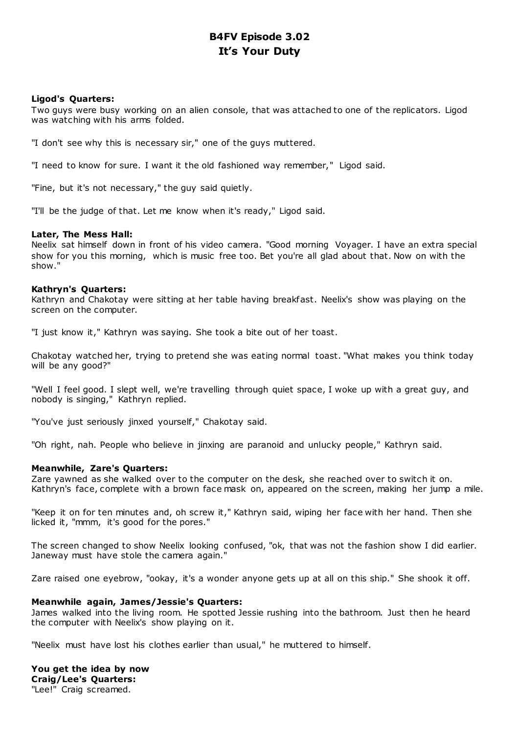# B4FV Episode 3.02
# It's Your Duty

**Ligod's Quarters:**
Two guys were busy working on an alien console, that was attached to one of the replicators. Ligod was watching with his arms folded.

"I don't see why this is necessary sir," one of the guys muttered.

"I need to know for sure. I want it the old fashioned way remember," Ligod said.

"Fine, but it's not necessary," the guy said quietly.

"I'll be the judge of that. Let me know when it's ready," Ligod said.

**Later, The Mess Hall:**
Neelix sat himself down in front of his video camera. "Good morning Voyager. I have an extra special show for you this morning, which is music free too. Bet you're all glad about that. Now on with the show."

**Kathryn's Quarters:**
Kathryn and Chakotay were sitting at her table having breakfast. Neelix's show was playing on the screen on the computer.

"I just know it," Kathryn was saying. She took a bite out of her toast.

Chakotay watched her, trying to pretend she was eating normal toast. "What makes you think today will be any good?"

"Well I feel good. I slept well, we're travelling through quiet space, I woke up with a great guy, and nobody is singing," Kathryn replied.

"You've just seriously jinxed yourself," Chakotay said.

"Oh right, nah. People who believe in jinxing are paranoid and unlucky people," Kathryn said.

**Meanwhile, Zare's Quarters:**
Zare yawned as she walked over to the computer on the desk, she reached over to switch it on. Kathryn's face, complete with a brown face mask on, appeared on the screen, making her jump a mile.

"Keep it on for ten minutes and, oh screw it," Kathryn said, wiping her face with her hand. Then she licked it, "mmm, it's good for the pores."

The screen changed to show Neelix looking confused, "ok, that was not the fashion show I did earlier. Janeway must have stole the camera again."

Zare raised one eyebrow, "ookay, it's a wonder anyone gets up at all on this ship." She shook it off.

**Meanwhile again, James/Jessie's Quarters:**
James walked into the living room. He spotted Jessie rushing into the bathroom. Just then he heard the computer with Neelix's show playing on it.

"Neelix must have lost his clothes earlier than usual," he muttered to himself.

**You get the idea by now**
**Craig/Lee's Quarters:**
"Lee!" Craig screamed.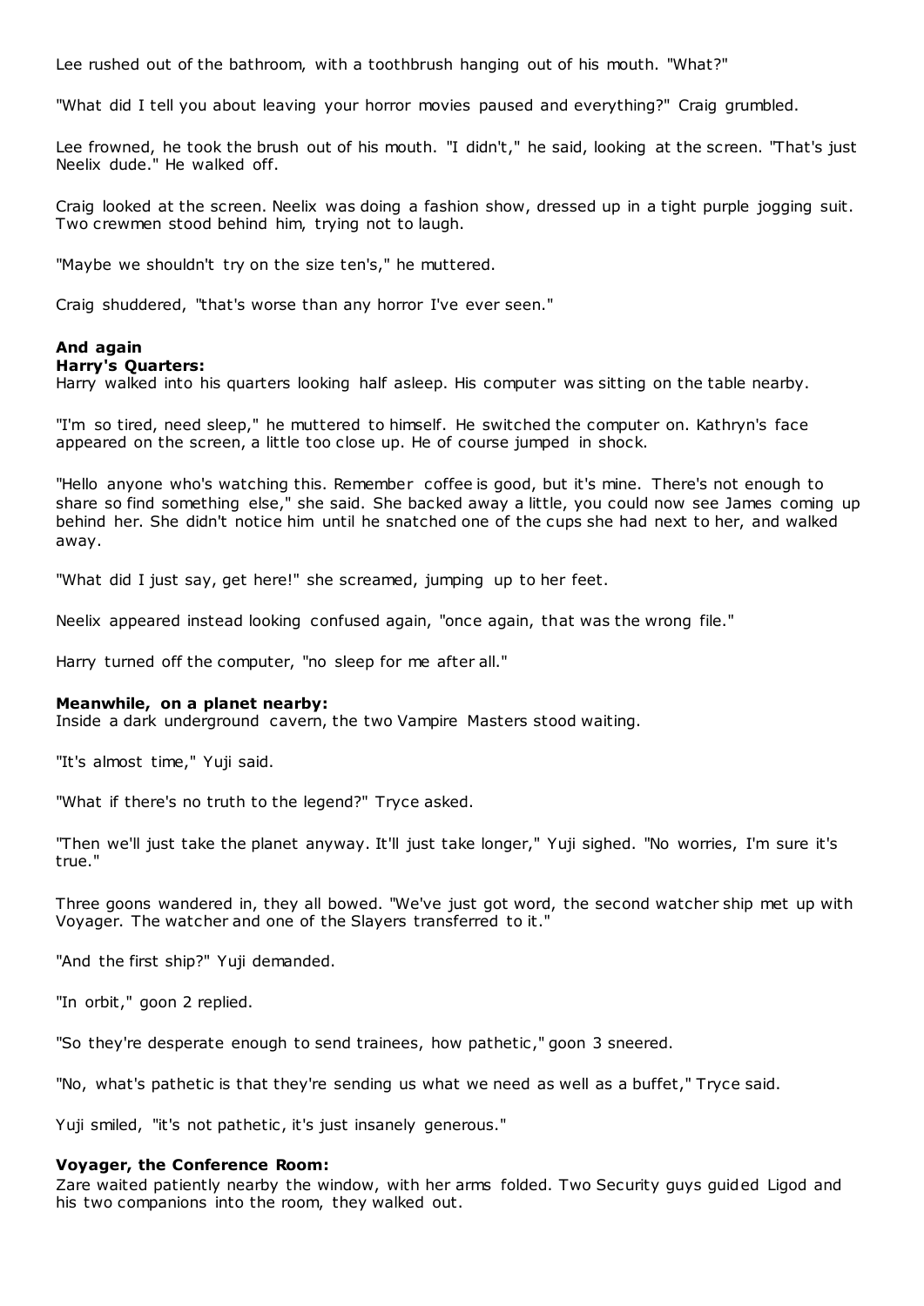Lee rushed out of the bathroom, with a toothbrush hanging out of his mouth. "What?"

"What did I tell you about leaving your horror movies paused and everything?" Craig grumbled.

Lee frowned, he took the brush out of his mouth. "I didn't," he said, looking at the screen. "That's just Neelix dude." He walked off.

Craig looked at the screen. Neelix was doing a fashion show, dressed up in a tight purple jogging suit. Two crewmen stood behind him, trying not to laugh.

"Maybe we shouldn't try on the size ten's," he muttered.

Craig shuddered, "that's worse than any horror I've ever seen."

**And again**
**Harry's Quarters:**
Harry walked into his quarters looking half asleep. His computer was sitting on the table nearby.

"I'm so tired, need sleep," he muttered to himself. He switched the computer on. Kathryn's face appeared on the screen, a little too close up. He of course jumped in shock.

"Hello anyone who's watching this. Remember coffee is good, but it's mine. There's not enough to share so find something else," she said. She backed away a little, you could now see James coming up behind her. She didn't notice him until he snatched one of the cups she had next to her, and walked away.

"What did I just say, get here!" she screamed, jumping up to her feet.

Neelix appeared instead looking confused again, "once again, that was the wrong file."

Harry turned off the computer, "no sleep for me after all."

**Meanwhile, on a planet nearby:**
Inside a dark underground cavern, the two Vampire Masters stood waiting.

"It's almost time," Yuji said.

"What if there's no truth to the legend?" Tryce asked.

"Then we'll just take the planet anyway. It'll just take longer," Yuji sighed. "No worries, I'm sure it's true."

Three goons wandered in, they all bowed. "We've just got word, the second watcher ship met up with Voyager. The watcher and one of the Slayers transferred to it."

"And the first ship?" Yuji demanded.

"In orbit," goon 2 replied.

"So they're desperate enough to send trainees, how pathetic," goon 3 sneered.

"No, what's pathetic is that they're sending us what we need as well as a buffet," Tryce said.

Yuji smiled, "it's not pathetic, it's just insanely generous."

**Voyager, the Conference Room:**
Zare waited patiently nearby the window, with her arms folded. Two Security guys guided Ligod and his two companions into the room, they walked out.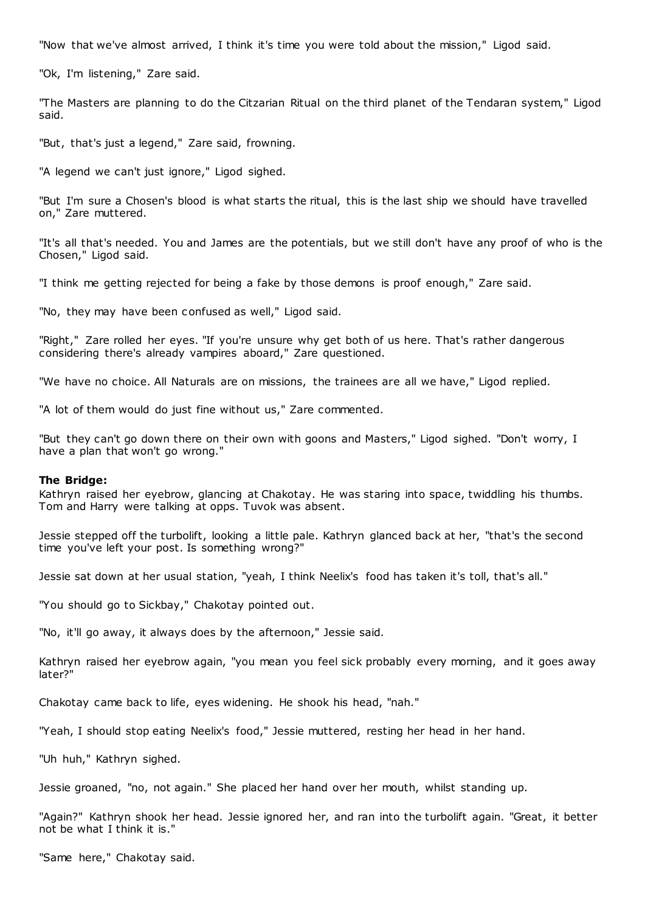"Now that we've almost arrived, I think it's time you were told about the mission," Ligod said.

"Ok, I'm listening," Zare said.

"The Masters are planning to do the Citzarian Ritual on the third planet of the Tendaran system," Ligod said.

"But, that's just a legend," Zare said, frowning.

"A legend we can't just ignore," Ligod sighed.

"But I'm sure a Chosen's blood is what starts the ritual, this is the last ship we should have travelled on," Zare muttered.

"It's all that's needed. You and James are the potentials, but we still don't have any proof of who is the Chosen," Ligod said.

"I think me getting rejected for being a fake by those demons is proof enough," Zare said.

"No, they may have been confused as well," Ligod said.

"Right," Zare rolled her eyes. "If you're unsure why get both of us here. That's rather dangerous considering there's already vampires aboard," Zare questioned.

"We have no choice. All Naturals are on missions, the trainees are all we have," Ligod replied.

"A lot of them would do just fine without us," Zare commented.

"But they can't go down there on their own with goons and Masters," Ligod sighed. "Don't worry, I have a plan that won't go wrong."

**The Bridge:**
Kathryn raised her eyebrow, glancing at Chakotay. He was staring into space, twiddling his thumbs. Tom and Harry were talking at opps. Tuvok was absent.

Jessie stepped off the turbolift, looking a little pale. Kathryn glanced back at her, "that's the second time you've left your post. Is something wrong?"

Jessie sat down at her usual station, "yeah, I think Neelix's food has taken it's toll, that's all."

"You should go to Sickbay," Chakotay pointed out.

"No, it'll go away, it always does by the afternoon," Jessie said.

Kathryn raised her eyebrow again, "you mean you feel sick probably every morning, and it goes away later?"

Chakotay came back to life, eyes widening. He shook his head, "nah."

"Yeah, I should stop eating Neelix's food," Jessie muttered, resting her head in her hand.

"Uh huh," Kathryn sighed.

Jessie groaned, "no, not again." She placed her hand over her mouth, whilst standing up.

"Again?" Kathryn shook her head. Jessie ignored her, and ran into the turbolift again. "Great, it better not be what I think it is."

"Same here," Chakotay said.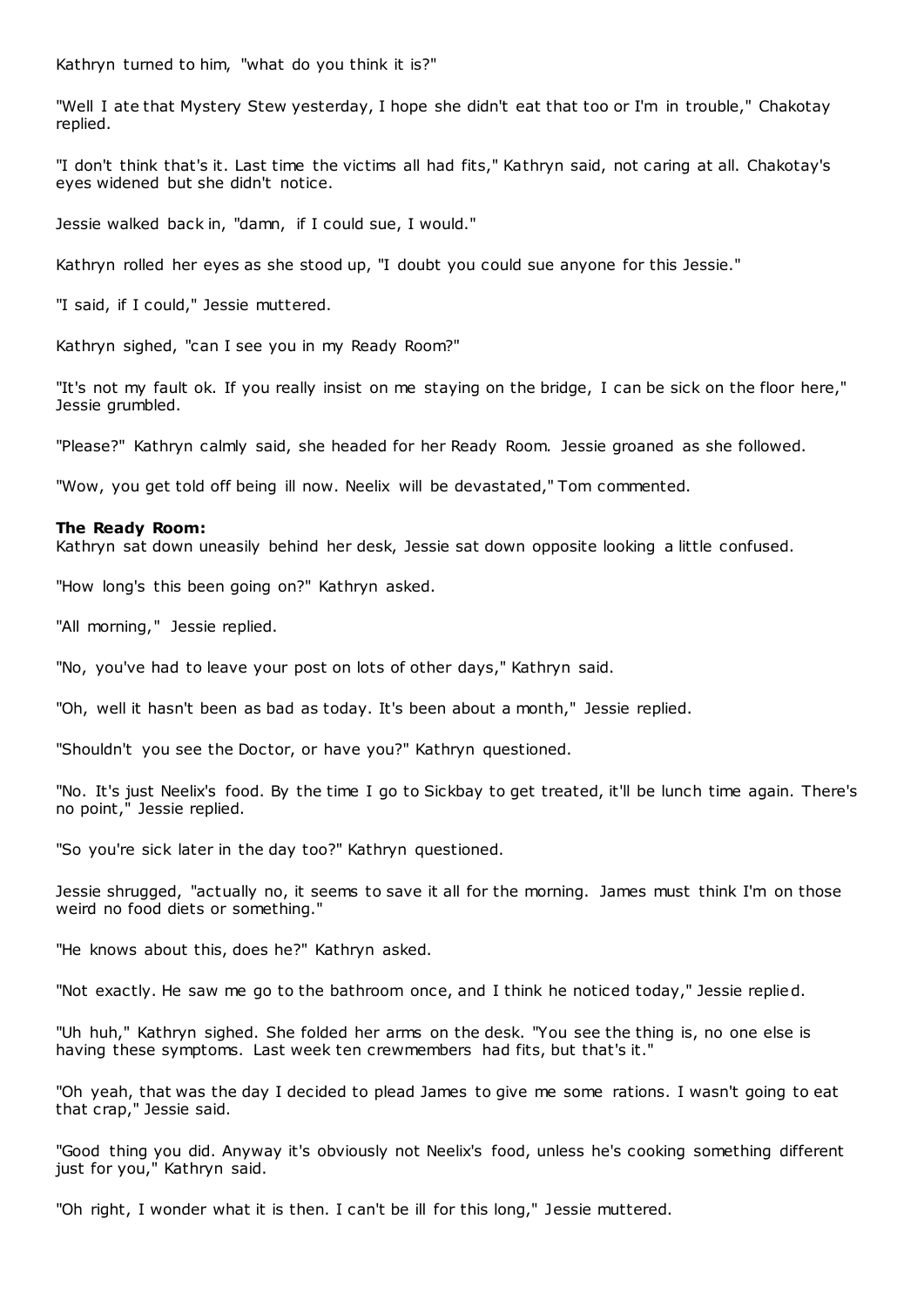Kathryn turned to him, "what do you think it is?"

"Well I ate that Mystery Stew yesterday, I hope she didn't eat that too or I'm in trouble," Chakotay replied.

"I don't think that's it. Last time the victims all had fits," Kathryn said, not caring at all. Chakotay's eyes widened but she didn't notice.

Jessie walked back in, "damn, if I could sue, I would."

Kathryn rolled her eyes as she stood up, "I doubt you could sue anyone for this Jessie."

"I said, if I could," Jessie muttered.

Kathryn sighed, "can I see you in my Ready Room?"

"It's not my fault ok. If you really insist on me staying on the bridge, I can be sick on the floor here," Jessie grumbled.

"Please?" Kathryn calmly said, she headed for her Ready Room. Jessie groaned as she followed.

"Wow, you get told off being ill now. Neelix will be devastated," Tom commented.

**The Ready Room:**
Kathryn sat down uneasily behind her desk, Jessie sat down opposite looking a little confused.

"How long's this been going on?" Kathryn asked.

"All morning," Jessie replied.

"No, you've had to leave your post on lots of other days," Kathryn said.

"Oh, well it hasn't been as bad as today. It's been about a month," Jessie replied.

"Shouldn't you see the Doctor, or have you?" Kathryn questioned.

"No. It's just Neelix's food. By the time I go to Sickbay to get treated, it'll be lunch time again. There's no point," Jessie replied.

"So you're sick later in the day too?" Kathryn questioned.

Jessie shrugged, "actually no, it seems to save it all for the morning. James must think I'm on those weird no food diets or something."

"He knows about this, does he?" Kathryn asked.

"Not exactly. He saw me go to the bathroom once, and I think he noticed today," Jessie replied.

"Uh huh," Kathryn sighed. She folded her arms on the desk. "You see the thing is, no one else is having these symptoms. Last week ten crewmembers had fits, but that's it."

"Oh yeah, that was the day I decided to plead James to give me some rations. I wasn't going to eat that crap," Jessie said.

"Good thing you did. Anyway it's obviously not Neelix's food, unless he's cooking something different just for you," Kathryn said.

"Oh right, I wonder what it is then. I can't be ill for this long," Jessie muttered.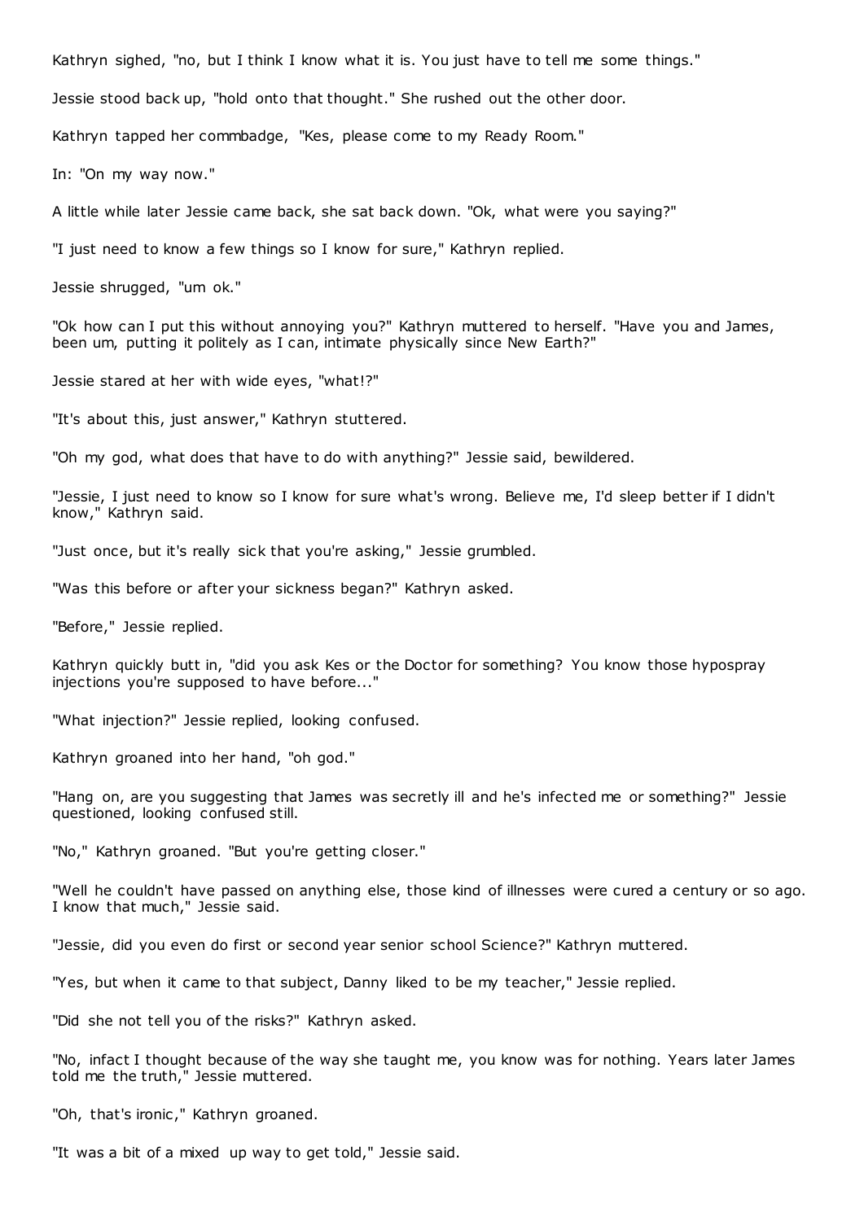Kathryn sighed, "no, but I think I know what it is. You just have to tell me some things."

Jessie stood back up, "hold onto that thought." She rushed out the other door.

Kathryn tapped her commbadge, "Kes, please come to my Ready Room."

In: "On my way now."

A little while later Jessie came back, she sat back down. "Ok, what were you saying?"

"I just need to know a few things so I know for sure," Kathryn replied.

Jessie shrugged, "um ok."

"Ok how can I put this without annoying you?" Kathryn muttered to herself. "Have you and James, been um, putting it politely as I can, intimate physically since New Earth?"

Jessie stared at her with wide eyes, "what!?"

"It's about this, just answer," Kathryn stuttered.

"Oh my god, what does that have to do with anything?" Jessie said, bewildered.

"Jessie, I just need to know so I know for sure what's wrong. Believe me, I'd sleep better if I didn't know," Kathryn said.

"Just once, but it's really sick that you're asking," Jessie grumbled.

"Was this before or after your sickness began?" Kathryn asked.

"Before," Jessie replied.

Kathryn quickly butt in, "did you ask Kes or the Doctor for something? You know those hypospray injections you're supposed to have before..."

"What injection?" Jessie replied, looking confused.

Kathryn groaned into her hand, "oh god."

"Hang on, are you suggesting that James was secretly ill and he's infected me or something?" Jessie questioned, looking confused still.

"No," Kathryn groaned. "But you're getting closer."

"Well he couldn't have passed on anything else, those kind of illnesses were cured a century or so ago. I know that much," Jessie said.

"Jessie, did you even do first or second year senior school Science?" Kathryn muttered.

"Yes, but when it came to that subject, Danny liked to be my teacher," Jessie replied.

"Did she not tell you of the risks?" Kathryn asked.

"No, infact I thought because of the way she taught me, you know was for nothing. Years later James told me the truth," Jessie muttered.

"Oh, that's ironic," Kathryn groaned.

"It was a bit of a mixed up way to get told," Jessie said.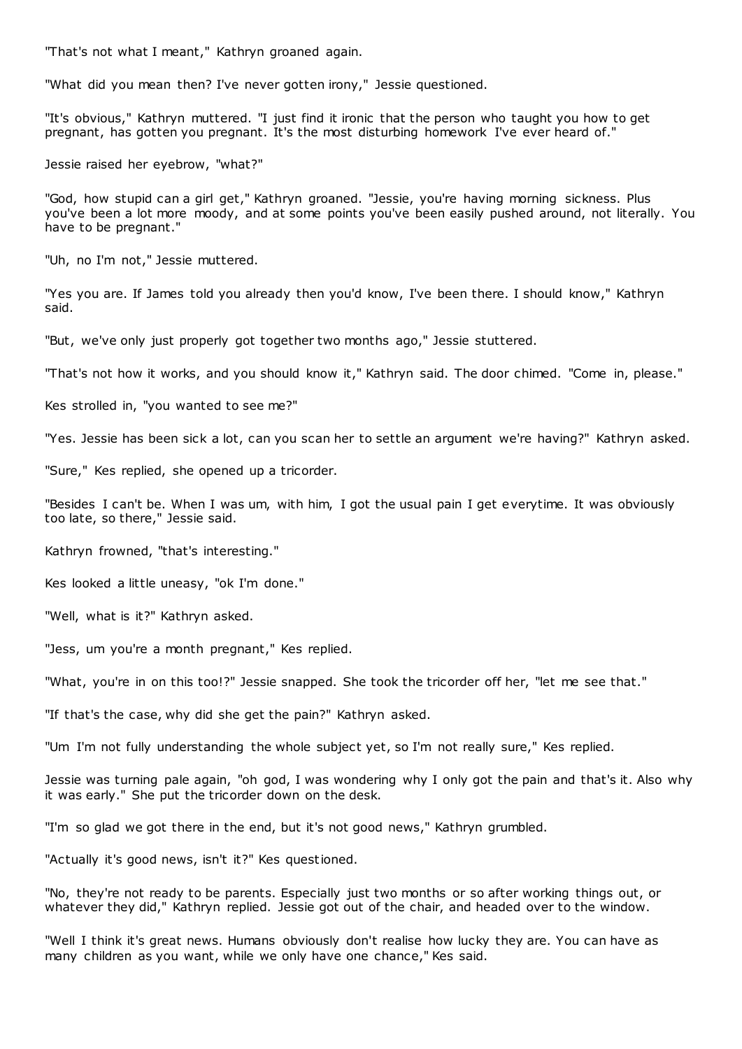"That's not what I meant," Kathryn groaned again.

"What did you mean then? I've never gotten irony," Jessie questioned.

"It's obvious," Kathryn muttered. "I just find it ironic that the person who taught you how to get pregnant, has gotten you pregnant. It's the most disturbing homework I've ever heard of."

Jessie raised her eyebrow, "what?"

"God, how stupid can a girl get," Kathryn groaned. "Jessie, you're having morning sickness. Plus you've been a lot more moody, and at some points you've been easily pushed around, not literally. You have to be pregnant."

"Uh, no I'm not," Jessie muttered.

"Yes you are. If James told you already then you'd know, I've been there. I should know," Kathryn said.

"But, we've only just properly got together two months ago," Jessie stuttered.

"That's not how it works, and you should know it," Kathryn said. The door chimed. "Come in, please."

Kes strolled in, "you wanted to see me?"

"Yes. Jessie has been sick a lot, can you scan her to settle an argument we're having?" Kathryn asked.

"Sure," Kes replied, she opened up a tricorder.

"Besides I can't be. When I was um, with him, I got the usual pain I get everytime. It was obviously too late, so there," Jessie said.

Kathryn frowned, "that's interesting."

Kes looked a little uneasy, "ok I'm done."

"Well, what is it?" Kathryn asked.

"Jess, um you're a month pregnant," Kes replied.

"What, you're in on this too!?" Jessie snapped. She took the tricorder off her, "let me see that."

"If that's the case, why did she get the pain?" Kathryn asked.

"Um I'm not fully understanding the whole subject yet, so I'm not really sure," Kes replied.

Jessie was turning pale again, "oh god, I was wondering why I only got the pain and that's it. Also why it was early." She put the tricorder down on the desk.

"I'm so glad we got there in the end, but it's not good news," Kathryn grumbled.

"Actually it's good news, isn't it?" Kes questioned.

"No, they're not ready to be parents. Especially just two months or so after working things out, or whatever they did," Kathryn replied. Jessie got out of the chair, and headed over to the window.

"Well I think it's great news. Humans obviously don't realise how lucky they are. You can have as many children as you want, while we only have one chance," Kes said.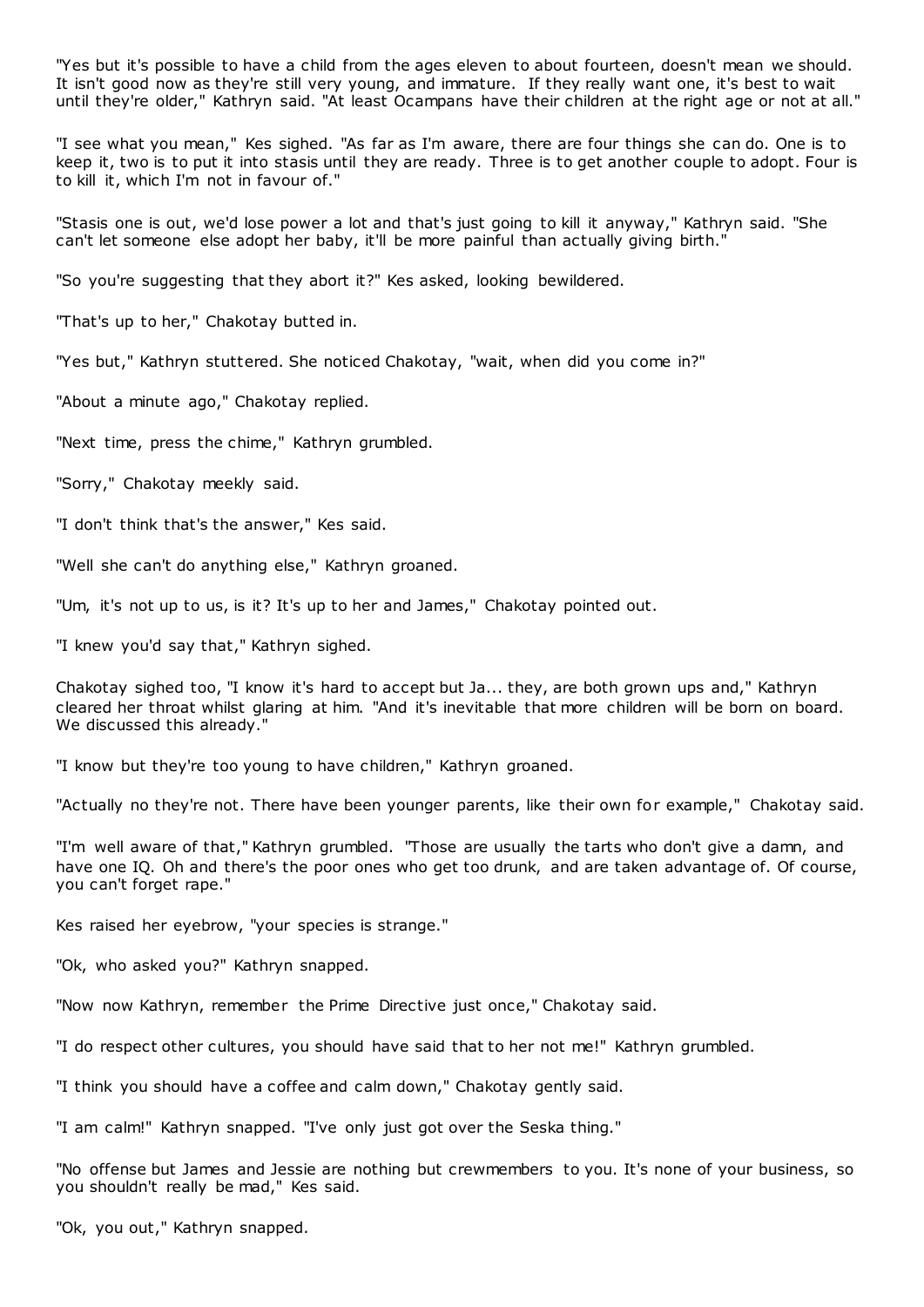"Yes but it's possible to have a child from the ages eleven to about fourteen, doesn't mean we should. It isn't good now as they're still very young, and immature. If they really want one, it's best to wait until they're older," Kathryn said. "At least Ocampans have their children at the right age or not at all."

"I see what you mean," Kes sighed. "As far as I'm aware, there are four things she can do. One is to keep it, two is to put it into stasis until they are ready. Three is to get another couple to adopt. Four is to kill it, which I'm not in favour of."

"Stasis one is out, we'd lose power a lot and that's just going to kill it anyway," Kathryn said. "She can't let someone else adopt her baby, it'll be more painful than actually giving birth."

"So you're suggesting that they abort it?" Kes asked, looking bewildered.

"That's up to her," Chakotay butted in.

"Yes but," Kathryn stuttered. She noticed Chakotay, "wait, when did you come in?"

"About a minute ago," Chakotay replied.

"Next time, press the chime," Kathryn grumbled.

"Sorry," Chakotay meekly said.

"I don't think that's the answer," Kes said.

"Well she can't do anything else," Kathryn groaned.

"Um, it's not up to us, is it? It's up to her and James," Chakotay pointed out.

"I knew you'd say that," Kathryn sighed.

Chakotay sighed too, "I know it's hard to accept but Ja... they, are both grown ups and," Kathryn cleared her throat whilst glaring at him. "And it's inevitable that more children will be born on board. We discussed this already."

"I know but they're too young to have children," Kathryn groaned.

"Actually no they're not. There have been younger parents, like their own for example," Chakotay said.

"I'm well aware of that," Kathryn grumbled. "Those are usually the tarts who don't give a damn, and have one IQ. Oh and there's the poor ones who get too drunk, and are taken advantage of. Of course, you can't forget rape."

Kes raised her eyebrow, "your species is strange."

"Ok, who asked you?" Kathryn snapped.

"Now now Kathryn, remember the Prime Directive just once," Chakotay said.

"I do respect other cultures, you should have said that to her not me!" Kathryn grumbled.

"I think you should have a coffee and calm down," Chakotay gently said.

"I am calm!" Kathryn snapped. "I've only just got over the Seska thing."

"No offense but James and Jessie are nothing but crewmembers to you. It's none of your business, so you shouldn't really be mad," Kes said.

"Ok, you out," Kathryn snapped.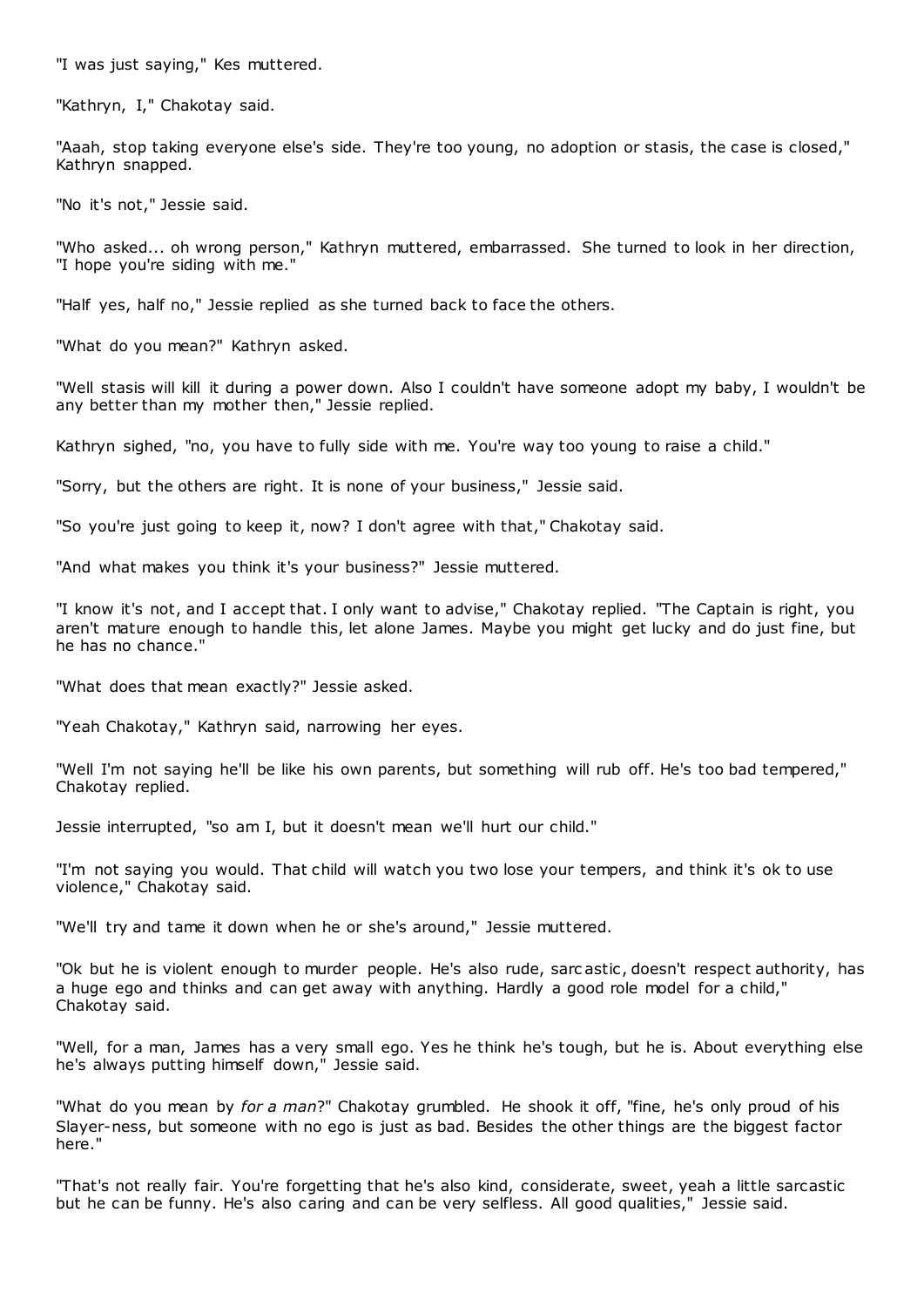"I was just saying," Kes muttered.

"Kathryn, I," Chakotay said.

"Aaah, stop taking everyone else's side. They're too young, no adoption or stasis, the case is closed," Kathryn snapped.

"No it's not," Jessie said.

"Who asked... oh wrong person," Kathryn muttered, embarrassed. She turned to look in her direction, "I hope you're siding with me."

"Half yes, half no," Jessie replied as she turned back to face the others.

"What do you mean?" Kathryn asked.

"Well stasis will kill it during a power down. Also I couldn't have someone adopt my baby, I wouldn't be any better than my mother then," Jessie replied.

Kathryn sighed, "no, you have to fully side with me. You're way too young to raise a child."

"Sorry, but the others are right. It is none of your business," Jessie said.

"So you're just going to keep it, now? I don't agree with that," Chakotay said.

"And what makes you think it's your business?" Jessie muttered.

"I know it's not, and I accept that. I only want to advise," Chakotay replied. "The Captain is right, you aren't mature enough to handle this, let alone James. Maybe you might get lucky and do just fine, but he has no chance."

"What does that mean exactly?" Jessie asked.

"Yeah Chakotay," Kathryn said, narrowing her eyes.

"Well I'm not saying he'll be like his own parents, but something will rub off. He's too bad tempered," Chakotay replied.

Jessie interrupted, "so am I, but it doesn't mean we'll hurt our child."

"I'm not saying you would. That child will watch you two lose your tempers, and think it's ok to use violence," Chakotay said.

"We'll try and tame it down when he or she's around," Jessie muttered.

"Ok but he is violent enough to murder people. He's also rude, sarcastic, doesn't respect authority, has a huge ego and thinks and can get away with anything. Hardly a good role model for a child," Chakotay said.

"Well, for a man, James has a very small ego. Yes he think he's tough, but he is. About everything else he's always putting himself down," Jessie said.

"What do you mean by *for a man*?" Chakotay grumbled. He shook it off, "fine, he's only proud of his Slayer-ness, but someone with no ego is just as bad. Besides the other things are the biggest factor here."

"That's not really fair. You're forgetting that he's also kind, considerate, sweet, yeah a little sarcastic but he can be funny. He's also caring and can be very selfless. All good qualities," Jessie said.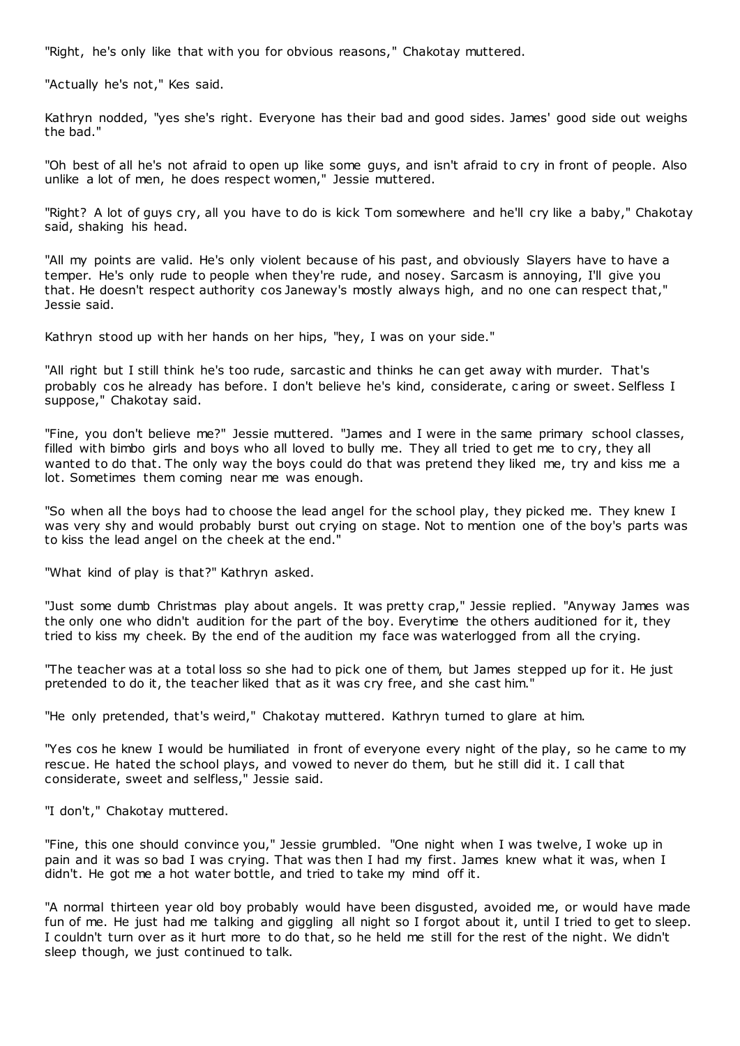"Right, he's only like that with you for obvious reasons," Chakotay muttered.

"Actually he's not," Kes said.

Kathryn nodded, "yes she's right. Everyone has their bad and good sides. James' good side out weighs the bad."

"Oh best of all he's not afraid to open up like some guys, and isn't afraid to cry in front of people. Also unlike a lot of men, he does respect women," Jessie muttered.

"Right? A lot of guys cry, all you have to do is kick Tom somewhere and he'll cry like a baby," Chakotay said, shaking his head.

"All my points are valid. He's only violent because of his past, and obviously Slayers have to have a temper. He's only rude to people when they're rude, and nosey. Sarcasm is annoying, I'll give you that. He doesn't respect authority cos Janeway's mostly always high, and no one can respect that," Jessie said.

Kathryn stood up with her hands on her hips, "hey, I was on your side."

"All right but I still think he's too rude, sarcastic and thinks he can get away with murder. That's probably cos he already has before. I don't believe he's kind, considerate, caring or sweet. Selfless I suppose," Chakotay said.

"Fine, you don't believe me?" Jessie muttered. "James and I were in the same primary school classes, filled with bimbo girls and boys who all loved to bully me. They all tried to get me to cry, they all wanted to do that. The only way the boys could do that was pretend they liked me, try and kiss me a lot. Sometimes them coming near me was enough.

"So when all the boys had to choose the lead angel for the school play, they picked me. They knew I was very shy and would probably burst out crying on stage. Not to mention one of the boy's parts was to kiss the lead angel on the cheek at the end."

"What kind of play is that?" Kathryn asked.

"Just some dumb Christmas play about angels. It was pretty crap," Jessie replied. "Anyway James was the only one who didn't audition for the part of the boy. Everytime the others auditioned for it, they tried to kiss my cheek. By the end of the audition my face was waterlogged from all the crying.

"The teacher was at a total loss so she had to pick one of them, but James stepped up for it. He just pretended to do it, the teacher liked that as it was cry free, and she cast him."

"He only pretended, that's weird," Chakotay muttered. Kathryn turned to glare at him.

"Yes cos he knew I would be humiliated in front of everyone every night of the play, so he came to my rescue. He hated the school plays, and vowed to never do them, but he still did it. I call that considerate, sweet and selfless," Jessie said.

"I don't," Chakotay muttered.

"Fine, this one should convince you," Jessie grumbled. "One night when I was twelve, I woke up in pain and it was so bad I was crying. That was then I had my first. James knew what it was, when I didn't. He got me a hot water bottle, and tried to take my mind off it.

"A normal thirteen year old boy probably would have been disgusted, avoided me, or would have made fun of me. He just had me talking and giggling all night so I forgot about it, until I tried to get to sleep. I couldn't turn over as it hurt more to do that, so he held me still for the rest of the night. We didn't sleep though, we just continued to talk.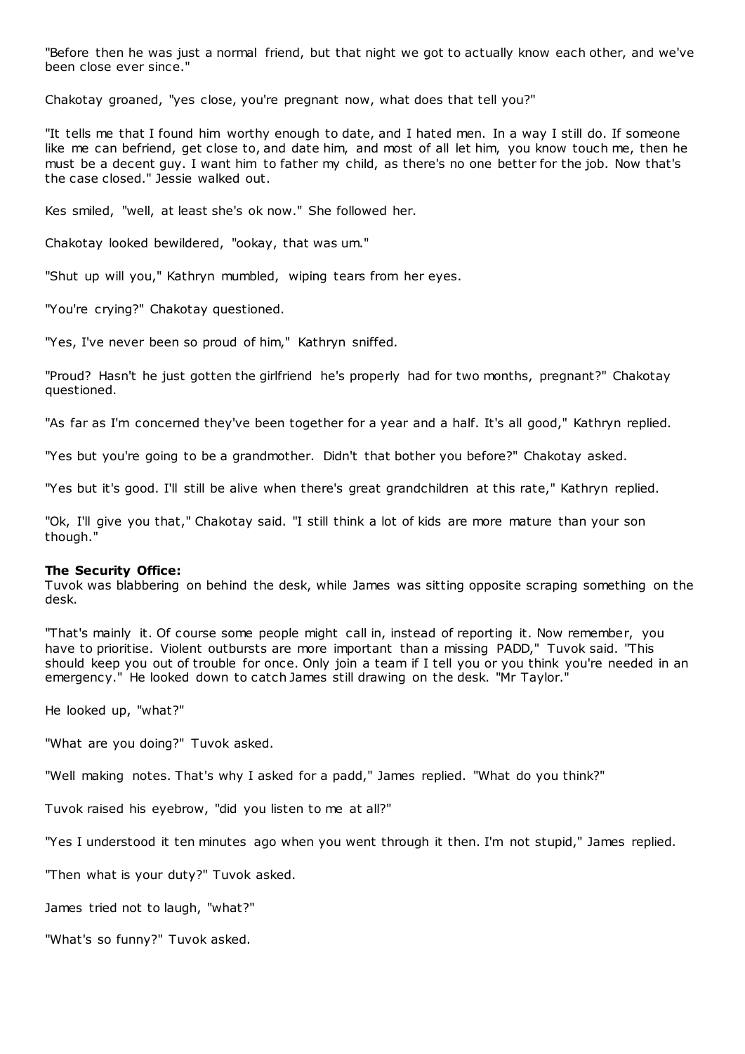"Before then he was just a normal friend, but that night we got to actually know each other, and we've been close ever since."

Chakotay groaned, "yes close, you're pregnant now, what does that tell you?"

"It tells me that I found him worthy enough to date, and I hated men. In a way I still do. If someone like me can befriend, get close to, and date him, and most of all let him, you know touch me, then he must be a decent guy. I want him to father my child, as there's no one better for the job. Now that's the case closed." Jessie walked out.

Kes smiled, "well, at least she's ok now." She followed her.

Chakotay looked bewildered, "ookay, that was um."

"Shut up will you," Kathryn mumbled, wiping tears from her eyes.

"You're crying?" Chakotay questioned.

"Yes, I've never been so proud of him," Kathryn sniffed.

"Proud? Hasn't he just gotten the girlfriend he's properly had for two months, pregnant?" Chakotay questioned.

"As far as I'm concerned they've been together for a year and a half. It's all good," Kathryn replied.

"Yes but you're going to be a grandmother. Didn't that bother you before?" Chakotay asked.

"Yes but it's good. I'll still be alive when there's great grandchildren at this rate," Kathryn replied.

"Ok, I'll give you that," Chakotay said. "I still think a lot of kids are more mature than your son though."

**The Security Office:**
Tuvok was blabbering on behind the desk, while James was sitting opposite scraping something on the desk.

"That's mainly it. Of course some people might call in, instead of reporting it. Now remember, you have to prioritise. Violent outbursts are more important than a missing PADD," Tuvok said. "This should keep you out of trouble for once. Only join a team if I tell you or you think you're needed in an emergency." He looked down to catch James still drawing on the desk. "Mr Taylor."

He looked up, "what?"

"What are you doing?" Tuvok asked.

"Well making notes. That's why I asked for a padd," James replied. "What do you think?"

Tuvok raised his eyebrow, "did you listen to me at all?"

"Yes I understood it ten minutes ago when you went through it then. I'm not stupid," James replied.

"Then what is your duty?" Tuvok asked.

James tried not to laugh, "what?"

"What's so funny?" Tuvok asked.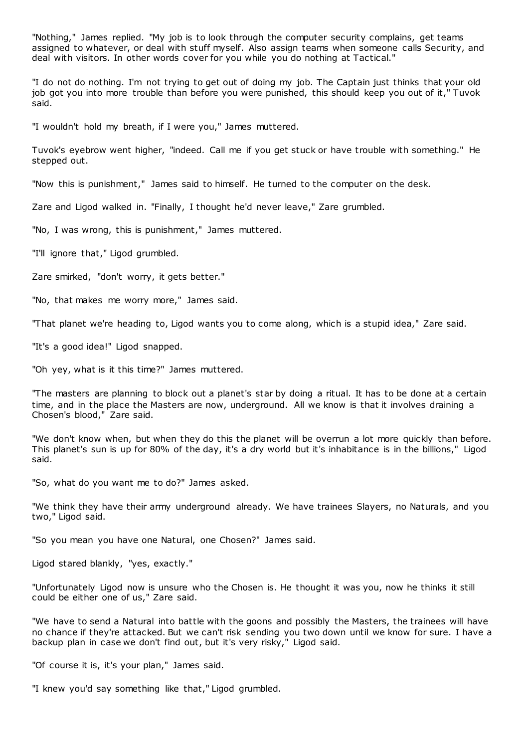"Nothing," James replied. "My job is to look through the computer security complains, get teams assigned to whatever, or deal with stuff myself. Also assign teams when someone calls Security, and deal with visitors. In other words cover for you while you do nothing at Tactical."

"I do not do nothing. I'm not trying to get out of doing my job. The Captain just thinks that your old job got you into more trouble than before you were punished, this should keep you out of it," Tuvok said.

"I wouldn't hold my breath, if I were you," James muttered.

Tuvok's eyebrow went higher, "indeed. Call me if you get stuck or have trouble with something." He stepped out.

"Now this is punishment," James said to himself. He turned to the computer on the desk.

Zare and Ligod walked in. "Finally, I thought he'd never leave," Zare grumbled.

"No, I was wrong, this is punishment," James muttered.

"I'll ignore that," Ligod grumbled.

Zare smirked, "don't worry, it gets better."

"No, that makes me worry more," James said.

"That planet we're heading to, Ligod wants you to come along, which is a stupid idea," Zare said.

"It's a good idea!" Ligod snapped.

"Oh yey, what is it this time?" James muttered.

"The masters are planning to block out a planet's star by doing a ritual. It has to be done at a certain time, and in the place the Masters are now, underground. All we know is that it involves draining a Chosen's blood," Zare said.

"We don't know when, but when they do this the planet will be overrun a lot more quickly than before. This planet's sun is up for 80% of the day, it's a dry world but it's inhabitance is in the billions," Ligod said.

"So, what do you want me to do?" James asked.

"We think they have their army underground already. We have trainees Slayers, no Naturals, and you two," Ligod said.

"So you mean you have one Natural, one Chosen?" James said.

Ligod stared blankly, "yes, exactly."

"Unfortunately Ligod now is unsure who the Chosen is. He thought it was you, now he thinks it still could be either one of us," Zare said.

"We have to send a Natural into battle with the goons and possibly the Masters, the trainees will have no chance if they're attacked. But we can't risk sending you two down until we know for sure. I have a backup plan in case we don't find out, but it's very risky," Ligod said.

"Of course it is, it's your plan," James said.

"I knew you'd say something like that," Ligod grumbled.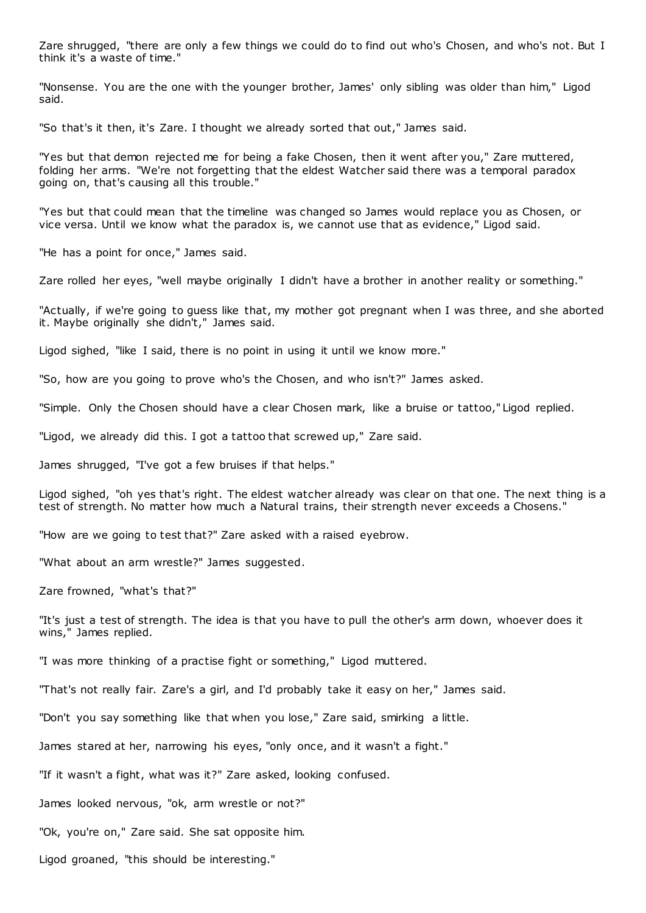Zare shrugged, "there are only a few things we could do to find out who's Chosen, and who's not. But I think it's a waste of time."

"Nonsense. You are the one with the younger brother, James' only sibling was older than him," Ligod said.

"So that's it then, it's Zare. I thought we already sorted that out," James said.

"Yes but that demon rejected me for being a fake Chosen, then it went after you," Zare muttered, folding her arms. "We're not forgetting that the eldest Watcher said there was a temporal paradox going on, that's causing all this trouble."

"Yes but that could mean that the timeline was changed so James would replace you as Chosen, or vice versa. Until we know what the paradox is, we cannot use that as evidence," Ligod said.

"He has a point for once," James said.

Zare rolled her eyes, "well maybe originally I didn't have a brother in another reality or something."

"Actually, if we're going to guess like that, my mother got pregnant when I was three, and she aborted it. Maybe originally she didn't," James said.

Ligod sighed, "like I said, there is no point in using it until we know more."

"So, how are you going to prove who's the Chosen, and who isn't?" James asked.

"Simple. Only the Chosen should have a clear Chosen mark, like a bruise or tattoo," Ligod replied.

"Ligod, we already did this. I got a tattoo that screwed up," Zare said.

James shrugged, "I've got a few bruises if that helps."

Ligod sighed, "oh yes that's right. The eldest watcher already was clear on that one. The next thing is a test of strength. No matter how much a Natural trains, their strength never exceeds a Chosens."

"How are we going to test that?" Zare asked with a raised eyebrow.

"What about an arm wrestle?" James suggested.

Zare frowned, "what's that?"

"It's just a test of strength. The idea is that you have to pull the other's arm down, whoever does it wins," James replied.

"I was more thinking of a practise fight or something," Ligod muttered.

"That's not really fair. Zare's a girl, and I'd probably take it easy on her," James said.

"Don't you say something like that when you lose," Zare said, smirking a little.

James stared at her, narrowing his eyes, "only once, and it wasn't a fight."

"If it wasn't a fight, what was it?" Zare asked, looking confused.

James looked nervous, "ok, arm wrestle or not?"

"Ok, you're on," Zare said. She sat opposite him.

Ligod groaned, "this should be interesting."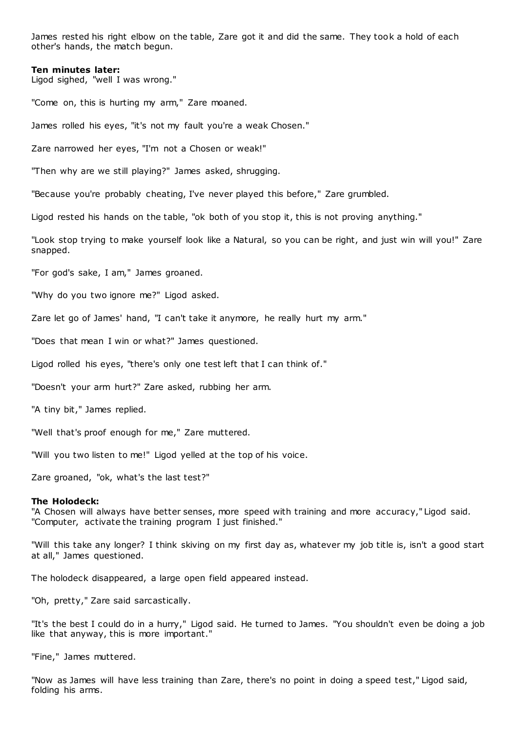James rested his right elbow on the table, Zare got it and did the same. They took a hold of each other's hands, the match begun.

**Ten minutes later:**
Ligod sighed, "well I was wrong."

"Come on, this is hurting my arm," Zare moaned.

James rolled his eyes, "it's not my fault you're a weak Chosen."

Zare narrowed her eyes, "I'm not a Chosen or weak!"

"Then why are we still playing?" James asked, shrugging.

"Because you're probably cheating, I've never played this before," Zare grumbled.

Ligod rested his hands on the table, "ok both of you stop it, this is not proving anything."

"Look stop trying to make yourself look like a Natural, so you can be right, and just win will you!" Zare snapped.

"For god's sake, I am," James groaned.

"Why do you two ignore me?" Ligod asked.

Zare let go of James' hand, "I can't take it anymore, he really hurt my arm."

"Does that mean I win or what?" James questioned.

Ligod rolled his eyes, "there's only one test left that I can think of."

"Doesn't your arm hurt?" Zare asked, rubbing her arm.

"A tiny bit," James replied.

"Well that's proof enough for me," Zare muttered.

"Will you two listen to me!" Ligod yelled at the top of his voice.

Zare groaned, "ok, what's the last test?"

**The Holodeck:**
"A Chosen will always have better senses, more speed with training and more accuracy," Ligod said. "Computer, activate the training program I just finished."

"Will this take any longer? I think skiving on my first day as, whatever my job title is, isn't a good start at all," James questioned.

The holodeck disappeared, a large open field appeared instead.

"Oh, pretty," Zare said sarcastically.

"It's the best I could do in a hurry," Ligod said. He turned to James. "You shouldn't even be doing a job like that anyway, this is more important."

"Fine," James muttered.

"Now as James will have less training than Zare, there's no point in doing a speed test," Ligod said, folding his arms.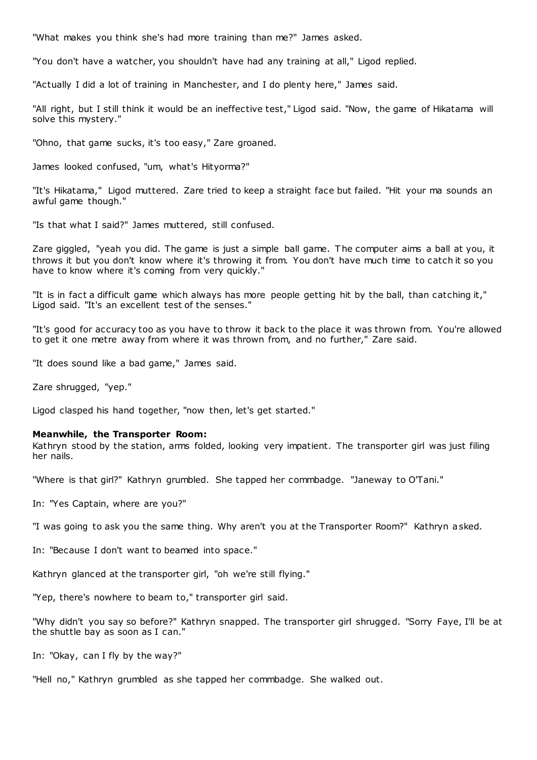"What makes you think she's had more training than me?" James asked.

"You don't have a watcher, you shouldn't have had any training at all," Ligod replied.

"Actually I did a lot of training in Manchester, and I do plenty here," James said.

"All right, but I still think it would be an ineffective test," Ligod said. "Now, the game of Hikatama will solve this mystery."

"Ohno, that game sucks, it's too easy," Zare groaned.

James looked confused, "um, what's Hityorma?"

"It's Hikatama," Ligod muttered. Zare tried to keep a straight face but failed. "Hit your ma sounds an awful game though."

"Is that what I said?" James muttered, still confused.

Zare giggled, "yeah you did. The game is just a simple ball game. The computer aims a ball at you, it throws it but you don't know where it's throwing it from. You don't have much time to catch it so you have to know where it's coming from very quickly."

"It is in fact a difficult game which always has more people getting hit by the ball, than catching it," Ligod said. "It's an excellent test of the senses."

"It's good for accuracy too as you have to throw it back to the place it was thrown from. You're allowed to get it one metre away from where it was thrown from, and no further," Zare said.

"It does sound like a bad game," James said.

Zare shrugged, "yep."

Ligod clasped his hand together, "now then, let's get started."

**Meanwhile, the Transporter Room:**
Kathryn stood by the station, arms folded, looking very impatient. The transporter girl was just filing her nails.

"Where is that girl?" Kathryn grumbled. She tapped her commbadge. "Janeway to O'Tani."

In: "Yes Captain, where are you?"

"I was going to ask you the same thing. Why aren't you at the Transporter Room?" Kathryn asked.

In: "Because I don't want to beamed into space."

Kathryn glanced at the transporter girl, "oh we're still flying."

"Yep, there's nowhere to beam to," transporter girl said.

"Why didn't you say so before?" Kathryn snapped. The transporter girl shrugged. "Sorry Faye, I'll be at the shuttle bay as soon as I can."

In: "Okay, can I fly by the way?"

"Hell no," Kathryn grumbled as she tapped her commbadge. She walked out.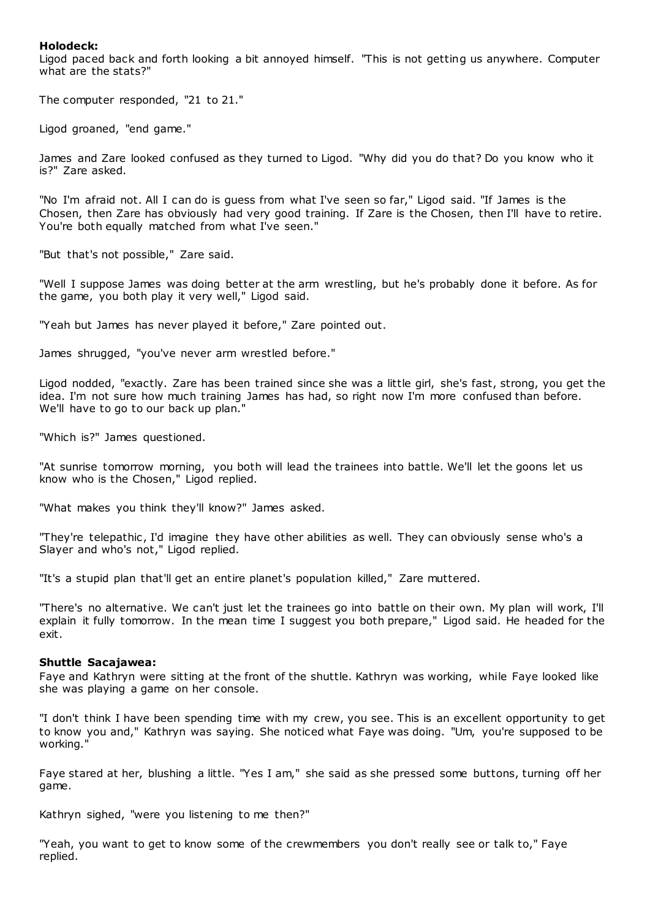**Holodeck:**

Ligod paced back and forth looking a bit annoyed himself. "This is not getting us anywhere. Computer what are the stats?"

The computer responded, "21 to 21."

Ligod groaned, "end game."

James and Zare looked confused as they turned to Ligod. "Why did you do that? Do you know who it is?" Zare asked.

"No I'm afraid not. All I can do is guess from what I've seen so far," Ligod said. "If James is the Chosen, then Zare has obviously had very good training. If Zare is the Chosen, then I'll have to retire. You're both equally matched from what I've seen."

"But that's not possible," Zare said.

"Well I suppose James was doing better at the arm wrestling, but he's probably done it before. As for the game, you both play it very well," Ligod said.

"Yeah but James has never played it before," Zare pointed out.

James shrugged, "you've never arm wrestled before."

Ligod nodded, "exactly. Zare has been trained since she was a little girl, she's fast, strong, you get the idea. I'm not sure how much training James has had, so right now I'm more confused than before. We'll have to go to our back up plan."

"Which is?" James questioned.

"At sunrise tomorrow morning, you both will lead the trainees into battle. We'll let the goons let us know who is the Chosen," Ligod replied.

"What makes you think they'll know?" James asked.

"They're telepathic, I'd imagine they have other abilities as well. They can obviously sense who's a Slayer and who's not," Ligod replied.

"It's a stupid plan that'll get an entire planet's population killed," Zare muttered.

"There's no alternative. We can't just let the trainees go into battle on their own. My plan will work, I'll explain it fully tomorrow. In the mean time I suggest you both prepare," Ligod said. He headed for the exit.

**Shuttle Sacajawea:**

Faye and Kathryn were sitting at the front of the shuttle. Kathryn was working, while Faye looked like she was playing a game on her console.

"I don't think I have been spending time with my crew, you see. This is an excellent opportunity to get to know you and," Kathryn was saying. She noticed what Faye was doing. "Um, you're supposed to be working."

Faye stared at her, blushing a little. "Yes I am," she said as she pressed some buttons, turning off her game.

Kathryn sighed, "were you listening to me then?"

"Yeah, you want to get to know some of the crewmembers you don't really see or talk to," Faye replied.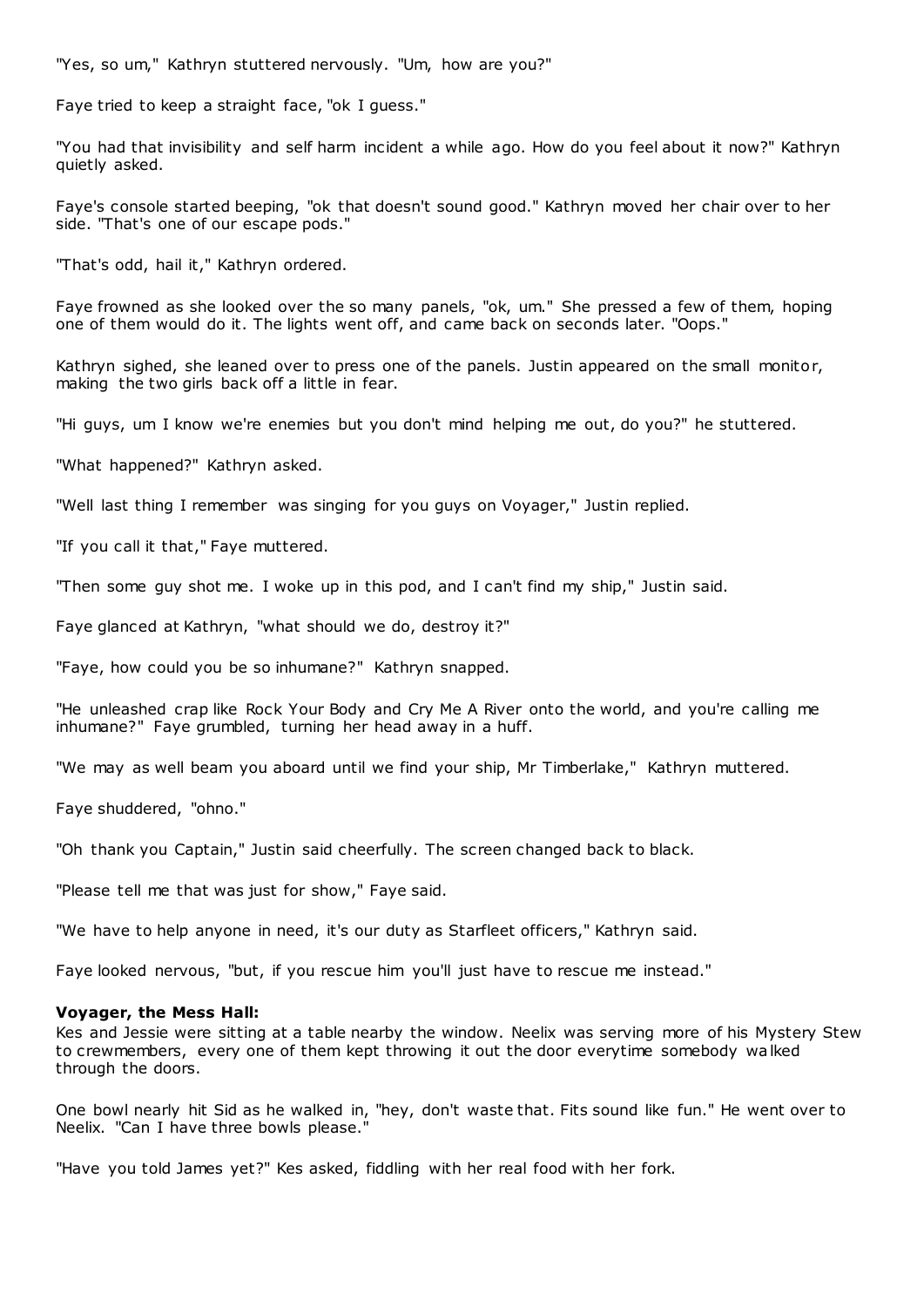"Yes, so um," Kathryn stuttered nervously. "Um, how are you?"

Faye tried to keep a straight face, "ok I guess."

"You had that invisibility and self harm incident a while ago. How do you feel about it now?" Kathryn quietly asked.

Faye's console started beeping, "ok that doesn't sound good." Kathryn moved her chair over to her side. "That's one of our escape pods."

"That's odd, hail it," Kathryn ordered.

Faye frowned as she looked over the so many panels, "ok, um." She pressed a few of them, hoping one of them would do it. The lights went off, and came back on seconds later. "Oops."

Kathryn sighed, she leaned over to press one of the panels. Justin appeared on the small monitor, making the two girls back off a little in fear.

"Hi guys, um I know we're enemies but you don't mind helping me out, do you?" he stuttered.

"What happened?" Kathryn asked.

"Well last thing I remember was singing for you guys on Voyager," Justin replied.

"If you call it that," Faye muttered.

"Then some guy shot me. I woke up in this pod, and I can't find my ship," Justin said.

Faye glanced at Kathryn, "what should we do, destroy it?"

"Faye, how could you be so inhumane?" Kathryn snapped.

"He unleashed crap like Rock Your Body and Cry Me A River onto the world, and you're calling me inhumane?" Faye grumbled, turning her head away in a huff.

"We may as well beam you aboard until we find your ship, Mr Timberlake," Kathryn muttered.

Faye shuddered, "ohno."

"Oh thank you Captain," Justin said cheerfully. The screen changed back to black.

"Please tell me that was just for show," Faye said.

"We have to help anyone in need, it's our duty as Starfleet officers," Kathryn said.

Faye looked nervous, "but, if you rescue him you'll just have to rescue me instead."

**Voyager, the Mess Hall:**

Kes and Jessie were sitting at a table nearby the window. Neelix was serving more of his Mystery Stew to crewmembers, every one of them kept throwing it out the door everytime somebody walked through the doors.

One bowl nearly hit Sid as he walked in, "hey, don't waste that. Fits sound like fun." He went over to Neelix. "Can I have three bowls please."

"Have you told James yet?" Kes asked, fiddling with her real food with her fork.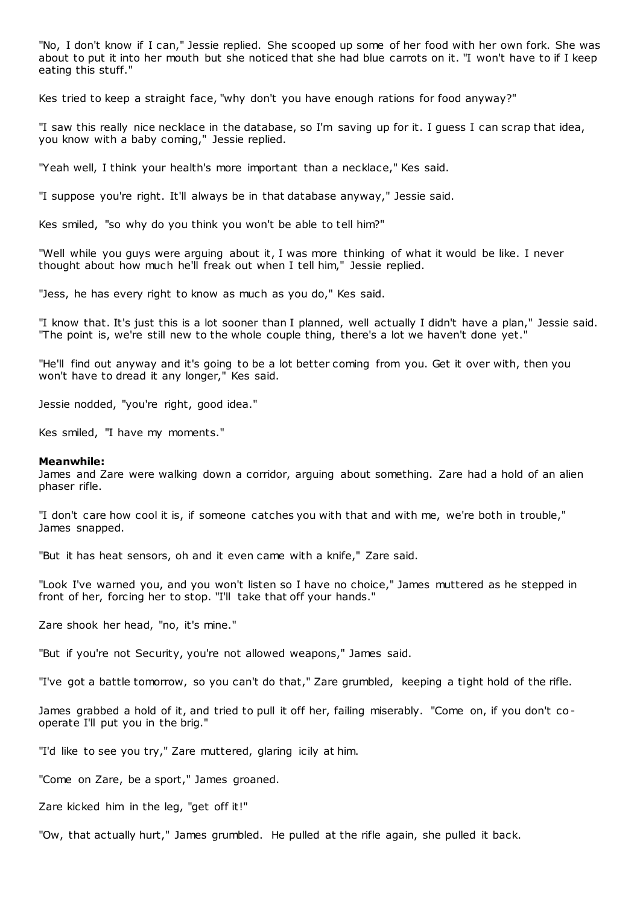"No, I don't know if I can," Jessie replied. She scooped up some of her food with her own fork. She was about to put it into her mouth but she noticed that she had blue carrots on it. "I won't have to if I keep eating this stuff."

Kes tried to keep a straight face, "why don't you have enough rations for food anyway?"

"I saw this really nice necklace in the database, so I'm saving up for it. I guess I can scrap that idea, you know with a baby coming," Jessie replied.

"Yeah well, I think your health's more important than a necklace," Kes said.

"I suppose you're right. It'll always be in that database anyway," Jessie said.

Kes smiled, "so why do you think you won't be able to tell him?"

"Well while you guys were arguing about it, I was more thinking of what it would be like. I never thought about how much he'll freak out when I tell him," Jessie replied.

"Jess, he has every right to know as much as you do," Kes said.

"I know that. It's just this is a lot sooner than I planned, well actually I didn't have a plan," Jessie said. "The point is, we're still new to the whole couple thing, there's a lot we haven't done yet."

"He'll find out anyway and it's going to be a lot better coming from you. Get it over with, then you won't have to dread it any longer," Kes said.

Jessie nodded, "you're right, good idea."

Kes smiled, "I have my moments."

**Meanwhile:**
James and Zare were walking down a corridor, arguing about something. Zare had a hold of an alien phaser rifle.

"I don't care how cool it is, if someone catches you with that and with me, we're both in trouble," James snapped.

"But it has heat sensors, oh and it even came with a knife," Zare said.

"Look I've warned you, and you won't listen so I have no choice," James muttered as he stepped in front of her, forcing her to stop. "I'll take that off your hands."

Zare shook her head, "no, it's mine."

"But if you're not Security, you're not allowed weapons," James said.

"I've got a battle tomorrow, so you can't do that," Zare grumbled, keeping a tight hold of the rifle.

James grabbed a hold of it, and tried to pull it off her, failing miserably. "Come on, if you don't co-operate I'll put you in the brig."

"I'd like to see you try," Zare muttered, glaring icily at him.

"Come on Zare, be a sport," James groaned.

Zare kicked him in the leg, "get off it!"

"Ow, that actually hurt," James grumbled. He pulled at the rifle again, she pulled it back.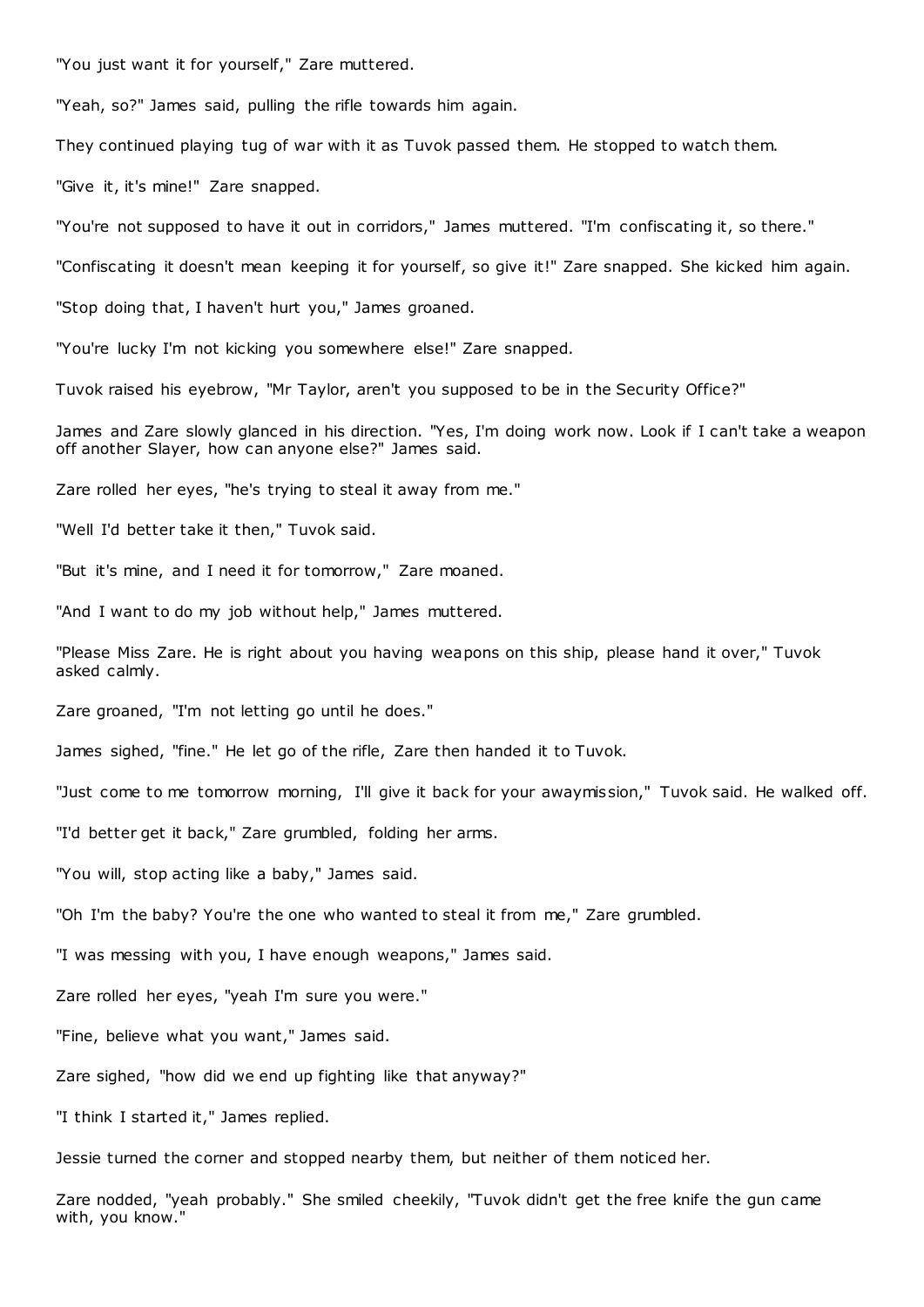"You just want it for yourself," Zare muttered.

"Yeah, so?" James said, pulling the rifle towards him again.

They continued playing tug of war with it as Tuvok passed them. He stopped to watch them.

"Give it, it's mine!" Zare snapped.

"You're not supposed to have it out in corridors," James muttered. "I'm confiscating it, so there."

"Confiscating it doesn't mean keeping it for yourself, so give it!" Zare snapped. She kicked him again.

"Stop doing that, I haven't hurt you," James groaned.

"You're lucky I'm not kicking you somewhere else!" Zare snapped.

Tuvok raised his eyebrow, "Mr Taylor, aren't you supposed to be in the Security Office?"

James and Zare slowly glanced in his direction. "Yes, I'm doing work now. Look if I can't take a weapon off another Slayer, how can anyone else?" James said.

Zare rolled her eyes, "he's trying to steal it away from me."

"Well I'd better take it then," Tuvok said.

"But it's mine, and I need it for tomorrow," Zare moaned.

"And I want to do my job without help," James muttered.

"Please Miss Zare. He is right about you having weapons on this ship, please hand it over," Tuvok asked calmly.

Zare groaned, "I'm not letting go until he does."

James sighed, "fine." He let go of the rifle, Zare then handed it to Tuvok.

"Just come to me tomorrow morning, I'll give it back for your awaymission," Tuvok said. He walked off.

"I'd better get it back," Zare grumbled, folding her arms.

"You will, stop acting like a baby," James said.

"Oh I'm the baby? You're the one who wanted to steal it from me," Zare grumbled.

"I was messing with you, I have enough weapons," James said.

Zare rolled her eyes, "yeah I'm sure you were."

"Fine, believe what you want," James said.

Zare sighed, "how did we end up fighting like that anyway?"

"I think I started it," James replied.

Jessie turned the corner and stopped nearby them, but neither of them noticed her.

Zare nodded, "yeah probably." She smiled cheekily, "Tuvok didn't get the free knife the gun came with, you know."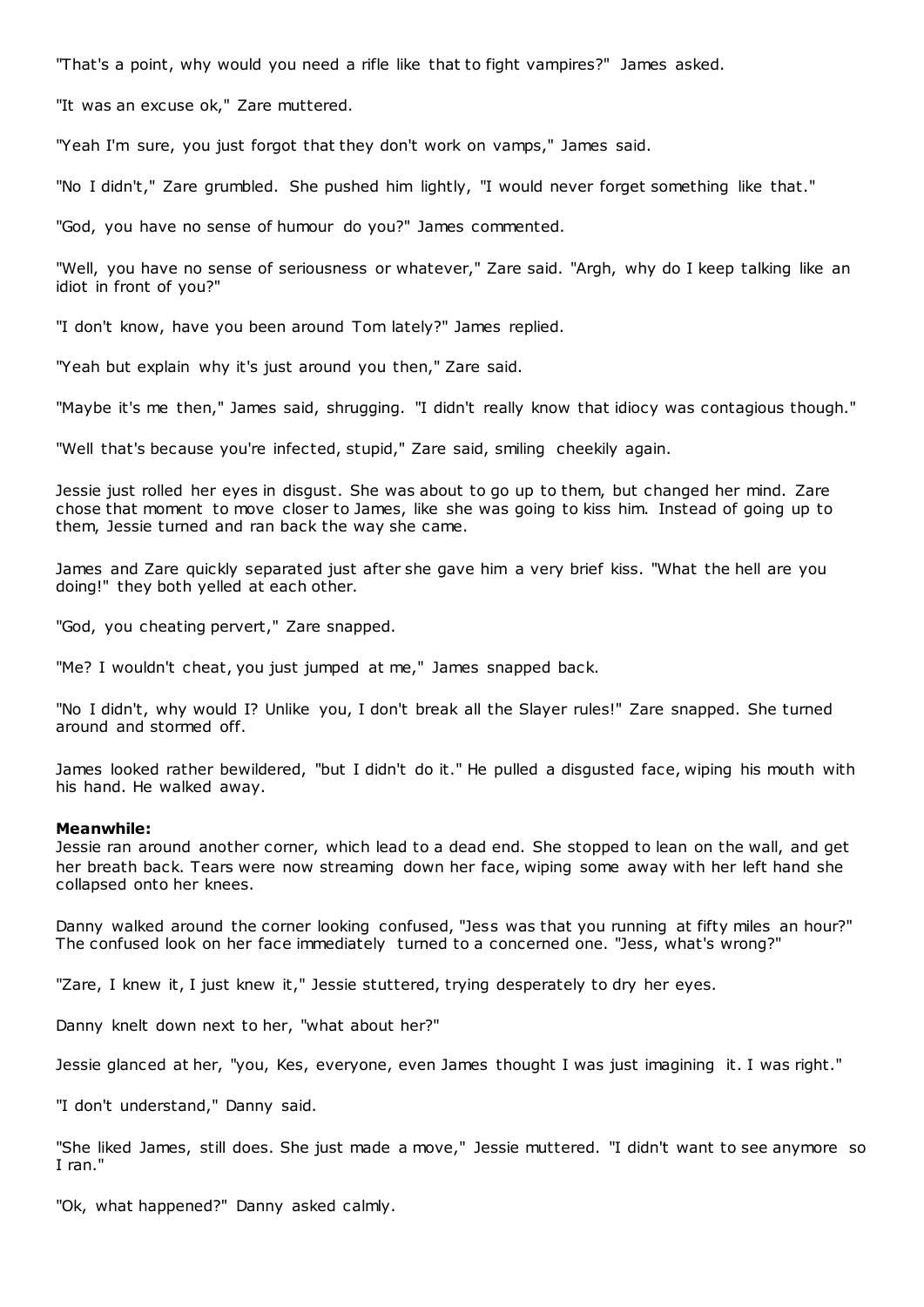"That's a point, why would you need a rifle like that to fight vampires?" James asked.

"It was an excuse ok," Zare muttered.

"Yeah I'm sure, you just forgot that they don't work on vamps," James said.

"No I didn't," Zare grumbled. She pushed him lightly, "I would never forget something like that."

"God, you have no sense of humour do you?" James commented.

"Well, you have no sense of seriousness or whatever," Zare said. "Argh, why do I keep talking like an idiot in front of you?"

"I don't know, have you been around Tom lately?" James replied.

"Yeah but explain why it's just around you then," Zare said.

"Maybe it's me then," James said, shrugging. "I didn't really know that idiocy was contagious though."

"Well that's because you're infected, stupid," Zare said, smiling cheekily again.

Jessie just rolled her eyes in disgust. She was about to go up to them, but changed her mind. Zare chose that moment to move closer to James, like she was going to kiss him. Instead of going up to them, Jessie turned and ran back the way she came.

James and Zare quickly separated just after she gave him a very brief kiss. "What the hell are you doing!" they both yelled at each other.

"God, you cheating pervert," Zare snapped.

"Me? I wouldn't cheat, you just jumped at me," James snapped back.

"No I didn't, why would I? Unlike you, I don't break all the Slayer rules!" Zare snapped. She turned around and stormed off.

James looked rather bewildered, "but I didn't do it." He pulled a disgusted face, wiping his mouth with his hand. He walked away.

**Meanwhile:**
Jessie ran around another corner, which lead to a dead end. She stopped to lean on the wall, and get her breath back. Tears were now streaming down her face, wiping some away with her left hand she collapsed onto her knees.

Danny walked around the corner looking confused, "Jess was that you running at fifty miles an hour?" The confused look on her face immediately turned to a concerned one. "Jess, what's wrong?"

"Zare, I knew it, I just knew it," Jessie stuttered, trying desperately to dry her eyes.

Danny knelt down next to her, "what about her?"

Jessie glanced at her, "you, Kes, everyone, even James thought I was just imagining it. I was right."

"I don't understand," Danny said.

"She liked James, still does. She just made a move," Jessie muttered. "I didn't want to see anymore so I ran."

"Ok, what happened?" Danny asked calmly.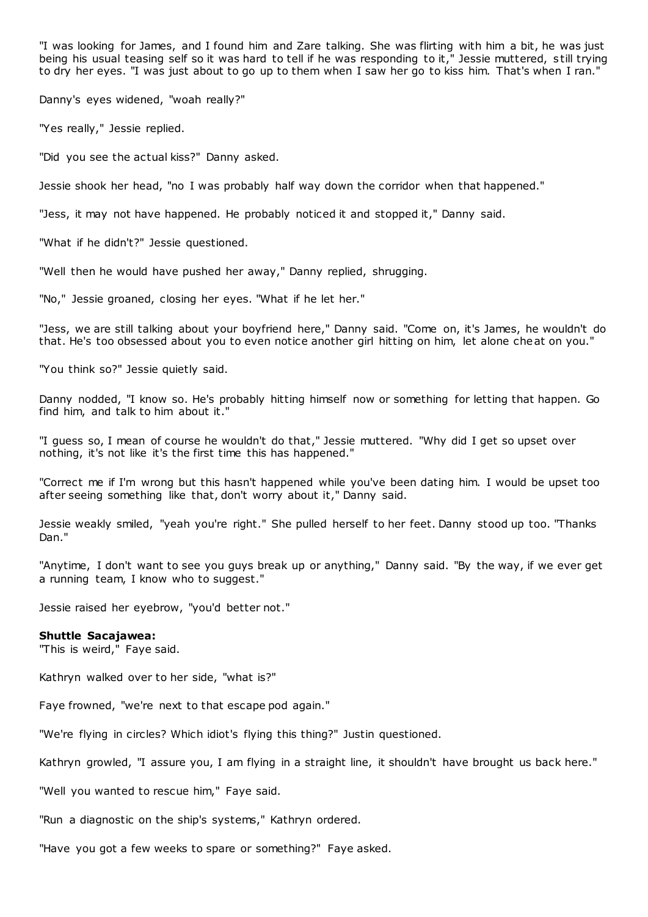"I was looking for James, and I found him and Zare talking. She was flirting with him a bit, he was just being his usual teasing self so it was hard to tell if he was responding to it," Jessie muttered, still trying to dry her eyes. "I was just about to go up to them when I saw her go to kiss him. That's when I ran."

Danny's eyes widened, "woah really?"

"Yes really," Jessie replied.

"Did you see the actual kiss?" Danny asked.

Jessie shook her head, "no I was probably half way down the corridor when that happened."

"Jess, it may not have happened. He probably noticed it and stopped it," Danny said.

"What if he didn't?" Jessie questioned.

"Well then he would have pushed her away," Danny replied, shrugging.

"No," Jessie groaned, closing her eyes. "What if he let her."

"Jess, we are still talking about your boyfriend here," Danny said. "Come on, it's James, he wouldn't do that. He's too obsessed about you to even notice another girl hitting on him, let alone cheat on you."

"You think so?" Jessie quietly said.

Danny nodded, "I know so. He's probably hitting himself now or something for letting that happen. Go find him, and talk to him about it."

"I guess so, I mean of course he wouldn't do that," Jessie muttered. "Why did I get so upset over nothing, it's not like it's the first time this has happened."

"Correct me if I'm wrong but this hasn't happened while you've been dating him. I would be upset too after seeing something like that, don't worry about it," Danny said.

Jessie weakly smiled, "yeah you're right." She pulled herself to her feet. Danny stood up too. "Thanks Dan."

"Anytime, I don't want to see you guys break up or anything," Danny said. "By the way, if we ever get a running team, I know who to suggest."

Jessie raised her eyebrow, "you'd better not."

**Shuttle Sacajawea:**
"This is weird," Faye said.

Kathryn walked over to her side, "what is?"

Faye frowned, "we're next to that escape pod again."

"We're flying in circles? Which idiot's flying this thing?" Justin questioned.

Kathryn growled, "I assure you, I am flying in a straight line, it shouldn't have brought us back here."

"Well you wanted to rescue him," Faye said.

"Run a diagnostic on the ship's systems," Kathryn ordered.

"Have you got a few weeks to spare or something?" Faye asked.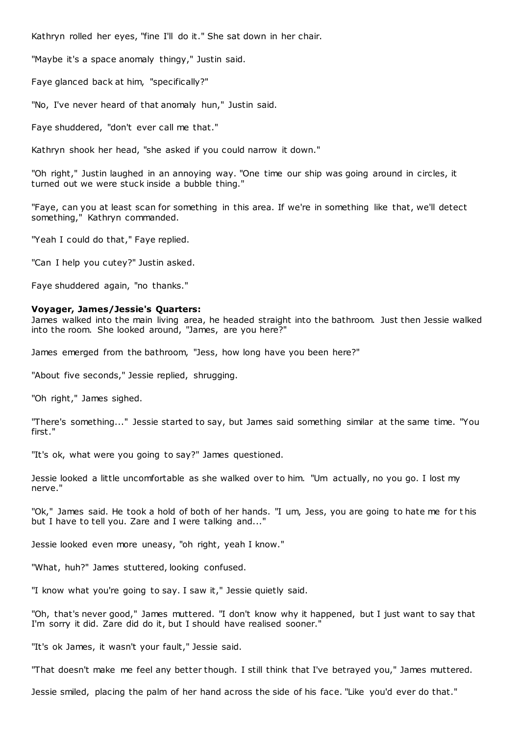Kathryn rolled her eyes, "fine I'll do it." She sat down in her chair.

"Maybe it's a space anomaly thingy," Justin said.

Faye glanced back at him, "specifically?"

"No, I've never heard of that anomaly hun," Justin said.

Faye shuddered, "don't ever call me that."

Kathryn shook her head, "she asked if you could narrow it down."

"Oh right," Justin laughed in an annoying way. "One time our ship was going around in circles, it turned out we were stuck inside a bubble thing."

"Faye, can you at least scan for something in this area. If we're in something like that, we'll detect something," Kathryn commanded.

"Yeah I could do that," Faye replied.

"Can I help you cutey?" Justin asked.

Faye shuddered again, "no thanks."

**Voyager, James/Jessie's Quarters:**
James walked into the main living area, he headed straight into the bathroom. Just then Jessie walked into the room. She looked around, "James, are you here?"

James emerged from the bathroom, "Jess, how long have you been here?"

"About five seconds," Jessie replied, shrugging.

"Oh right," James sighed.

"There's something..." Jessie started to say, but James said something similar at the same time. "You first."

"It's ok, what were you going to say?" James questioned.

Jessie looked a little uncomfortable as she walked over to him. "Um actually, no you go. I lost my nerve."

"Ok," James said. He took a hold of both of her hands. "I um, Jess, you are going to hate me for this but I have to tell you. Zare and I were talking and..."

Jessie looked even more uneasy, "oh right, yeah I know."

"What, huh?" James stuttered, looking confused.

"I know what you're going to say. I saw it," Jessie quietly said.

"Oh, that's never good," James muttered. "I don't know why it happened, but I just want to say that I'm sorry it did. Zare did do it, but I should have realised sooner."

"It's ok James, it wasn't your fault," Jessie said.

"That doesn't make me feel any better though. I still think that I've betrayed you," James muttered.

Jessie smiled, placing the palm of her hand across the side of his face. "Like you'd ever do that."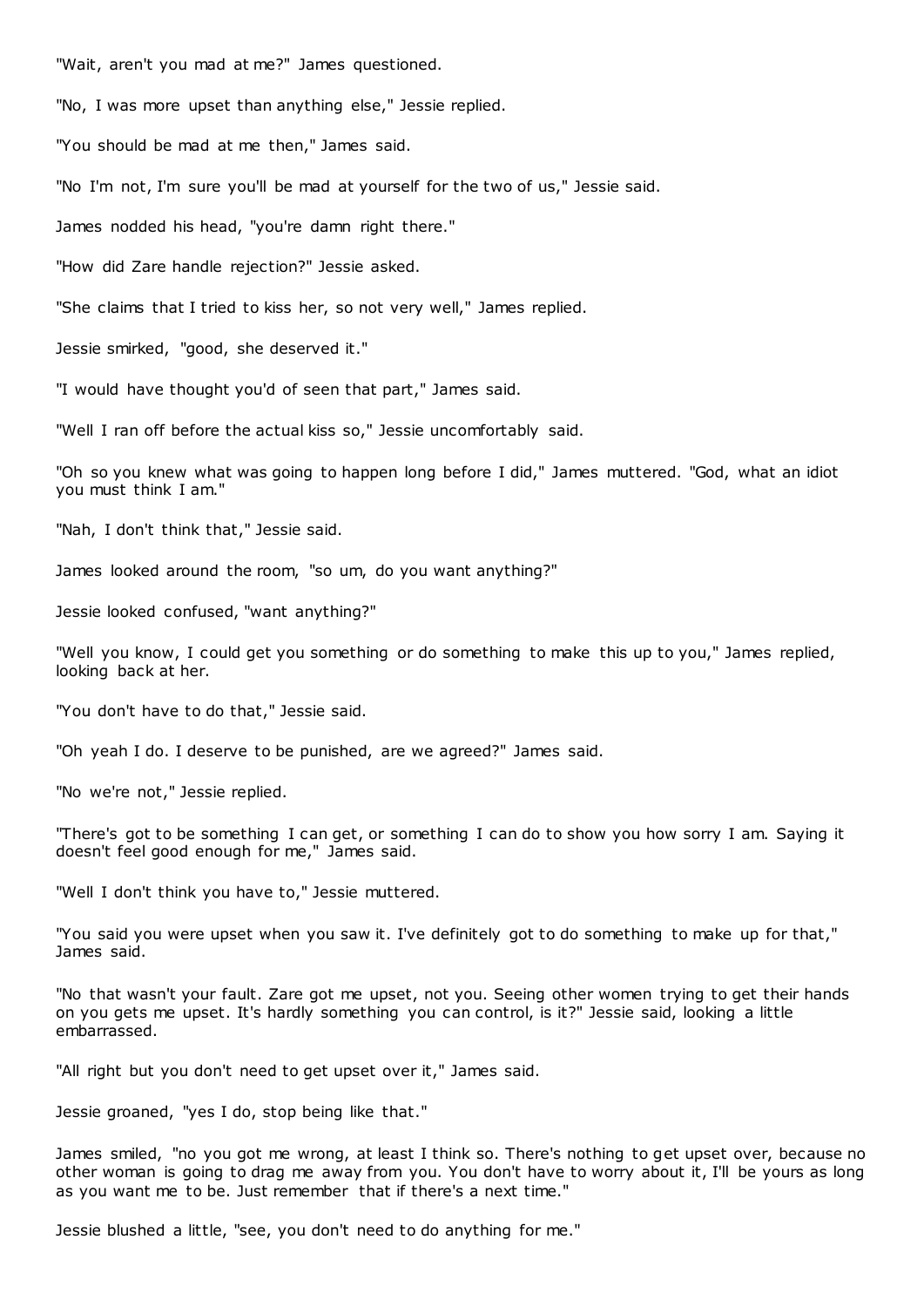"Wait, aren't you mad at me?" James questioned.

"No, I was more upset than anything else," Jessie replied.

"You should be mad at me then," James said.

"No I'm not, I'm sure you'll be mad at yourself for the two of us," Jessie said.

James nodded his head, "you're damn right there."

"How did Zare handle rejection?" Jessie asked.

"She claims that I tried to kiss her, so not very well," James replied.

Jessie smirked, "good, she deserved it."

"I would have thought you'd of seen that part," James said.

"Well I ran off before the actual kiss so," Jessie uncomfortably said.

"Oh so you knew what was going to happen long before I did," James muttered. "God, what an idiot you must think I am."

"Nah, I don't think that," Jessie said.

James looked around the room, "so um, do you want anything?"

Jessie looked confused, "want anything?"

"Well you know, I could get you something or do something to make this up to you," James replied, looking back at her.

"You don't have to do that," Jessie said.

"Oh yeah I do. I deserve to be punished, are we agreed?" James said.

"No we're not," Jessie replied.

"There's got to be something I can get, or something I can do to show you how sorry I am. Saying it doesn't feel good enough for me," James said.

"Well I don't think you have to," Jessie muttered.

"You said you were upset when you saw it. I've definitely got to do something to make up for that," James said.

"No that wasn't your fault. Zare got me upset, not you. Seeing other women trying to get their hands on you gets me upset. It's hardly something you can control, is it?" Jessie said, looking a little embarrassed.

"All right but you don't need to get upset over it," James said.

Jessie groaned, "yes I do, stop being like that."

James smiled, "no you got me wrong, at least I think so. There's nothing to get upset over, because no other woman is going to drag me away from you. You don't have to worry about it, I'll be yours as long as you want me to be. Just remember that if there's a next time."

Jessie blushed a little, "see, you don't need to do anything for me."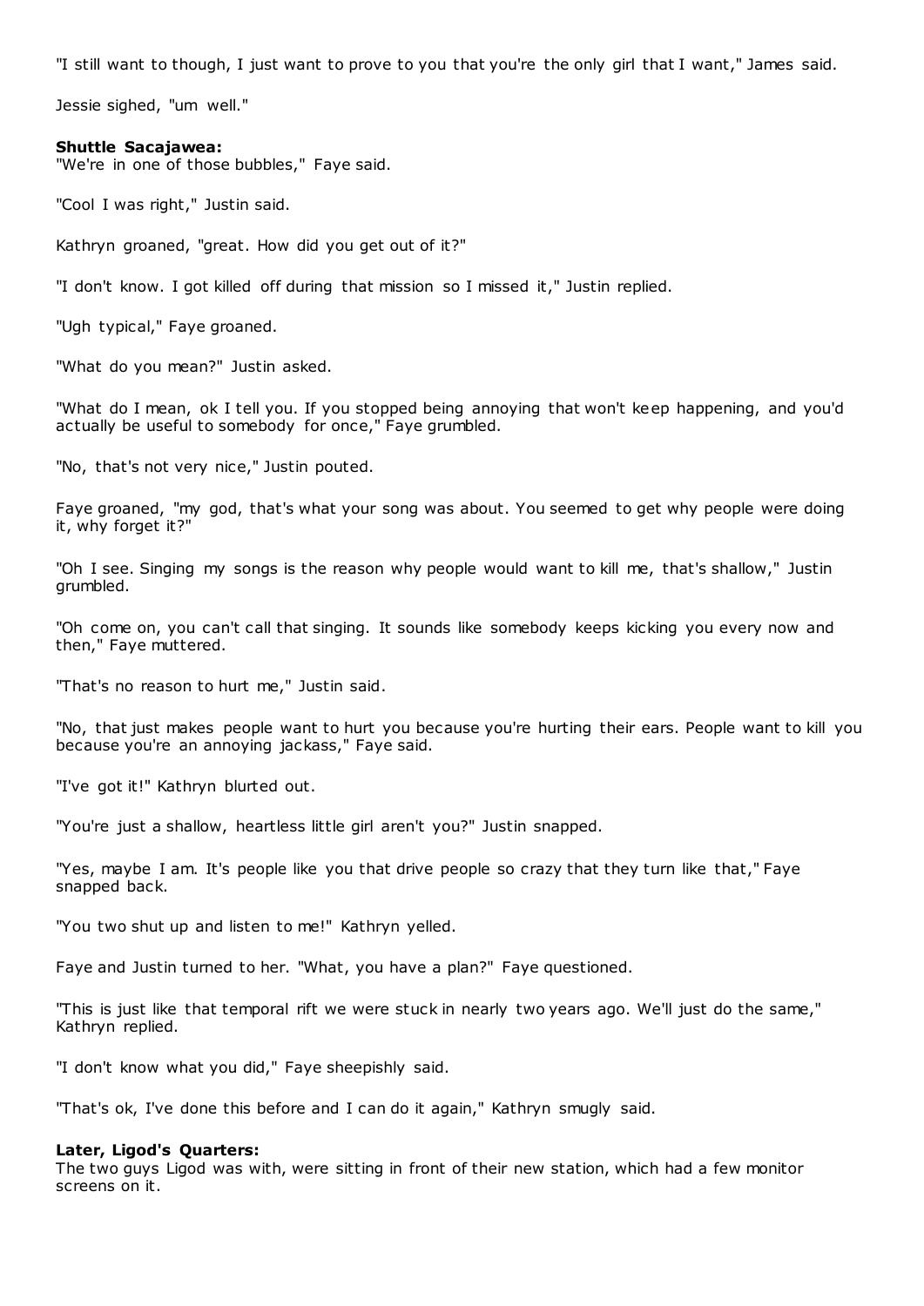"I still want to though, I just want to prove to you that you're the only girl that I want," James said.

Jessie sighed, "um well."

**Shuttle Sacajawea:**
"We're in one of those bubbles," Faye said.

"Cool I was right," Justin said.

Kathryn groaned, "great. How did you get out of it?"

"I don't know. I got killed off during that mission so I missed it," Justin replied.

"Ugh typical," Faye groaned.

"What do you mean?" Justin asked.

"What do I mean, ok I tell you. If you stopped being annoying that won't keep happening, and you'd actually be useful to somebody for once," Faye grumbled.

"No, that's not very nice," Justin pouted.

Faye groaned, "my god, that's what your song was about. You seemed to get why people were doing it, why forget it?"

"Oh I see. Singing my songs is the reason why people would want to kill me, that's shallow," Justin grumbled.

"Oh come on, you can't call that singing. It sounds like somebody keeps kicking you every now and then," Faye muttered.

"That's no reason to hurt me," Justin said.

"No, that just makes people want to hurt you because you're hurting their ears. People want to kill you because you're an annoying jackass," Faye said.

"I've got it!" Kathryn blurted out.

"You're just a shallow, heartless little girl aren't you?" Justin snapped.

"Yes, maybe I am. It's people like you that drive people so crazy that they turn like that," Faye snapped back.

"You two shut up and listen to me!" Kathryn yelled.

Faye and Justin turned to her. "What, you have a plan?" Faye questioned.

"This is just like that temporal rift we were stuck in nearly two years ago. We'll just do the same," Kathryn replied.

"I don't know what you did," Faye sheepishly said.

"That's ok, I've done this before and I can do it again," Kathryn smugly said.

**Later, Ligod's Quarters:**
The two guys Ligod was with, were sitting in front of their new station, which had a few monitor screens on it.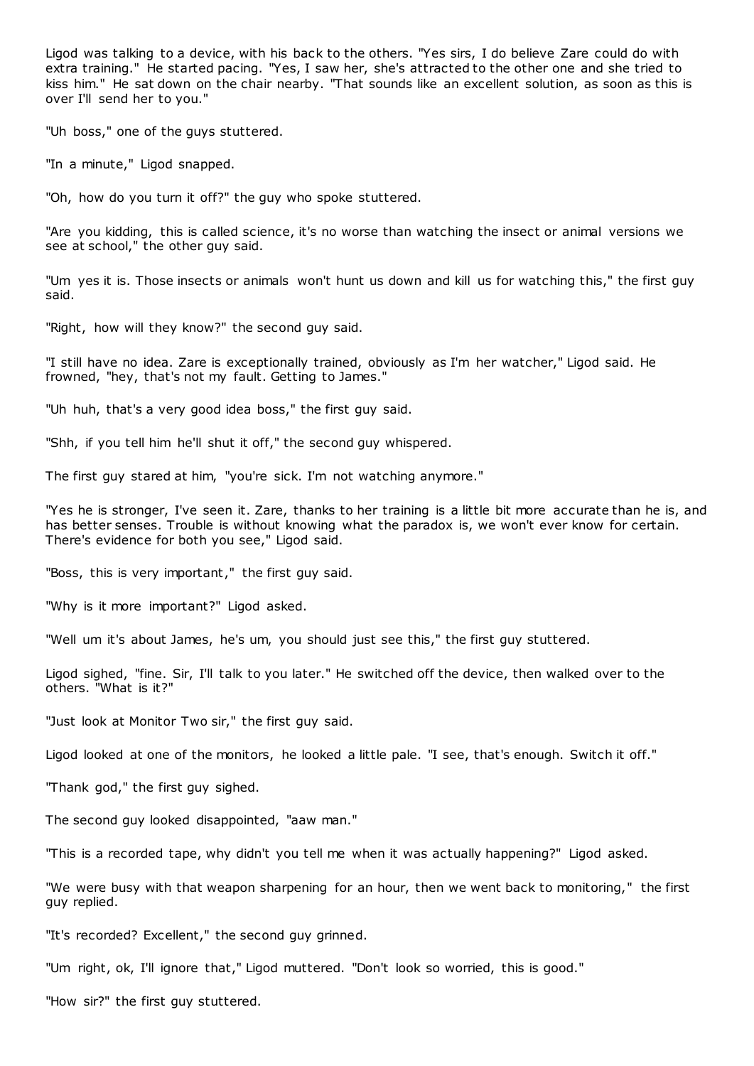Ligod was talking to a device, with his back to the others. "Yes sirs, I do believe Zare could do with extra training." He started pacing. "Yes, I saw her, she's attracted to the other one and she tried to kiss him." He sat down on the chair nearby. "That sounds like an excellent solution, as soon as this is over I'll send her to you."

"Uh boss," one of the guys stuttered.

"In a minute," Ligod snapped.

"Oh, how do you turn it off?" the guy who spoke stuttered.

"Are you kidding, this is called science, it's no worse than watching the insect or animal versions we see at school," the other guy said.

"Um yes it is. Those insects or animals won't hunt us down and kill us for watching this," the first guy said.

"Right, how will they know?" the second guy said.

"I still have no idea. Zare is exceptionally trained, obviously as I'm her watcher," Ligod said. He frowned, "hey, that's not my fault. Getting to James."

"Uh huh, that's a very good idea boss," the first guy said.

"Shh, if you tell him he'll shut it off," the second guy whispered.

The first guy stared at him, "you're sick. I'm not watching anymore."

"Yes he is stronger, I've seen it. Zare, thanks to her training is a little bit more accurate than he is, and has better senses. Trouble is without knowing what the paradox is, we won't ever know for certain. There's evidence for both you see," Ligod said.

"Boss, this is very important," the first guy said.

"Why is it more important?" Ligod asked.

"Well um it's about James, he's um, you should just see this," the first guy stuttered.

Ligod sighed, "fine. Sir, I'll talk to you later." He switched off the device, then walked over to the others. "What is it?"

"Just look at Monitor Two sir," the first guy said.

Ligod looked at one of the monitors, he looked a little pale. "I see, that's enough. Switch it off."

"Thank god," the first guy sighed.

The second guy looked disappointed, "aaw man."

"This is a recorded tape, why didn't you tell me when it was actually happening?" Ligod asked.

"We were busy with that weapon sharpening for an hour, then we went back to monitoring," the first guy replied.

"It's recorded? Excellent," the second guy grinned.

"Um right, ok, I'll ignore that," Ligod muttered. "Don't look so worried, this is good."

"How sir?" the first guy stuttered.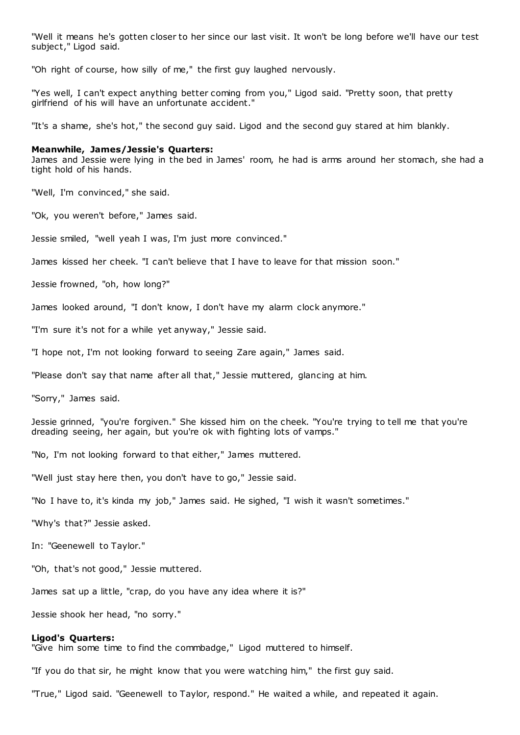"Well it means he's gotten closer to her since our last visit. It won't be long before we'll have our test subject," Ligod said.

"Oh right of course, how silly of me," the first guy laughed nervously.

"Yes well, I can't expect anything better coming from you," Ligod said. "Pretty soon, that pretty girlfriend of his will have an unfortunate accident."

"It's a shame, she's hot," the second guy said. Ligod and the second guy stared at him blankly.

**Meanwhile, James/Jessie's Quarters:**
James and Jessie were lying in the bed in James' room, he had is arms around her stomach, she had a tight hold of his hands.

"Well, I'm convinced," she said.

"Ok, you weren't before," James said.

Jessie smiled, "well yeah I was, I'm just more convinced."

James kissed her cheek. "I can't believe that I have to leave for that mission soon."

Jessie frowned, "oh, how long?"

James looked around, "I don't know, I don't have my alarm clock anymore."

"I'm sure it's not for a while yet anyway," Jessie said.

"I hope not, I'm not looking forward to seeing Zare again," James said.

"Please don't say that name after all that," Jessie muttered, glancing at him.

"Sorry," James said.

Jessie grinned, "you're forgiven." She kissed him on the cheek. "You're trying to tell me that you're dreading seeing, her again, but you're ok with fighting lots of vamps."

"No, I'm not looking forward to that either," James muttered.

"Well just stay here then, you don't have to go," Jessie said.

"No I have to, it's kinda my job," James said. He sighed, "I wish it wasn't sometimes."

"Why's that?" Jessie asked.

In: "Geenewell to Taylor."

"Oh, that's not good," Jessie muttered.

James sat up a little, "crap, do you have any idea where it is?"

Jessie shook her head, "no sorry."

**Ligod's Quarters:**
"Give him some time to find the commbadge," Ligod muttered to himself.

"If you do that sir, he might know that you were watching him," the first guy said.

"True," Ligod said. "Geenewell to Taylor, respond." He waited a while, and repeated it again.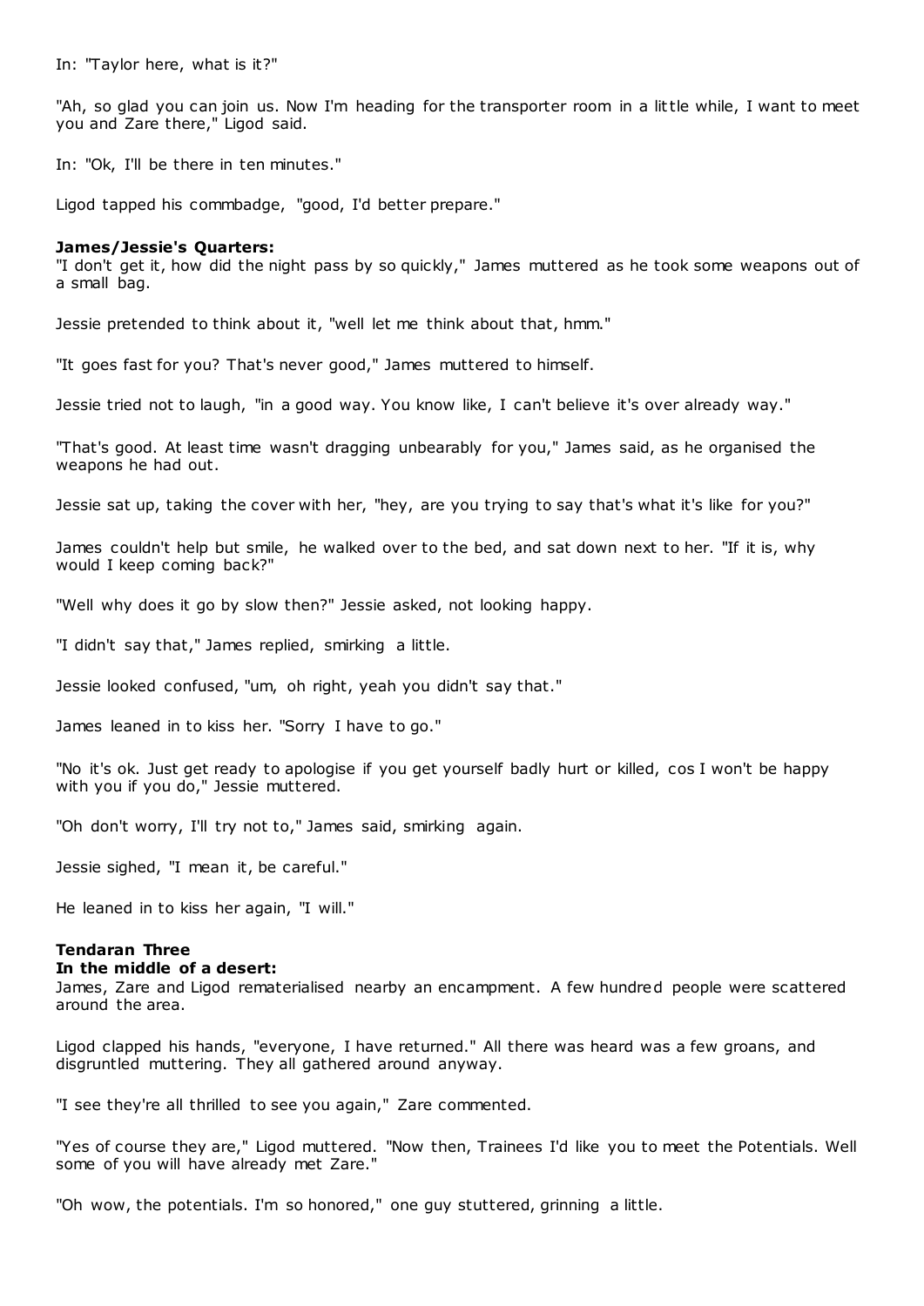In: "Taylor here, what is it?"

"Ah, so glad you can join us. Now I'm heading for the transporter room in a little while, I want to meet you and Zare there," Ligod said.

In: "Ok, I'll be there in ten minutes."

Ligod tapped his commbadge, "good, I'd better prepare."

**James/Jessie's Quarters:**
"I don't get it, how did the night pass by so quickly," James muttered as he took some weapons out of a small bag.

Jessie pretended to think about it, "well let me think about that, hmm."

"It goes fast for you? That's never good," James muttered to himself.

Jessie tried not to laugh, "in a good way. You know like, I can't believe it's over already way."

"That's good. At least time wasn't dragging unbearably for you," James said, as he organised the weapons he had out.

Jessie sat up, taking the cover with her, "hey, are you trying to say that's what it's like for you?"

James couldn't help but smile, he walked over to the bed, and sat down next to her. "If it is, why would I keep coming back?"

"Well why does it go by slow then?" Jessie asked, not looking happy.

"I didn't say that," James replied, smirking a little.

Jessie looked confused, "um, oh right, yeah you didn't say that."

James leaned in to kiss her. "Sorry I have to go."

"No it's ok. Just get ready to apologise if you get yourself badly hurt or killed, cos I won't be happy with you if you do," Jessie muttered.

"Oh don't worry, I'll try not to," James said, smirking again.

Jessie sighed, "I mean it, be careful."

He leaned in to kiss her again, "I will."

**Tendaran Three**
**In the middle of a desert:**
James, Zare and Ligod rematerialised nearby an encampment. A few hundred people were scattered around the area.

Ligod clapped his hands, "everyone, I have returned." All there was heard was a few groans, and disgruntled muttering. They all gathered around anyway.

"I see they're all thrilled to see you again," Zare commented.

"Yes of course they are," Ligod muttered. "Now then, Trainees I'd like you to meet the Potentials. Well some of you will have already met Zare."

"Oh wow, the potentials. I'm so honored," one guy stuttered, grinning a little.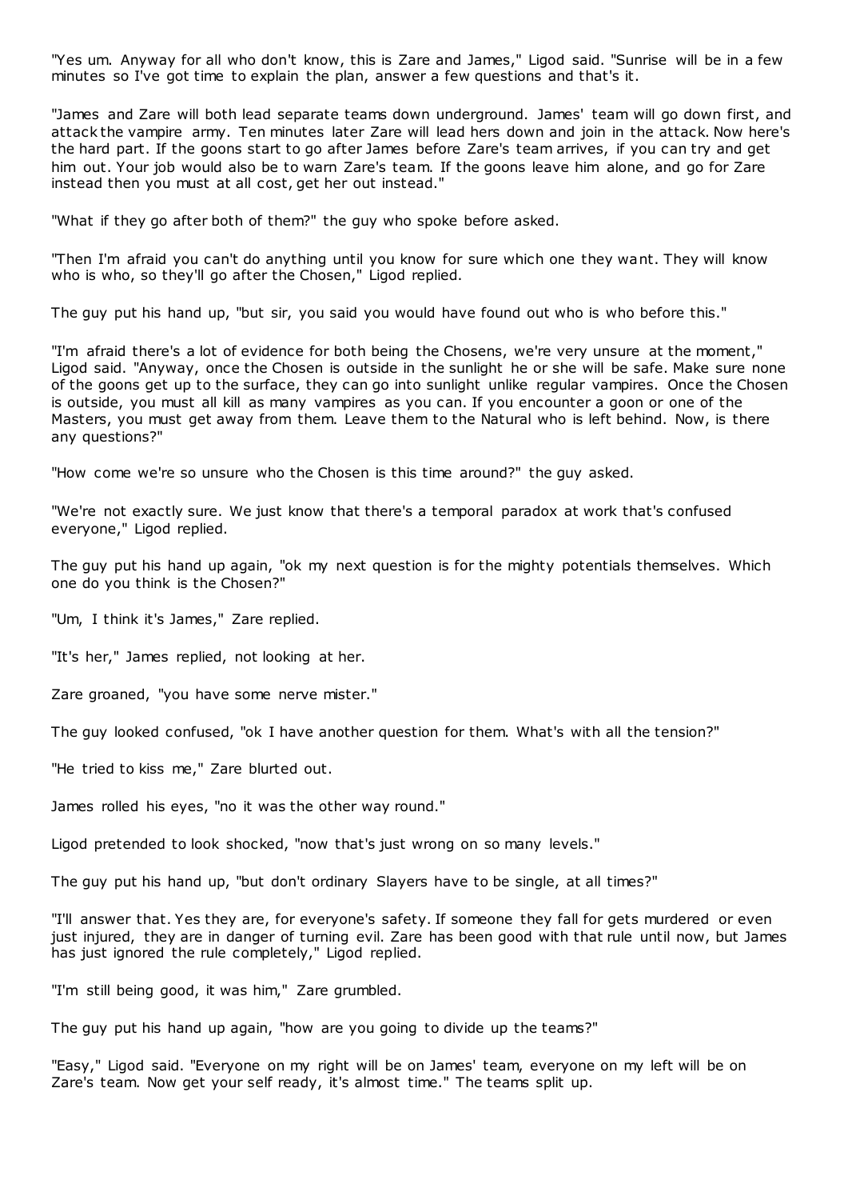"Yes um. Anyway for all who don't know, this is Zare and James," Ligod said. "Sunrise will be in a few minutes so I've got time to explain the plan, answer a few questions and that's it.

"James and Zare will both lead separate teams down underground. James' team will go down first, and attack the vampire army. Ten minutes later Zare will lead hers down and join in the attack. Now here's the hard part. If the goons start to go after James before Zare's team arrives, if you can try and get him out. Your job would also be to warn Zare's team. If the goons leave him alone, and go for Zare instead then you must at all cost, get her out instead."

"What if they go after both of them?" the guy who spoke before asked.

"Then I'm afraid you can't do anything until you know for sure which one they want. They will know who is who, so they'll go after the Chosen," Ligod replied.

The guy put his hand up, "but sir, you said you would have found out who is who before this."

"I'm afraid there's a lot of evidence for both being the Chosens, we're very unsure at the moment," Ligod said. "Anyway, once the Chosen is outside in the sunlight he or she will be safe. Make sure none of the goons get up to the surface, they can go into sunlight unlike regular vampires. Once the Chosen is outside, you must all kill as many vampires as you can. If you encounter a goon or one of the Masters, you must get away from them. Leave them to the Natural who is left behind. Now, is there any questions?"

"How come we're so unsure who the Chosen is this time around?" the guy asked.

"We're not exactly sure. We just know that there's a temporal paradox at work that's confused everyone," Ligod replied.

The guy put his hand up again, "ok my next question is for the mighty potentials themselves. Which one do you think is the Chosen?"

"Um, I think it's James," Zare replied.

"It's her," James replied, not looking at her.

Zare groaned, "you have some nerve mister."

The guy looked confused, "ok I have another question for them. What's with all the tension?"

"He tried to kiss me," Zare blurted out.

James rolled his eyes, "no it was the other way round."

Ligod pretended to look shocked, "now that's just wrong on so many levels."

The guy put his hand up, "but don't ordinary Slayers have to be single, at all times?"

"I'll answer that. Yes they are, for everyone's safety. If someone they fall for gets murdered or even just injured, they are in danger of turning evil. Zare has been good with that rule until now, but James has just ignored the rule completely," Ligod replied.

"I'm still being good, it was him," Zare grumbled.

The guy put his hand up again, "how are you going to divide up the teams?"

"Easy," Ligod said. "Everyone on my right will be on James' team, everyone on my left will be on Zare's team. Now get your self ready, it's almost time." The teams split up.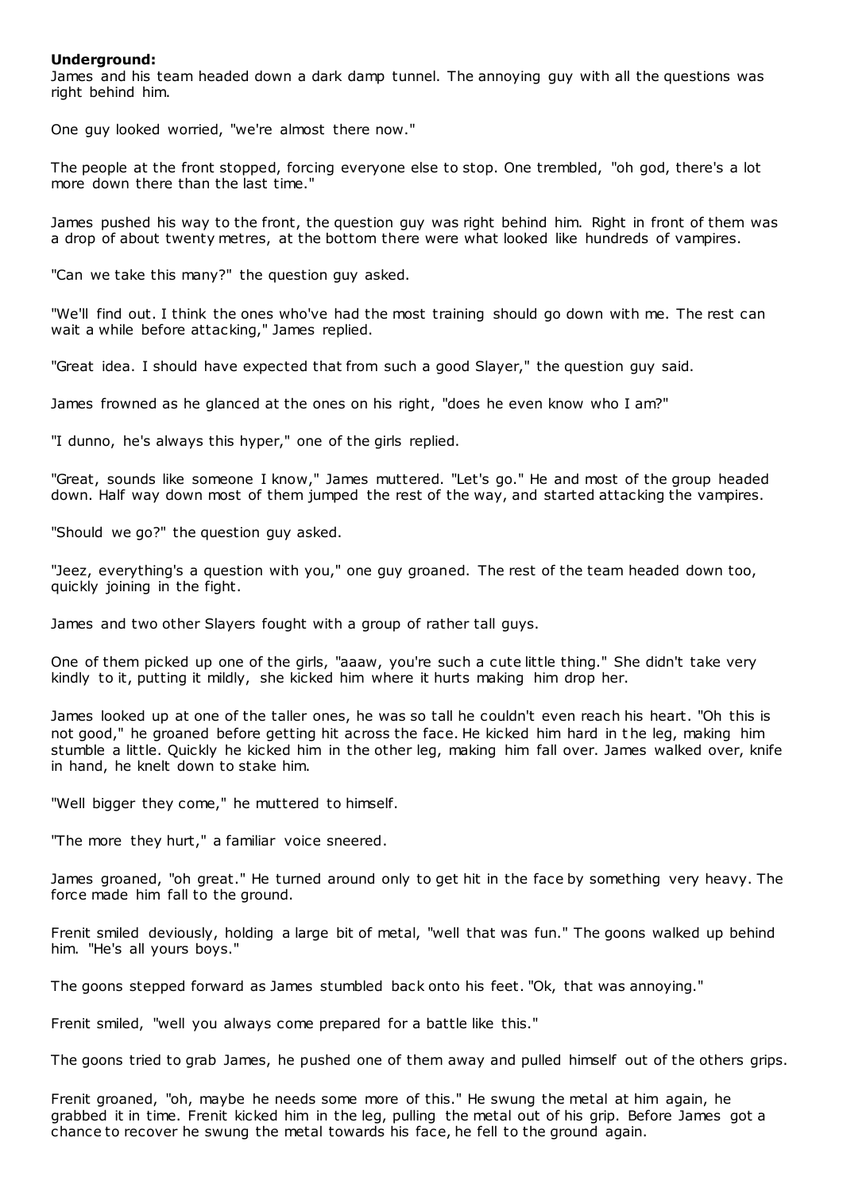**Underground:**

James and his team headed down a dark damp tunnel. The annoying guy with all the questions was right behind him.

One guy looked worried, "we're almost there now."

The people at the front stopped, forcing everyone else to stop. One trembled, "oh god, there's a lot more down there than the last time."

James pushed his way to the front, the question guy was right behind him. Right in front of them was a drop of about twenty metres, at the bottom there were what looked like hundreds of vampires.

"Can we take this many?" the question guy asked.

"We'll find out. I think the ones who've had the most training should go down with me. The rest can wait a while before attacking," James replied.

"Great idea. I should have expected that from such a good Slayer," the question guy said.

James frowned as he glanced at the ones on his right, "does he even know who I am?"

"I dunno, he's always this hyper," one of the girls replied.

"Great, sounds like someone I know," James muttered. "Let's go." He and most of the group headed down. Half way down most of them jumped the rest of the way, and started attacking the vampires.

"Should we go?" the question guy asked.

"Jeez, everything's a question with you," one guy groaned. The rest of the team headed down too, quickly joining in the fight.

James and two other Slayers fought with a group of rather tall guys.

One of them picked up one of the girls, "aaaw, you're such a cute little thing." She didn't take very kindly to it, putting it mildly, she kicked him where it hurts making him drop her.

James looked up at one of the taller ones, he was so tall he couldn't even reach his heart. "Oh this is not good," he groaned before getting hit across the face. He kicked him hard in the leg, making him stumble a little. Quickly he kicked him in the other leg, making him fall over. James walked over, knife in hand, he knelt down to stake him.

"Well bigger they come," he muttered to himself.

"The more they hurt," a familiar voice sneered.

James groaned, "oh great." He turned around only to get hit in the face by something very heavy. The force made him fall to the ground.

Frenit smiled deviously, holding a large bit of metal, "well that was fun." The goons walked up behind him. "He's all yours boys."

The goons stepped forward as James stumbled back onto his feet. "Ok, that was annoying."

Frenit smiled, "well you always come prepared for a battle like this."

The goons tried to grab James, he pushed one of them away and pulled himself out of the others grips.

Frenit groaned, "oh, maybe he needs some more of this." He swung the metal at him again, he grabbed it in time. Frenit kicked him in the leg, pulling the metal out of his grip. Before James got a chance to recover he swung the metal towards his face, he fell to the ground again.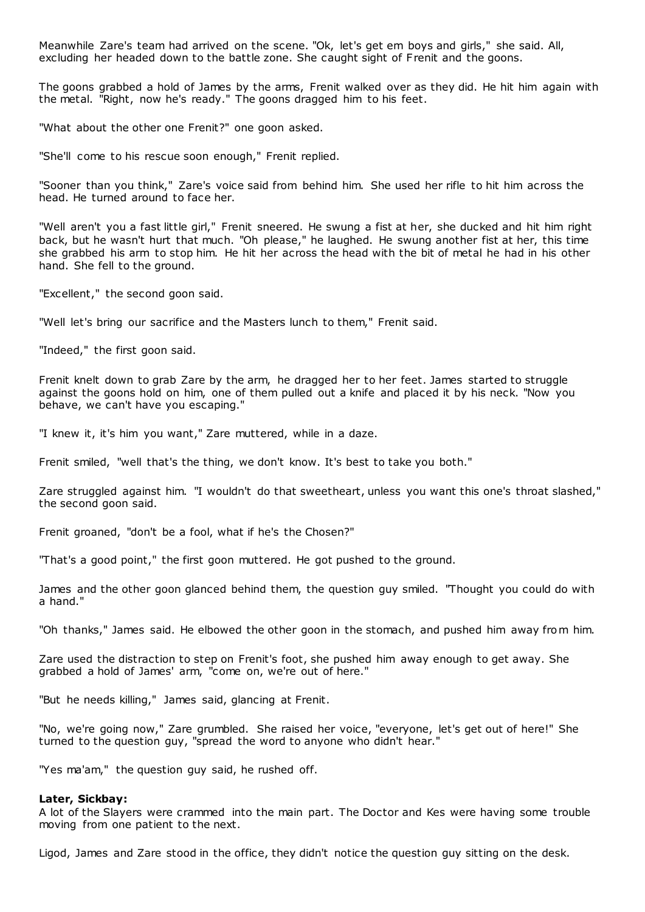Meanwhile Zare's team had arrived on the scene. "Ok, let's get em boys and girls," she said. All, excluding her headed down to the battle zone. She caught sight of Frenit and the goons.

The goons grabbed a hold of James by the arms, Frenit walked over as they did. He hit him again with the metal. "Right, now he's ready." The goons dragged him to his feet.

"What about the other one Frenit?" one goon asked.

"She'll come to his rescue soon enough," Frenit replied.

"Sooner than you think," Zare's voice said from behind him. She used her rifle to hit him across the head. He turned around to face her.

"Well aren't you a fast little girl," Frenit sneered. He swung a fist at her, she ducked and hit him right back, but he wasn't hurt that much. "Oh please," he laughed. He swung another fist at her, this time she grabbed his arm to stop him. He hit her across the head with the bit of metal he had in his other hand. She fell to the ground.

"Excellent," the second goon said.

"Well let's bring our sacrifice and the Masters lunch to them," Frenit said.

"Indeed," the first goon said.

Frenit knelt down to grab Zare by the arm, he dragged her to her feet. James started to struggle against the goons hold on him, one of them pulled out a knife and placed it by his neck. "Now you behave, we can't have you escaping."

"I knew it, it's him you want," Zare muttered, while in a daze.

Frenit smiled, "well that's the thing, we don't know. It's best to take you both."

Zare struggled against him. "I wouldn't do that sweetheart, unless you want this one's throat slashed," the second goon said.

Frenit groaned, "don't be a fool, what if he's the Chosen?"

"That's a good point," the first goon muttered. He got pushed to the ground.

James and the other goon glanced behind them, the question guy smiled. "Thought you could do with a hand."

"Oh thanks," James said. He elbowed the other goon in the stomach, and pushed him away from him.

Zare used the distraction to step on Frenit's foot, she pushed him away enough to get away. She grabbed a hold of James' arm, "come on, we're out of here."

"But he needs killing," James said, glancing at Frenit.

"No, we're going now," Zare grumbled. She raised her voice, "everyone, let's get out of here!" She turned to the question guy, "spread the word to anyone who didn't hear."

"Yes ma'am," the question guy said, he rushed off.

**Later, Sickbay:**
A lot of the Slayers were crammed into the main part. The Doctor and Kes were having some trouble moving from one patient to the next.

Ligod, James and Zare stood in the office, they didn't notice the question guy sitting on the desk.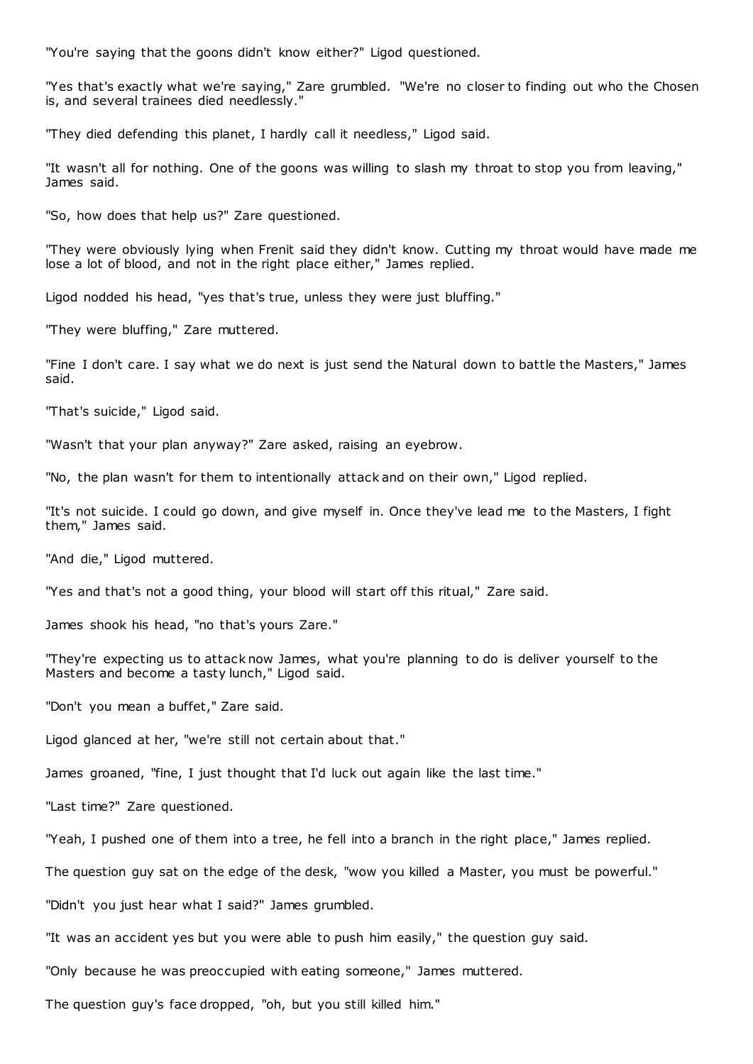"You're saying that the goons didn't know either?" Ligod questioned.

"Yes that's exactly what we're saying," Zare grumbled. "We're no closer to finding out who the Chosen is, and several trainees died needlessly."

"They died defending this planet, I hardly call it needless," Ligod said.

"It wasn't all for nothing. One of the goons was willing to slash my throat to stop you from leaving," James said.

"So, how does that help us?" Zare questioned.

"They were obviously lying when Frenit said they didn't know. Cutting my throat would have made me lose a lot of blood, and not in the right place either," James replied.

Ligod nodded his head, "yes that's true, unless they were just bluffing."

"They were bluffing," Zare muttered.

"Fine I don't care. I say what we do next is just send the Natural down to battle the Masters," James said.

"That's suicide," Ligod said.

"Wasn't that your plan anyway?" Zare asked, raising an eyebrow.

"No, the plan wasn't for them to intentionally attack and on their own," Ligod replied.

"It's not suicide. I could go down, and give myself in. Once they've lead me to the Masters, I fight them," James said.

"And die," Ligod muttered.

"Yes and that's not a good thing, your blood will start off this ritual," Zare said.

James shook his head, "no that's yours Zare."

"They're expecting us to attack now James, what you're planning to do is deliver yourself to the Masters and become a tasty lunch," Ligod said.

"Don't you mean a buffet," Zare said.

Ligod glanced at her, "we're still not certain about that."

James groaned, "fine, I just thought that I'd luck out again like the last time."

"Last time?" Zare questioned.

"Yeah, I pushed one of them into a tree, he fell into a branch in the right place," James replied.

The question guy sat on the edge of the desk, "wow you killed a Master, you must be powerful."

"Didn't you just hear what I said?" James grumbled.

"It was an accident yes but you were able to push him easily," the question guy said.

"Only because he was preoccupied with eating someone," James muttered.

The question guy's face dropped, "oh, but you still killed him."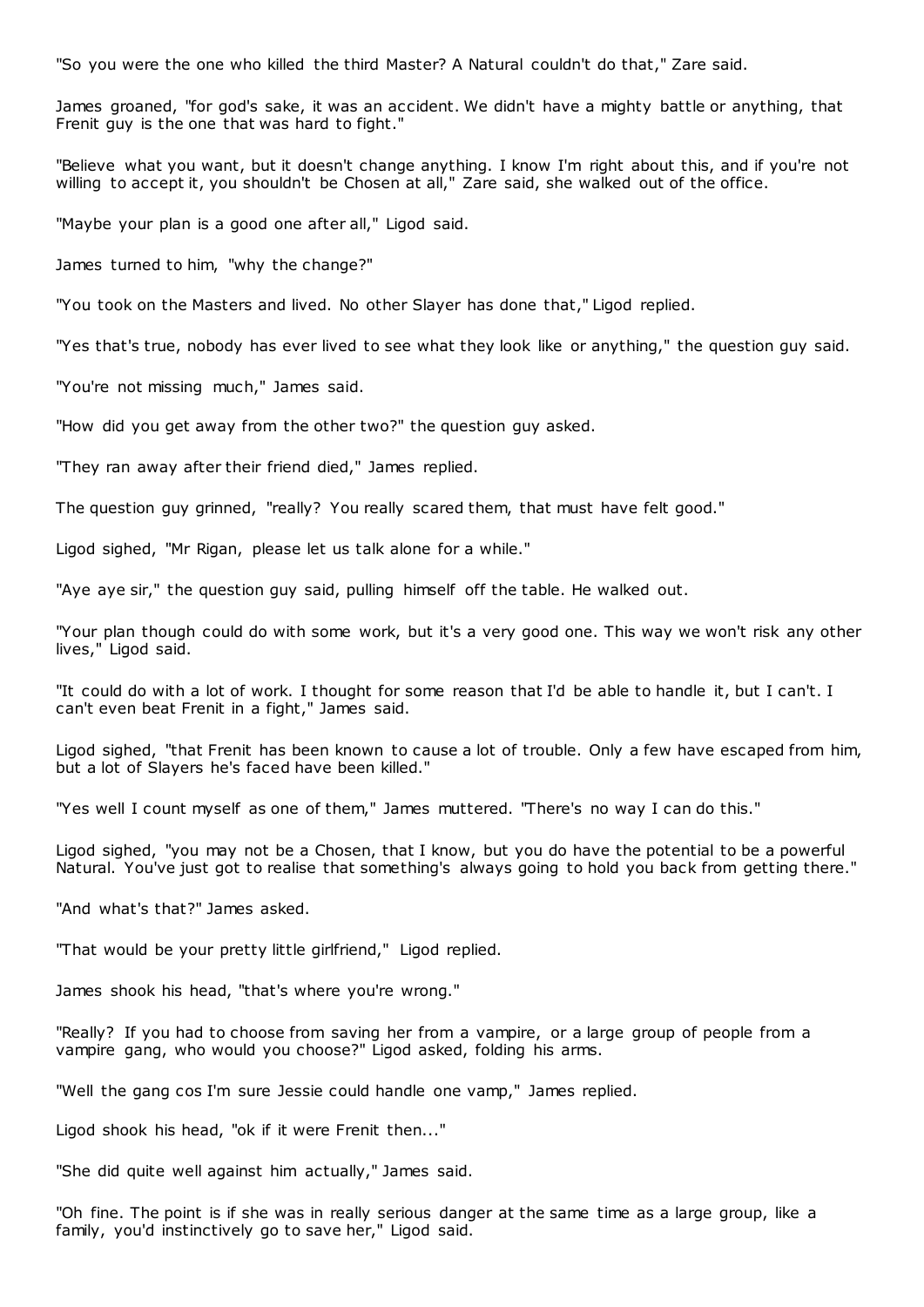"So you were the one who killed the third Master? A Natural couldn't do that," Zare said.

James groaned, "for god's sake, it was an accident. We didn't have a mighty battle or anything, that Frenit guy is the one that was hard to fight."

"Believe what you want, but it doesn't change anything. I know I'm right about this, and if you're not willing to accept it, you shouldn't be Chosen at all," Zare said, she walked out of the office.

"Maybe your plan is a good one after all," Ligod said.

James turned to him, "why the change?"

"You took on the Masters and lived. No other Slayer has done that," Ligod replied.

"Yes that's true, nobody has ever lived to see what they look like or anything," the question guy said.

"You're not missing much," James said.

"How did you get away from the other two?" the question guy asked.

"They ran away after their friend died," James replied.

The question guy grinned, "really? You really scared them, that must have felt good."

Ligod sighed, "Mr Rigan, please let us talk alone for a while."

"Aye aye sir," the question guy said, pulling himself off the table. He walked out.

"Your plan though could do with some work, but it's a very good one. This way we won't risk any other lives," Ligod said.

"It could do with a lot of work. I thought for some reason that I'd be able to handle it, but I can't. I can't even beat Frenit in a fight," James said.

Ligod sighed, "that Frenit has been known to cause a lot of trouble. Only a few have escaped from him, but a lot of Slayers he's faced have been killed."

"Yes well I count myself as one of them," James muttered. "There's no way I can do this."

Ligod sighed, "you may not be a Chosen, that I know, but you do have the potential to be a powerful Natural. You've just got to realise that something's always going to hold you back from getting there."

"And what's that?" James asked.

"That would be your pretty little girlfriend," Ligod replied.

James shook his head, "that's where you're wrong."

"Really? If you had to choose from saving her from a vampire, or a large group of people from a vampire gang, who would you choose?" Ligod asked, folding his arms.

"Well the gang cos I'm sure Jessie could handle one vamp," James replied.

Ligod shook his head, "ok if it were Frenit then..."

"She did quite well against him actually," James said.

"Oh fine. The point is if she was in really serious danger at the same time as a large group, like a family, you'd instinctively go to save her," Ligod said.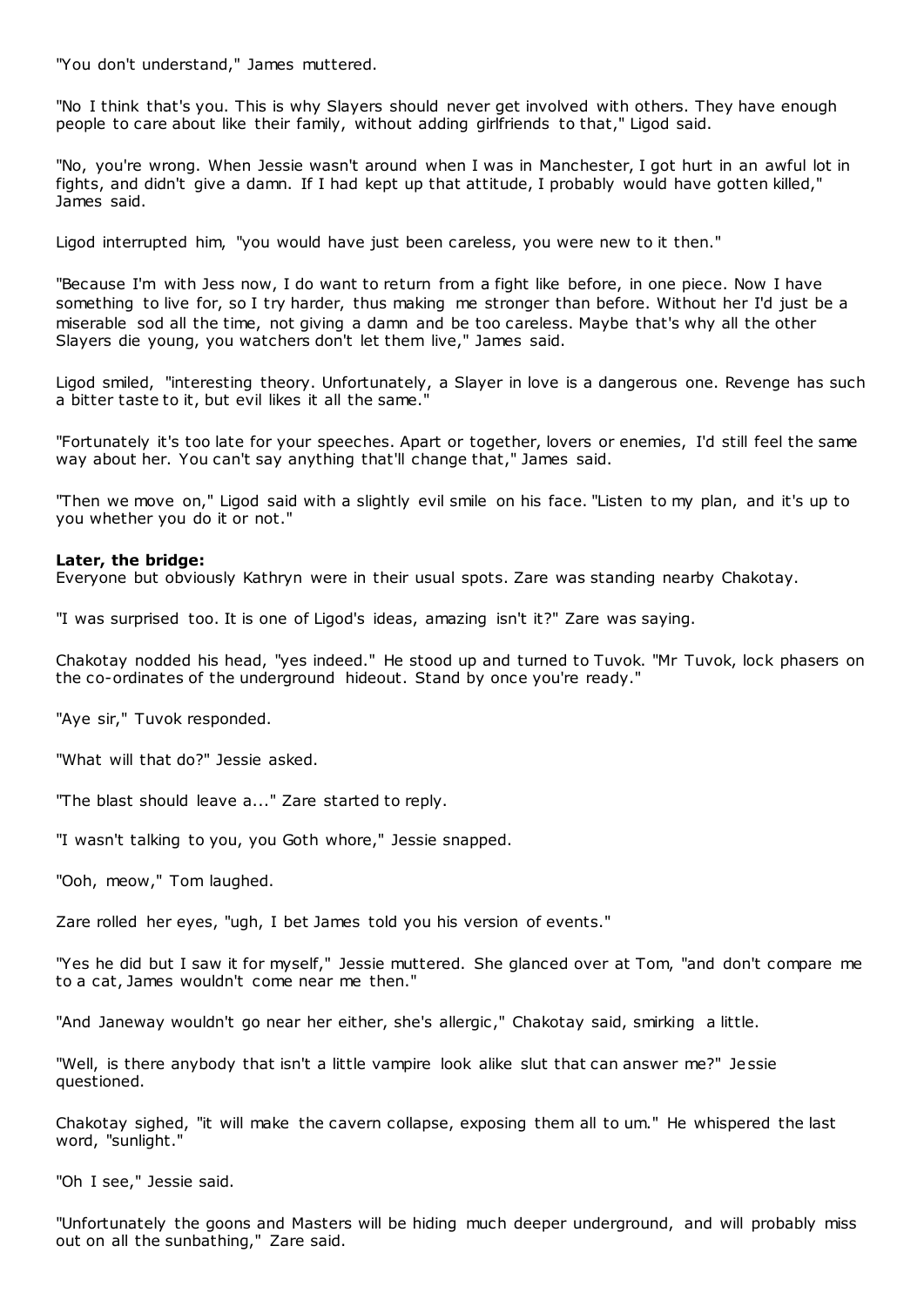"You don't understand," James muttered.

"No I think that's you. This is why Slayers should never get involved with others. They have enough people to care about like their family, without adding girlfriends to that," Ligod said.

"No, you're wrong. When Jessie wasn't around when I was in Manchester, I got hurt in an awful lot in fights, and didn't give a damn. If I had kept up that attitude, I probably would have gotten killed," James said.

Ligod interrupted him, "you would have just been careless, you were new to it then."

"Because I'm with Jess now, I do want to return from a fight like before, in one piece. Now I have something to live for, so I try harder, thus making me stronger than before. Without her I'd just be a miserable sod all the time, not giving a damn and be too careless. Maybe that's why all the other Slayers die young, you watchers don't let them live," James said.

Ligod smiled, "interesting theory. Unfortunately, a Slayer in love is a dangerous one. Revenge has such a bitter taste to it, but evil likes it all the same."

"Fortunately it's too late for your speeches. Apart or together, lovers or enemies, I'd still feel the same way about her. You can't say anything that'll change that," James said.

"Then we move on," Ligod said with a slightly evil smile on his face. "Listen to my plan, and it's up to you whether you do it or not."

**Later, the bridge:**
Everyone but obviously Kathryn were in their usual spots. Zare was standing nearby Chakotay.

"I was surprised too. It is one of Ligod's ideas, amazing isn't it?" Zare was saying.

Chakotay nodded his head, "yes indeed." He stood up and turned to Tuvok. "Mr Tuvok, lock phasers on the co-ordinates of the underground hideout. Stand by once you're ready."

"Aye sir," Tuvok responded.

"What will that do?" Jessie asked.

"The blast should leave a..." Zare started to reply.

"I wasn't talking to you, you Goth whore," Jessie snapped.

"Ooh, meow," Tom laughed.

Zare rolled her eyes, "ugh, I bet James told you his version of events."

"Yes he did but I saw it for myself," Jessie muttered. She glanced over at Tom, "and don't compare me to a cat, James wouldn't come near me then."

"And Janeway wouldn't go near her either, she's allergic," Chakotay said, smirking a little.

"Well, is there anybody that isn't a little vampire look alike slut that can answer me?" Jessie questioned.

Chakotay sighed, "it will make the cavern collapse, exposing them all to um." He whispered the last word, "sunlight."

"Oh I see," Jessie said.

"Unfortunately the goons and Masters will be hiding much deeper underground, and will probably miss out on all the sunbathing," Zare said.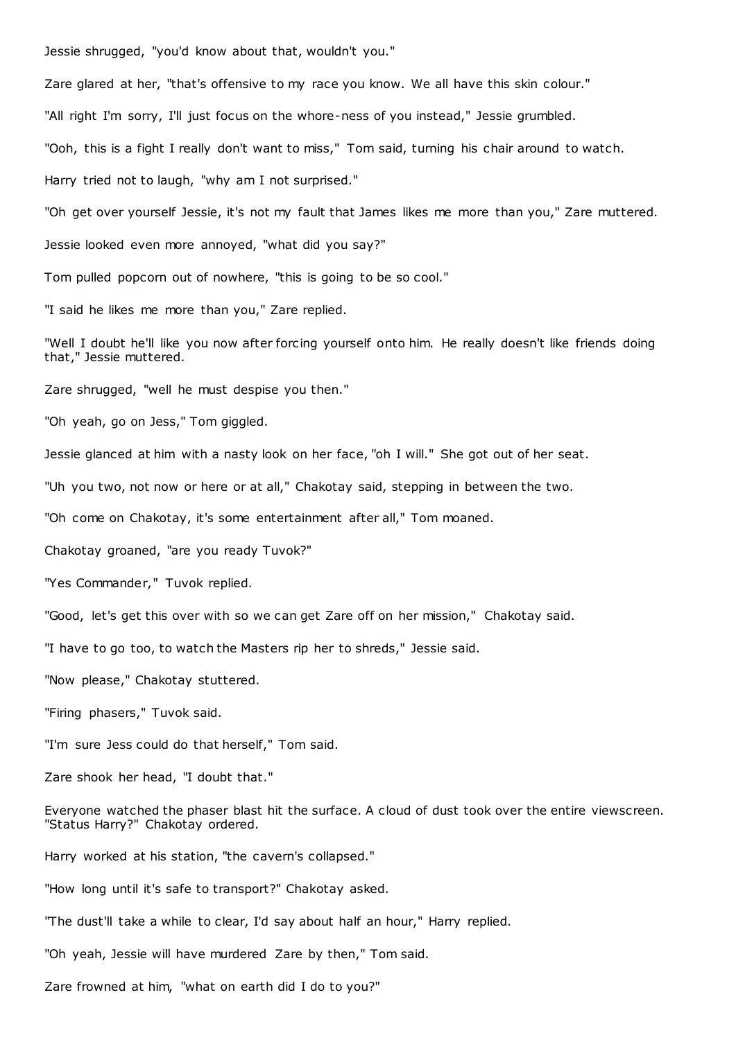Jessie shrugged, "you'd know about that, wouldn't you."

Zare glared at her, "that's offensive to my race you know. We all have this skin colour."

"All right I'm sorry, I'll just focus on the whore-ness of you instead," Jessie grumbled.

"Ooh, this is a fight I really don't want to miss," Tom said, turning his chair around to watch.

Harry tried not to laugh, "why am I not surprised."

"Oh get over yourself Jessie, it's not my fault that James likes me more than you," Zare muttered.

Jessie looked even more annoyed, "what did you say?"

Tom pulled popcorn out of nowhere, "this is going to be so cool."

"I said he likes me more than you," Zare replied.

"Well I doubt he'll like you now after forcing yourself onto him. He really doesn't like friends doing that," Jessie muttered.

Zare shrugged, "well he must despise you then."

"Oh yeah, go on Jess," Tom giggled.

Jessie glanced at him with a nasty look on her face, "oh I will." She got out of her seat.

"Uh you two, not now or here or at all," Chakotay said, stepping in between the two.

"Oh come on Chakotay, it's some entertainment after all," Tom moaned.

Chakotay groaned, "are you ready Tuvok?"

"Yes Commander," Tuvok replied.

"Good, let's get this over with so we can get Zare off on her mission," Chakotay said.

"I have to go too, to watch the Masters rip her to shreds," Jessie said.

"Now please," Chakotay stuttered.

"Firing phasers," Tuvok said.

"I'm sure Jess could do that herself," Tom said.

Zare shook her head, "I doubt that."

Everyone watched the phaser blast hit the surface. A cloud of dust took over the entire viewscreen. "Status Harry?" Chakotay ordered.

Harry worked at his station, "the cavern's collapsed."

"How long until it's safe to transport?" Chakotay asked.

"The dust'll take a while to clear, I'd say about half an hour," Harry replied.

"Oh yeah, Jessie will have murdered Zare by then," Tom said.

Zare frowned at him, "what on earth did I do to you?"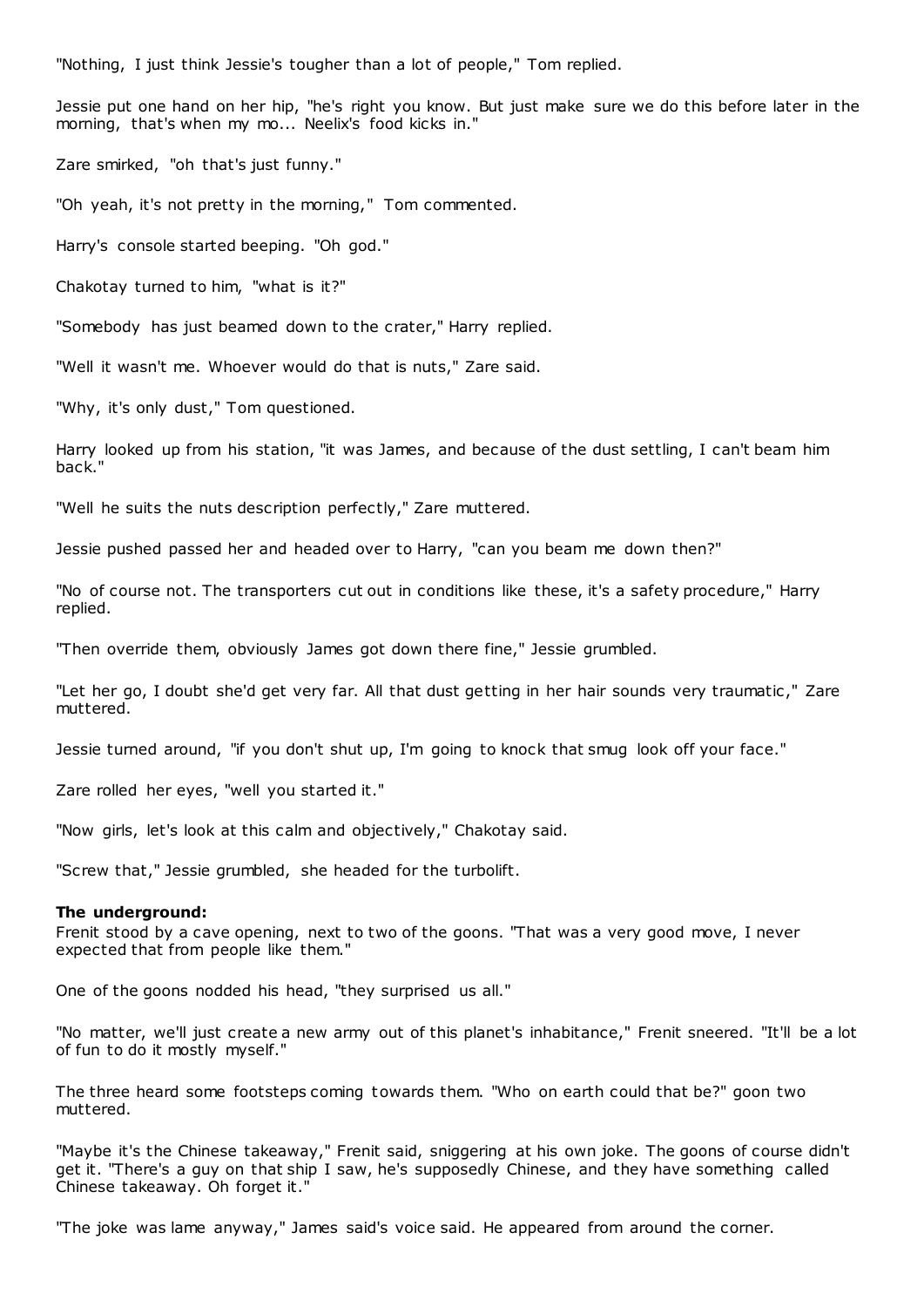"Nothing, I just think Jessie's tougher than a lot of people," Tom replied.

Jessie put one hand on her hip, "he's right you know. But just make sure we do this before later in the morning, that's when my mo... Neelix's food kicks in."

Zare smirked, "oh that's just funny."

"Oh yeah, it's not pretty in the morning," Tom commented.

Harry's console started beeping. "Oh god."

Chakotay turned to him, "what is it?"

"Somebody has just beamed down to the crater," Harry replied.

"Well it wasn't me. Whoever would do that is nuts," Zare said.

"Why, it's only dust," Tom questioned.

Harry looked up from his station, "it was James, and because of the dust settling, I can't beam him back."

"Well he suits the nuts description perfectly," Zare muttered.

Jessie pushed passed her and headed over to Harry, "can you beam me down then?"

"No of course not. The transporters cut out in conditions like these, it's a safety procedure," Harry replied.

"Then override them, obviously James got down there fine," Jessie grumbled.

"Let her go, I doubt she'd get very far. All that dust getting in her hair sounds very traumatic," Zare muttered.

Jessie turned around, "if you don't shut up, I'm going to knock that smug look off your face."

Zare rolled her eyes, "well you started it."

"Now girls, let's look at this calm and objectively," Chakotay said.

"Screw that," Jessie grumbled, she headed for the turbolift.

**The underground:**
Frenit stood by a cave opening, next to two of the goons. "That was a very good move, I never expected that from people like them."

One of the goons nodded his head, "they surprised us all."

"No matter, we'll just create a new army out of this planet's inhabitance," Frenit sneered. "It'll be a lot of fun to do it mostly myself."

The three heard some footsteps coming towards them. "Who on earth could that be?" goon two muttered.

"Maybe it's the Chinese takeaway," Frenit said, sniggering at his own joke. The goons of course didn't get it. "There's a guy on that ship I saw, he's supposedly Chinese, and they have something called Chinese takeaway. Oh forget it."

"The joke was lame anyway," James said's voice said. He appeared from around the corner.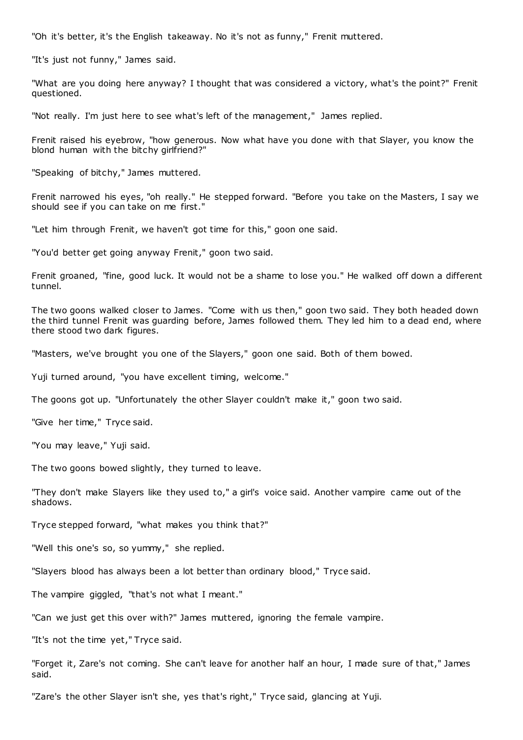"Oh it's better, it's the English takeaway. No it's not as funny," Frenit muttered.

"It's just not funny," James said.

"What are you doing here anyway? I thought that was considered a victory, what's the point?" Frenit questioned.

"Not really. I'm just here to see what's left of the management," James replied.

Frenit raised his eyebrow, "how generous. Now what have you done with that Slayer, you know the blond human with the bitchy girlfriend?"

"Speaking of bitchy," James muttered.

Frenit narrowed his eyes, "oh really." He stepped forward. "Before you take on the Masters, I say we should see if you can take on me first."

"Let him through Frenit, we haven't got time for this," goon one said.

"You'd better get going anyway Frenit," goon two said.

Frenit groaned, "fine, good luck. It would not be a shame to lose you." He walked off down a different tunnel.

The two goons walked closer to James. "Come with us then," goon two said. They both headed down the third tunnel Frenit was guarding before, James followed them. They led him to a dead end, where there stood two dark figures.

"Masters, we've brought you one of the Slayers," goon one said. Both of them bowed.

Yuji turned around, "you have excellent timing, welcome."

The goons got up. "Unfortunately the other Slayer couldn't make it," goon two said.

"Give her time," Tryce said.

"You may leave," Yuji said.

The two goons bowed slightly, they turned to leave.

"They don't make Slayers like they used to," a girl's voice said. Another vampire came out of the shadows.

Tryce stepped forward, "what makes you think that?"

"Well this one's so, so yummy," she replied.

"Slayers blood has always been a lot better than ordinary blood," Tryce said.

The vampire giggled, "that's not what I meant."

"Can we just get this over with?" James muttered, ignoring the female vampire.

"It's not the time yet," Tryce said.

"Forget it, Zare's not coming. She can't leave for another half an hour, I made sure of that," James said.

"Zare's the other Slayer isn't she, yes that's right," Tryce said, glancing at Yuji.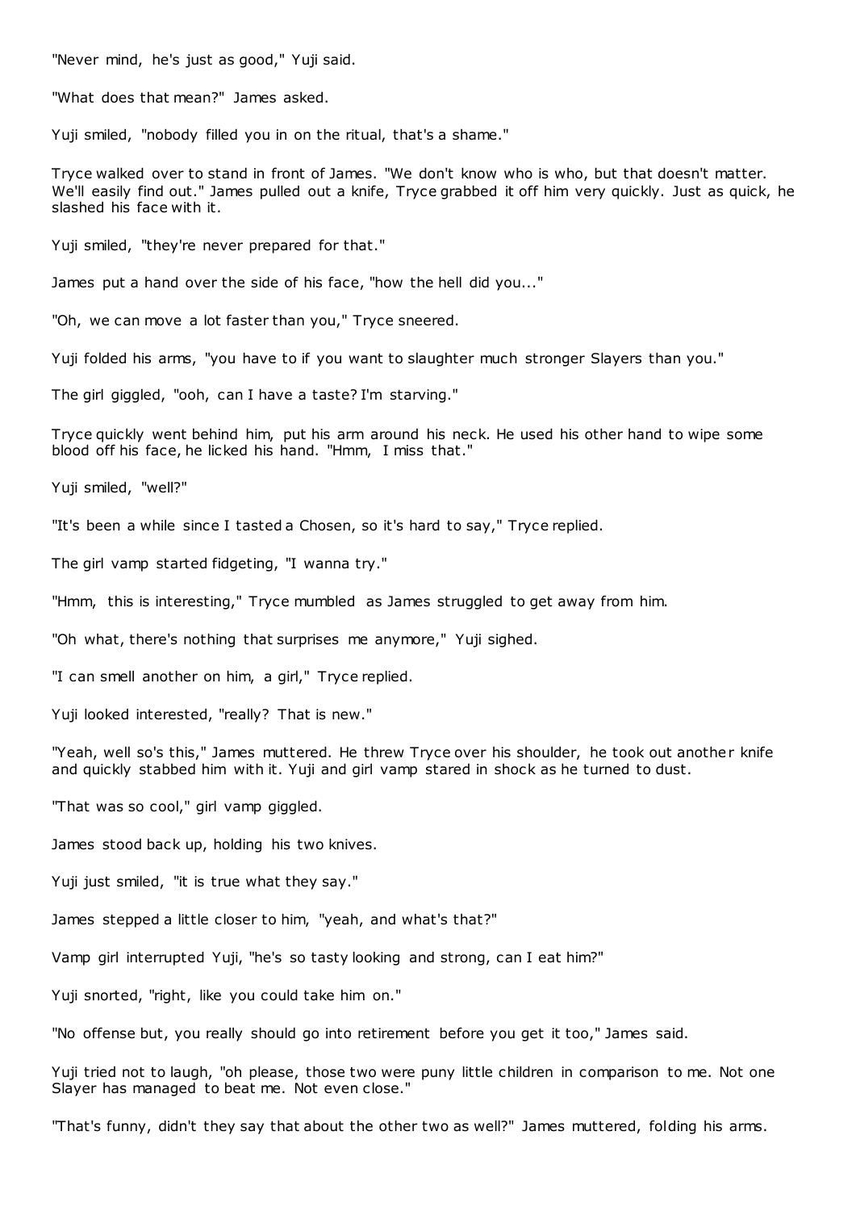"Never mind, he's just as good," Yuji said.

"What does that mean?" James asked.

Yuji smiled, "nobody filled you in on the ritual, that's a shame."

Tryce walked over to stand in front of James. "We don't know who is who, but that doesn't matter. We'll easily find out." James pulled out a knife, Tryce grabbed it off him very quickly. Just as quick, he slashed his face with it.

Yuji smiled, "they're never prepared for that."

James put a hand over the side of his face, "how the hell did you..."

"Oh, we can move a lot faster than you," Tryce sneered.

Yuji folded his arms, "you have to if you want to slaughter much stronger Slayers than you."

The girl giggled, "ooh, can I have a taste? I'm starving."

Tryce quickly went behind him, put his arm around his neck. He used his other hand to wipe some blood off his face, he licked his hand. "Hmm, I miss that."

Yuji smiled, "well?"

"It's been a while since I tasted a Chosen, so it's hard to say," Tryce replied.

The girl vamp started fidgeting, "I wanna try."

"Hmm, this is interesting," Tryce mumbled as James struggled to get away from him.

"Oh what, there's nothing that surprises me anymore," Yuji sighed.

"I can smell another on him, a girl," Tryce replied.

Yuji looked interested, "really? That is new."

"Yeah, well so's this," James muttered. He threw Tryce over his shoulder, he took out another knife and quickly stabbed him with it. Yuji and girl vamp stared in shock as he turned to dust.

"That was so cool," girl vamp giggled.

James stood back up, holding his two knives.

Yuji just smiled, "it is true what they say."

James stepped a little closer to him, "yeah, and what's that?"

Vamp girl interrupted Yuji, "he's so tasty looking and strong, can I eat him?"

Yuji snorted, "right, like you could take him on."

"No offense but, you really should go into retirement before you get it too," James said.

Yuji tried not to laugh, "oh please, those two were puny little children in comparison to me. Not one Slayer has managed to beat me. Not even close."

"That's funny, didn't they say that about the other two as well?" James muttered, folding his arms.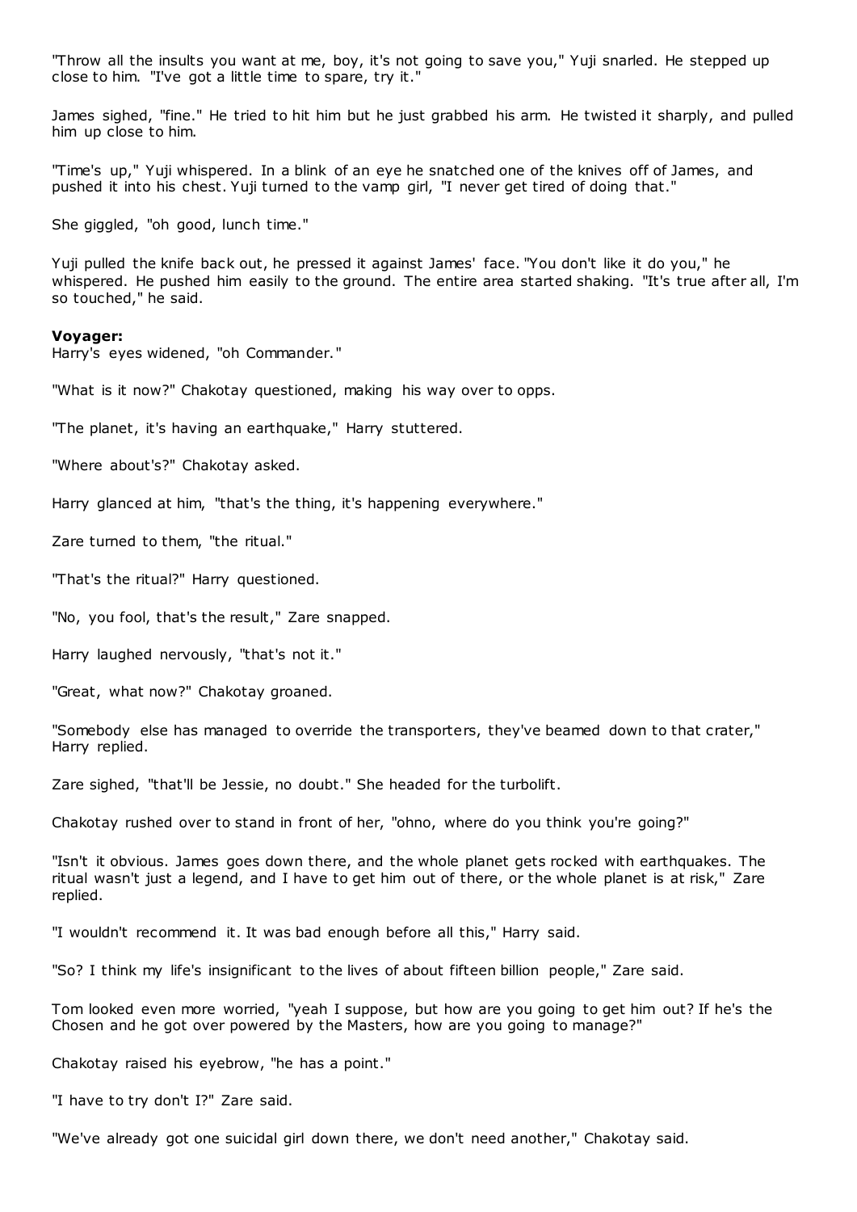"Throw all the insults you want at me, boy, it's not going to save you," Yuji snarled. He stepped up close to him. "I've got a little time to spare, try it."

James sighed, "fine." He tried to hit him but he just grabbed his arm. He twisted it sharply, and pulled him up close to him.

"Time's up," Yuji whispered. In a blink of an eye he snatched one of the knives off of James, and pushed it into his chest. Yuji turned to the vamp girl, "I never get tired of doing that."

She giggled, "oh good, lunch time."

Yuji pulled the knife back out, he pressed it against James' face. "You don't like it do you," he whispered. He pushed him easily to the ground. The entire area started shaking. "It's true after all, I'm so touched," he said.

**Voyager:**
Harry's eyes widened, "oh Commander."

"What is it now?" Chakotay questioned, making his way over to opps.

"The planet, it's having an earthquake," Harry stuttered.

"Where about's?" Chakotay asked.

Harry glanced at him, "that's the thing, it's happening everywhere."

Zare turned to them, "the ritual."

"That's the ritual?" Harry questioned.

"No, you fool, that's the result," Zare snapped.

Harry laughed nervously, "that's not it."

"Great, what now?" Chakotay groaned.

"Somebody else has managed to override the transporters, they've beamed down to that crater," Harry replied.

Zare sighed, "that'll be Jessie, no doubt." She headed for the turbolift.

Chakotay rushed over to stand in front of her, "ohno, where do you think you're going?"

"Isn't it obvious. James goes down there, and the whole planet gets rocked with earthquakes. The ritual wasn't just a legend, and I have to get him out of there, or the whole planet is at risk," Zare replied.

"I wouldn't recommend it. It was bad enough before all this," Harry said.

"So? I think my life's insignificant to the lives of about fifteen billion people," Zare said.

Tom looked even more worried, "yeah I suppose, but how are you going to get him out? If he's the Chosen and he got over powered by the Masters, how are you going to manage?"

Chakotay raised his eyebrow, "he has a point."

"I have to try don't I?" Zare said.

"We've already got one suicidal girl down there, we don't need another," Chakotay said.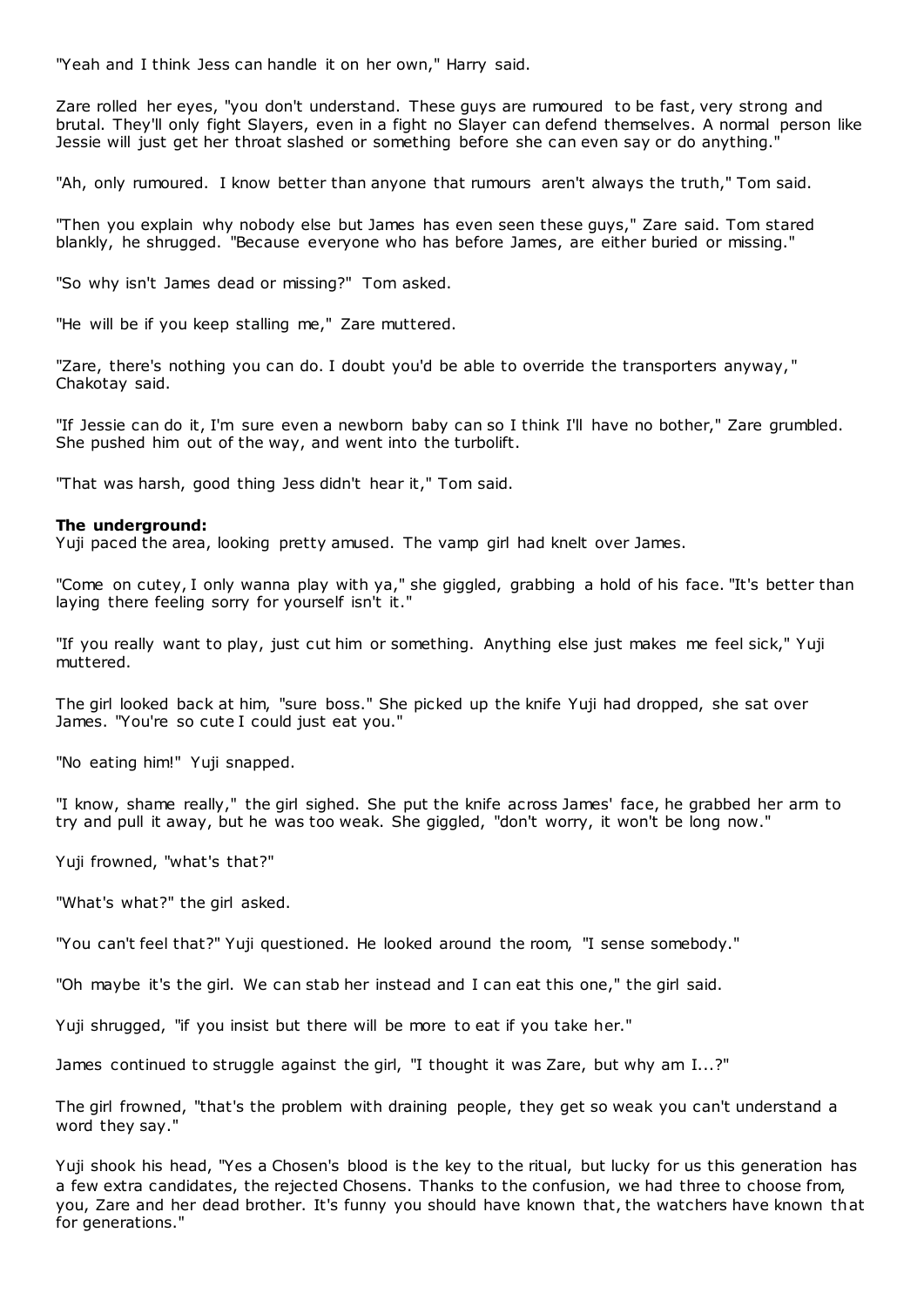"Yeah and I think Jess can handle it on her own," Harry said.

Zare rolled her eyes, "you don't understand. These guys are rumoured to be fast, very strong and brutal. They'll only fight Slayers, even in a fight no Slayer can defend themselves. A normal person like Jessie will just get her throat slashed or something before she can even say or do anything."

"Ah, only rumoured. I know better than anyone that rumours aren't always the truth," Tom said.

"Then you explain why nobody else but James has even seen these guys," Zare said. Tom stared blankly, he shrugged. "Because everyone who has before James, are either buried or missing."

"So why isn't James dead or missing?" Tom asked.

"He will be if you keep stalling me," Zare muttered.

"Zare, there's nothing you can do. I doubt you'd be able to override the transporters anyway," Chakotay said.

"If Jessie can do it, I'm sure even a newborn baby can so I think I'll have no bother," Zare grumbled. She pushed him out of the way, and went into the turbolift.

"That was harsh, good thing Jess didn't hear it," Tom said.

**The underground:**
Yuji paced the area, looking pretty amused. The vamp girl had knelt over James.

"Come on cutey, I only wanna play with ya," she giggled, grabbing a hold of his face. "It's better than laying there feeling sorry for yourself isn't it."

"If you really want to play, just cut him or something. Anything else just makes me feel sick," Yuji muttered.

The girl looked back at him, "sure boss." She picked up the knife Yuji had dropped, she sat over James. "You're so cute I could just eat you."

"No eating him!" Yuji snapped.

"I know, shame really," the girl sighed. She put the knife across James' face, he grabbed her arm to try and pull it away, but he was too weak. She giggled, "don't worry, it won't be long now."

Yuji frowned, "what's that?"

"What's what?" the girl asked.

"You can't feel that?" Yuji questioned. He looked around the room, "I sense somebody."

"Oh maybe it's the girl. We can stab her instead and I can eat this one," the girl said.

Yuji shrugged, "if you insist but there will be more to eat if you take her."

James continued to struggle against the girl, "I thought it was Zare, but why am I...?"

The girl frowned, "that's the problem with draining people, they get so weak you can't understand a word they say."

Yuji shook his head, "Yes a Chosen's blood is the key to the ritual, but lucky for us this generation has a few extra candidates, the rejected Chosens. Thanks to the confusion, we had three to choose from, you, Zare and her dead brother. It's funny you should have known that, the watchers have known that for generations."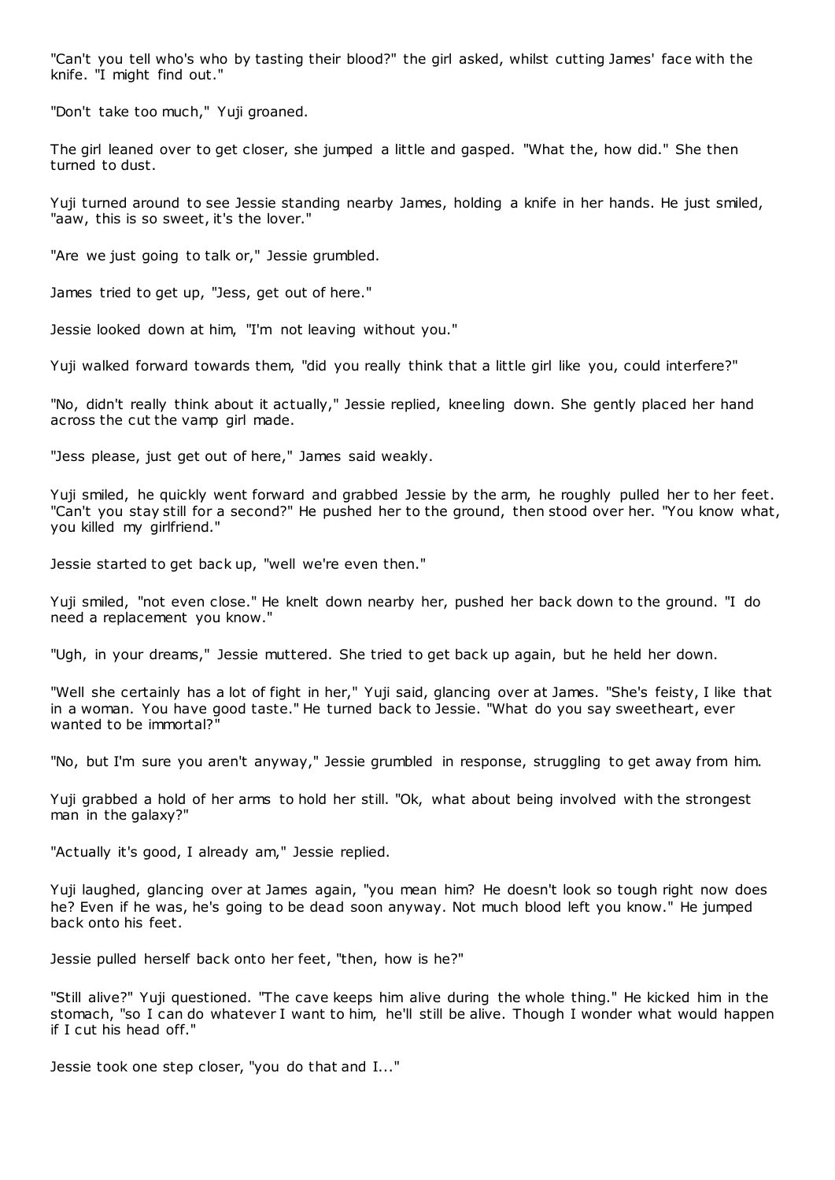"Can't you tell who's who by tasting their blood?" the girl asked, whilst cutting James' face with the knife. "I might find out."

"Don't take too much," Yuji groaned.

The girl leaned over to get closer, she jumped a little and gasped. "What the, how did." She then turned to dust.

Yuji turned around to see Jessie standing nearby James, holding a knife in her hands. He just smiled, "aaw, this is so sweet, it's the lover."

"Are we just going to talk or," Jessie grumbled.

James tried to get up, "Jess, get out of here."

Jessie looked down at him, "I'm not leaving without you."

Yuji walked forward towards them, "did you really think that a little girl like you, could interfere?"

"No, didn't really think about it actually," Jessie replied, kneeling down. She gently placed her hand across the cut the vamp girl made.

"Jess please, just get out of here," James said weakly.

Yuji smiled, he quickly went forward and grabbed Jessie by the arm, he roughly pulled her to her feet. "Can't you stay still for a second?" He pushed her to the ground, then stood over her. "You know what, you killed my girlfriend."

Jessie started to get back up, "well we're even then."

Yuji smiled, "not even close." He knelt down nearby her, pushed her back down to the ground. "I do need a replacement you know."

"Ugh, in your dreams," Jessie muttered. She tried to get back up again, but he held her down.

"Well she certainly has a lot of fight in her," Yuji said, glancing over at James. "She's feisty, I like that in a woman. You have good taste." He turned back to Jessie. "What do you say sweetheart, ever wanted to be immortal?"

"No, but I'm sure you aren't anyway," Jessie grumbled in response, struggling to get away from him.

Yuji grabbed a hold of her arms to hold her still. "Ok, what about being involved with the strongest man in the galaxy?"

"Actually it's good, I already am," Jessie replied.

Yuji laughed, glancing over at James again, "you mean him? He doesn't look so tough right now does he? Even if he was, he's going to be dead soon anyway. Not much blood left you know." He jumped back onto his feet.

Jessie pulled herself back onto her feet, "then, how is he?"

"Still alive?" Yuji questioned. "The cave keeps him alive during the whole thing." He kicked him in the stomach, "so I can do whatever I want to him, he'll still be alive. Though I wonder what would happen if I cut his head off."

Jessie took one step closer, "you do that and I..."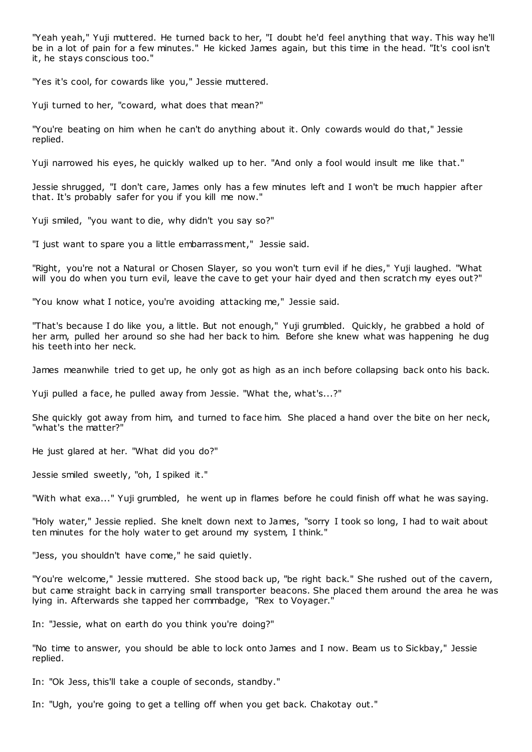"Yeah yeah," Yuji muttered. He turned back to her, "I doubt he'd feel anything that way. This way he'll be in a lot of pain for a few minutes." He kicked James again, but this time in the head. "It's cool isn't it, he stays conscious too."

"Yes it's cool, for cowards like you," Jessie muttered.

Yuji turned to her, "coward, what does that mean?"

"You're beating on him when he can't do anything about it. Only cowards would do that," Jessie replied.

Yuji narrowed his eyes, he quickly walked up to her. "And only a fool would insult me like that."

Jessie shrugged, "I don't care, James only has a few minutes left and I won't be much happier after that. It's probably safer for you if you kill me now."

Yuji smiled, "you want to die, why didn't you say so?"

"I just want to spare you a little embarrassment," Jessie said.

"Right, you're not a Natural or Chosen Slayer, so you won't turn evil if he dies," Yuji laughed. "What will you do when you turn evil, leave the cave to get your hair dyed and then scratch my eyes out?"

"You know what I notice, you're avoiding attacking me," Jessie said.

"That's because I do like you, a little. But not enough," Yuji grumbled. Quickly, he grabbed a hold of her arm, pulled her around so she had her back to him. Before she knew what was happening he dug his teeth into her neck.

James meanwhile tried to get up, he only got as high as an inch before collapsing back onto his back.

Yuji pulled a face, he pulled away from Jessie. "What the, what's...?"

She quickly got away from him, and turned to face him. She placed a hand over the bite on her neck, "what's the matter?"

He just glared at her. "What did you do?"

Jessie smiled sweetly, "oh, I spiked it."

"With what exa..." Yuji grumbled, he went up in flames before he could finish off what he was saying.

"Holy water," Jessie replied. She knelt down next to James, "sorry I took so long, I had to wait about ten minutes for the holy water to get around my system, I think."

"Jess, you shouldn't have come," he said quietly.

"You're welcome," Jessie muttered. She stood back up, "be right back." She rushed out of the cavern, but came straight back in carrying small transporter beacons. She placed them around the area he was lying in. Afterwards she tapped her commbadge, "Rex to Voyager."

In: "Jessie, what on earth do you think you're doing?"

"No time to answer, you should be able to lock onto James and I now. Beam us to Sickbay," Jessie replied.

In: "Ok Jess, this'll take a couple of seconds, standby."

In: "Ugh, you're going to get a telling off when you get back. Chakotay out."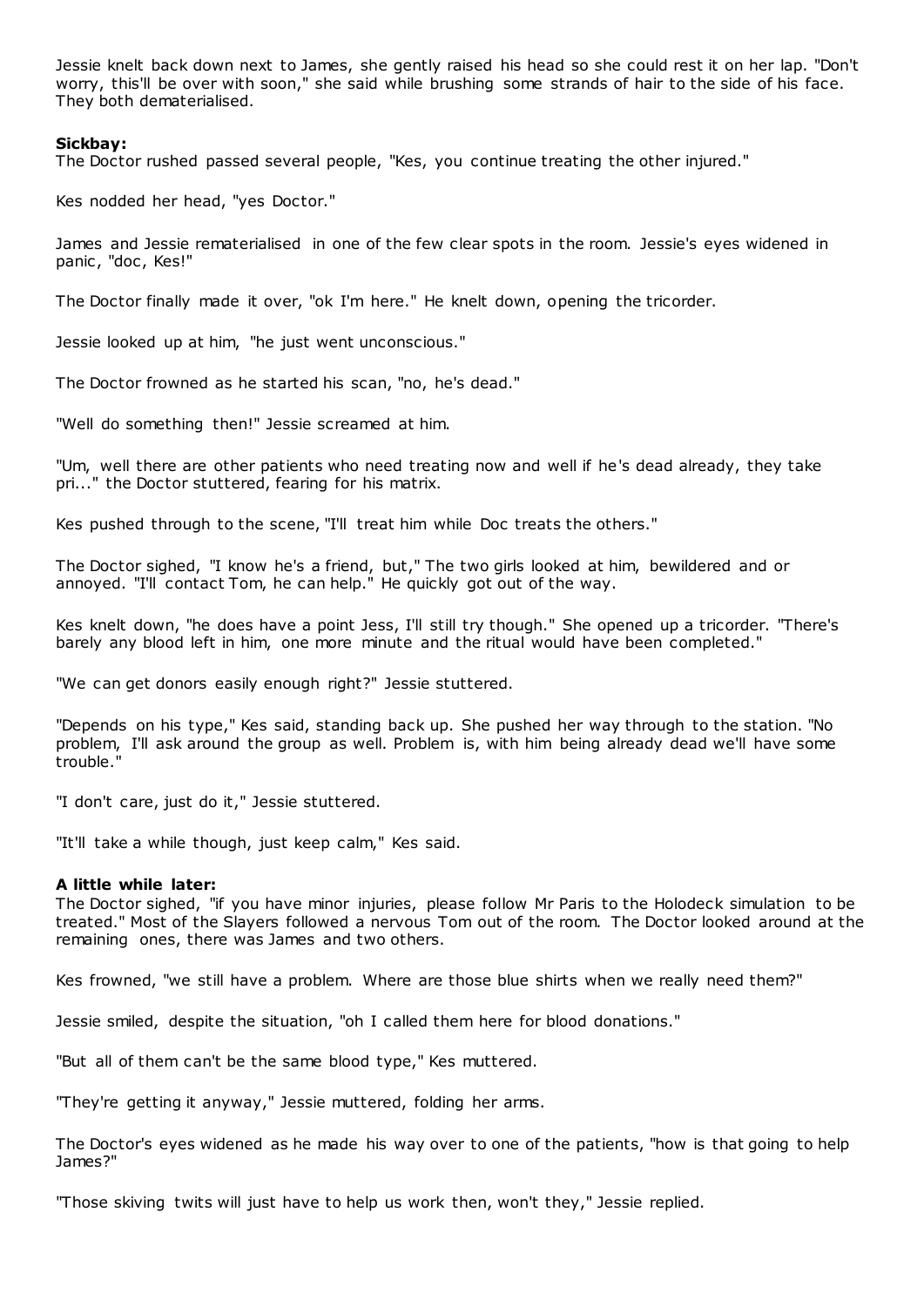Jessie knelt back down next to James, she gently raised his head so she could rest it on her lap. "Don't worry, this'll be over with soon," she said while brushing some strands of hair to the side of his face. They both dematerialised.

**Sickbay:**
The Doctor rushed passed several people, "Kes, you continue treating the other injured."

Kes nodded her head, "yes Doctor."

James and Jessie rematerialised in one of the few clear spots in the room. Jessie's eyes widened in panic, "doc, Kes!"

The Doctor finally made it over, "ok I'm here." He knelt down, opening the tricorder.

Jessie looked up at him, "he just went unconscious."

The Doctor frowned as he started his scan, "no, he's dead."

"Well do something then!" Jessie screamed at him.

"Um, well there are other patients who need treating now and well if he's dead already, they take pri..." the Doctor stuttered, fearing for his matrix.

Kes pushed through to the scene, "I'll treat him while Doc treats the others."

The Doctor sighed, "I know he's a friend, but," The two girls looked at him, bewildered and or annoyed. "I'll contact Tom, he can help." He quickly got out of the way.

Kes knelt down, "he does have a point Jess, I'll still try though." She opened up a tricorder. "There's barely any blood left in him, one more minute and the ritual would have been completed."

"We can get donors easily enough right?" Jessie stuttered.

"Depends on his type," Kes said, standing back up. She pushed her way through to the station. "No problem, I'll ask around the group as well. Problem is, with him being already dead we'll have some trouble."

"I don't care, just do it," Jessie stuttered.

"It'll take a while though, just keep calm," Kes said.

**A little while later:**
The Doctor sighed, "if you have minor injuries, please follow Mr Paris to the Holodeck simulation to be treated." Most of the Slayers followed a nervous Tom out of the room. The Doctor looked around at the remaining ones, there was James and two others.

Kes frowned, "we still have a problem. Where are those blue shirts when we really need them?"

Jessie smiled, despite the situation, "oh I called them here for blood donations."

"But all of them can't be the same blood type," Kes muttered.

"They're getting it anyway," Jessie muttered, folding her arms.

The Doctor's eyes widened as he made his way over to one of the patients, "how is that going to help James?"

"Those skiving twits will just have to help us work then, won't they," Jessie replied.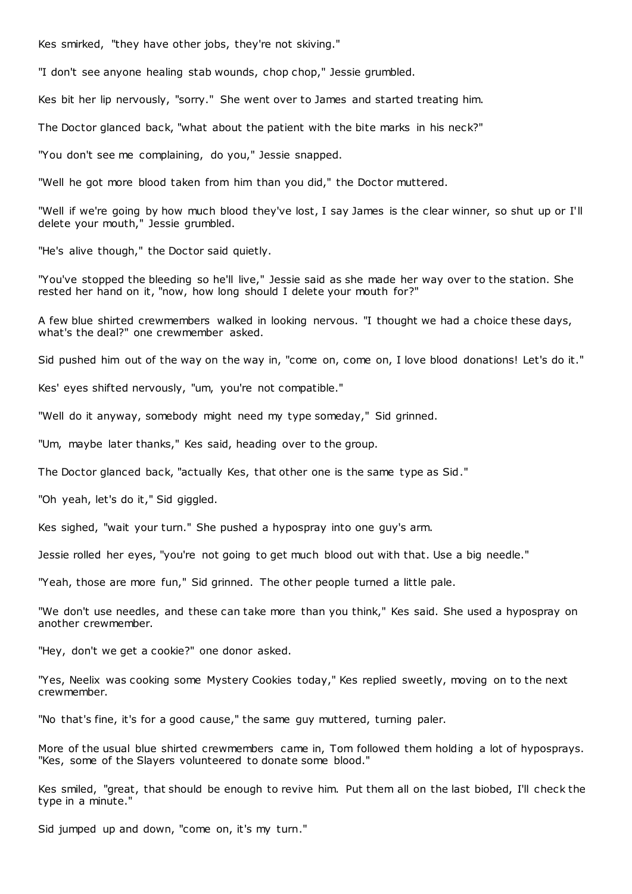Kes smirked, "they have other jobs, they're not skiving."

"I don't see anyone healing stab wounds, chop chop," Jessie grumbled.

Kes bit her lip nervously, "sorry." She went over to James and started treating him.

The Doctor glanced back, "what about the patient with the bite marks in his neck?"

"You don't see me complaining, do you," Jessie snapped.

"Well he got more blood taken from him than you did," the Doctor muttered.

"Well if we're going by how much blood they've lost, I say James is the clear winner, so shut up or I'll delete your mouth," Jessie grumbled.

"He's alive though," the Doctor said quietly.

"You've stopped the bleeding so he'll live," Jessie said as she made her way over to the station. She rested her hand on it, "now, how long should I delete your mouth for?"

A few blue shirted crewmembers walked in looking nervous. "I thought we had a choice these days, what's the deal?" one crewmember asked.

Sid pushed him out of the way on the way in, "come on, come on, I love blood donations! Let's do it."

Kes' eyes shifted nervously, "um, you're not compatible."

"Well do it anyway, somebody might need my type someday," Sid grinned.

"Um, maybe later thanks," Kes said, heading over to the group.

The Doctor glanced back, "actually Kes, that other one is the same type as Sid."

"Oh yeah, let's do it," Sid giggled.

Kes sighed, "wait your turn." She pushed a hypospray into one guy's arm.

Jessie rolled her eyes, "you're not going to get much blood out with that. Use a big needle."

"Yeah, those are more fun," Sid grinned. The other people turned a little pale.

"We don't use needles, and these can take more than you think," Kes said. She used a hypospray on another crewmember.

"Hey, don't we get a cookie?" one donor asked.

"Yes, Neelix was cooking some Mystery Cookies today," Kes replied sweetly, moving on to the next crewmember.

"No that's fine, it's for a good cause," the same guy muttered, turning paler.

More of the usual blue shirted crewmembers came in, Tom followed them holding a lot of hyposprays. "Kes, some of the Slayers volunteered to donate some blood."

Kes smiled, "great, that should be enough to revive him. Put them all on the last biobed, I'll check the type in a minute."

Sid jumped up and down, "come on, it's my turn."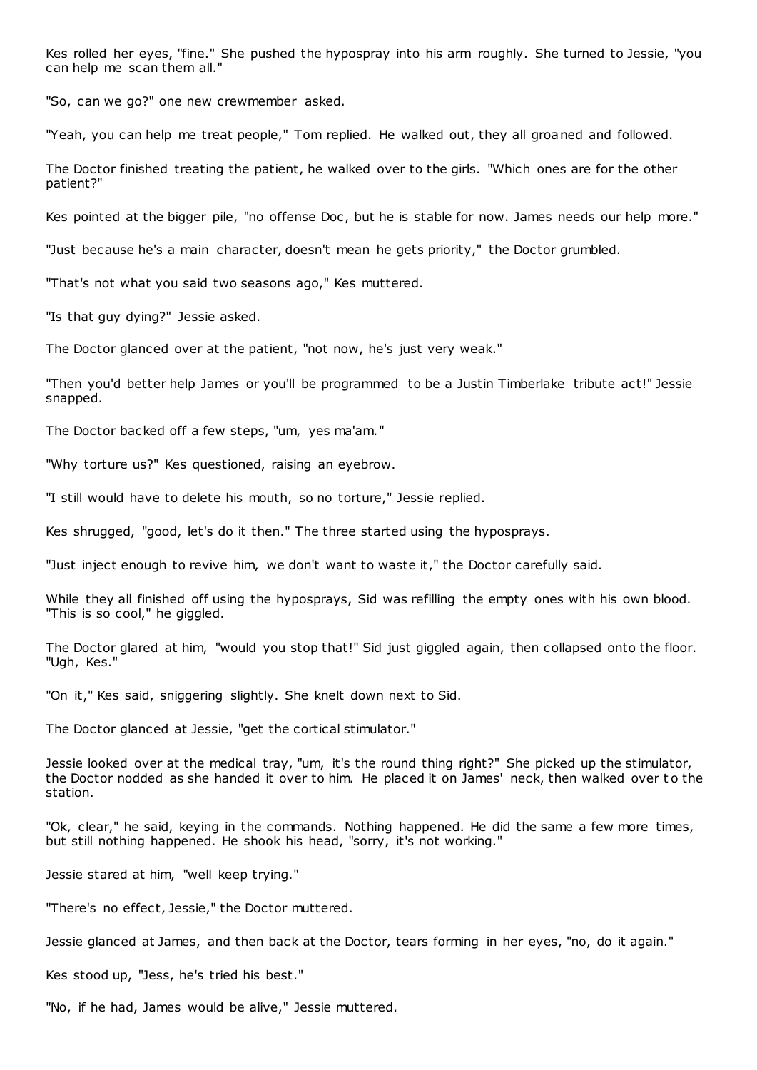Kes rolled her eyes, "fine." She pushed the hypospray into his arm roughly. She turned to Jessie, "you can help me scan them all."

"So, can we go?" one new crewmember asked.

"Yeah, you can help me treat people," Tom replied. He walked out, they all groaned and followed.

The Doctor finished treating the patient, he walked over to the girls. "Which ones are for the other patient?"

Kes pointed at the bigger pile, "no offense Doc, but he is stable for now. James needs our help more."

"Just because he's a main character, doesn't mean he gets priority," the Doctor grumbled.

"That's not what you said two seasons ago," Kes muttered.

"Is that guy dying?" Jessie asked.

The Doctor glanced over at the patient, "not now, he's just very weak."

"Then you'd better help James or you'll be programmed to be a Justin Timberlake tribute act!" Jessie snapped.

The Doctor backed off a few steps, "um, yes ma'am."

"Why torture us?" Kes questioned, raising an eyebrow.

"I still would have to delete his mouth, so no torture," Jessie replied.

Kes shrugged, "good, let's do it then." The three started using the hyposprays.

"Just inject enough to revive him, we don't want to waste it," the Doctor carefully said.

While they all finished off using the hyposprays, Sid was refilling the empty ones with his own blood. "This is so cool," he giggled.

The Doctor glared at him, "would you stop that!" Sid just giggled again, then collapsed onto the floor. "Ugh, Kes."

"On it," Kes said, sniggering slightly. She knelt down next to Sid.

The Doctor glanced at Jessie, "get the cortical stimulator."

Jessie looked over at the medical tray, "um, it's the round thing right?" She picked up the stimulator, the Doctor nodded as she handed it over to him. He placed it on James' neck, then walked over to the station.

"Ok, clear," he said, keying in the commands. Nothing happened. He did the same a few more times, but still nothing happened. He shook his head, "sorry, it's not working."

Jessie stared at him, "well keep trying."

"There's no effect, Jessie," the Doctor muttered.

Jessie glanced at James, and then back at the Doctor, tears forming in her eyes, "no, do it again."

Kes stood up, "Jess, he's tried his best."

"No, if he had, James would be alive," Jessie muttered.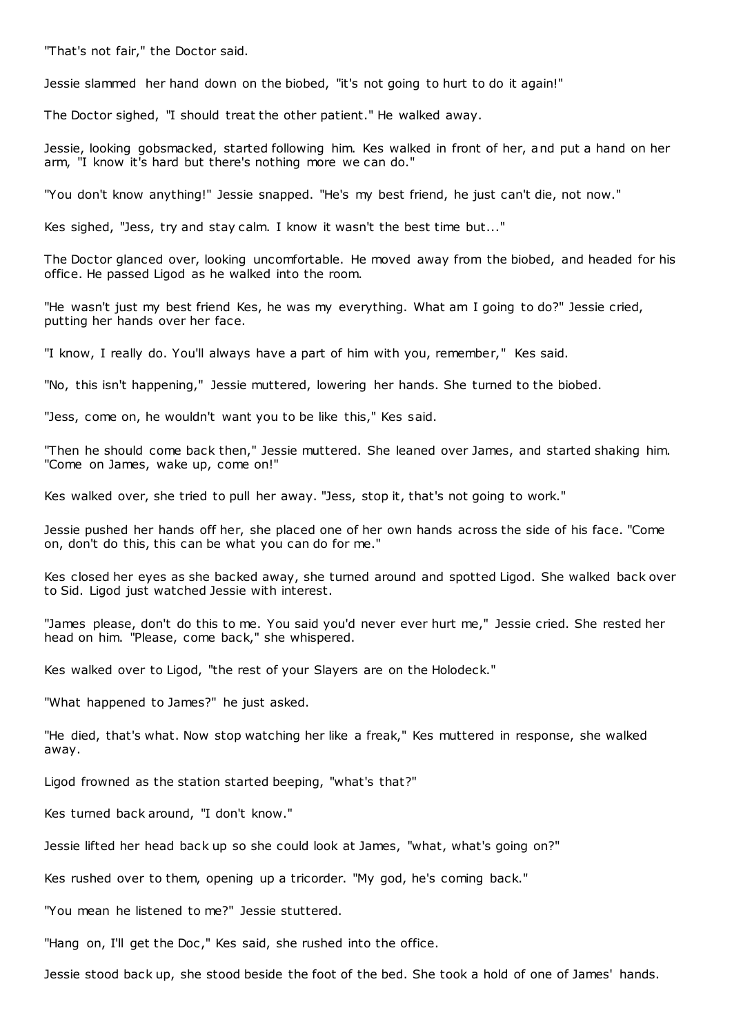"That's not fair," the Doctor said.

Jessie slammed her hand down on the biobed, "it's not going to hurt to do it again!"

The Doctor sighed, "I should treat the other patient." He walked away.

Jessie, looking gobsmacked, started following him. Kes walked in front of her, and put a hand on her arm, "I know it's hard but there's nothing more we can do."

"You don't know anything!" Jessie snapped. "He's my best friend, he just can't die, not now."

Kes sighed, "Jess, try and stay calm. I know it wasn't the best time but..."

The Doctor glanced over, looking uncomfortable. He moved away from the biobed, and headed for his office. He passed Ligod as he walked into the room.

"He wasn't just my best friend Kes, he was my everything. What am I going to do?" Jessie cried, putting her hands over her face.

"I know, I really do. You'll always have a part of him with you, remember," Kes said.

"No, this isn't happening," Jessie muttered, lowering her hands. She turned to the biobed.

"Jess, come on, he wouldn't want you to be like this," Kes said.

"Then he should come back then," Jessie muttered. She leaned over James, and started shaking him. "Come on James, wake up, come on!"

Kes walked over, she tried to pull her away. "Jess, stop it, that's not going to work."

Jessie pushed her hands off her, she placed one of her own hands across the side of his face. "Come on, don't do this, this can be what you can do for me."

Kes closed her eyes as she backed away, she turned around and spotted Ligod. She walked back over to Sid. Ligod just watched Jessie with interest.

"James please, don't do this to me. You said you'd never ever hurt me," Jessie cried. She rested her head on him. "Please, come back," she whispered.

Kes walked over to Ligod, "the rest of your Slayers are on the Holodeck."

"What happened to James?" he just asked.

"He died, that's what. Now stop watching her like a freak," Kes muttered in response, she walked away.

Ligod frowned as the station started beeping, "what's that?"

Kes turned back around, "I don't know."

Jessie lifted her head back up so she could look at James, "what, what's going on?"

Kes rushed over to them, opening up a tricorder. "My god, he's coming back."

"You mean he listened to me?" Jessie stuttered.

"Hang on, I'll get the Doc," Kes said, she rushed into the office.

Jessie stood back up, she stood beside the foot of the bed. She took a hold of one of James' hands.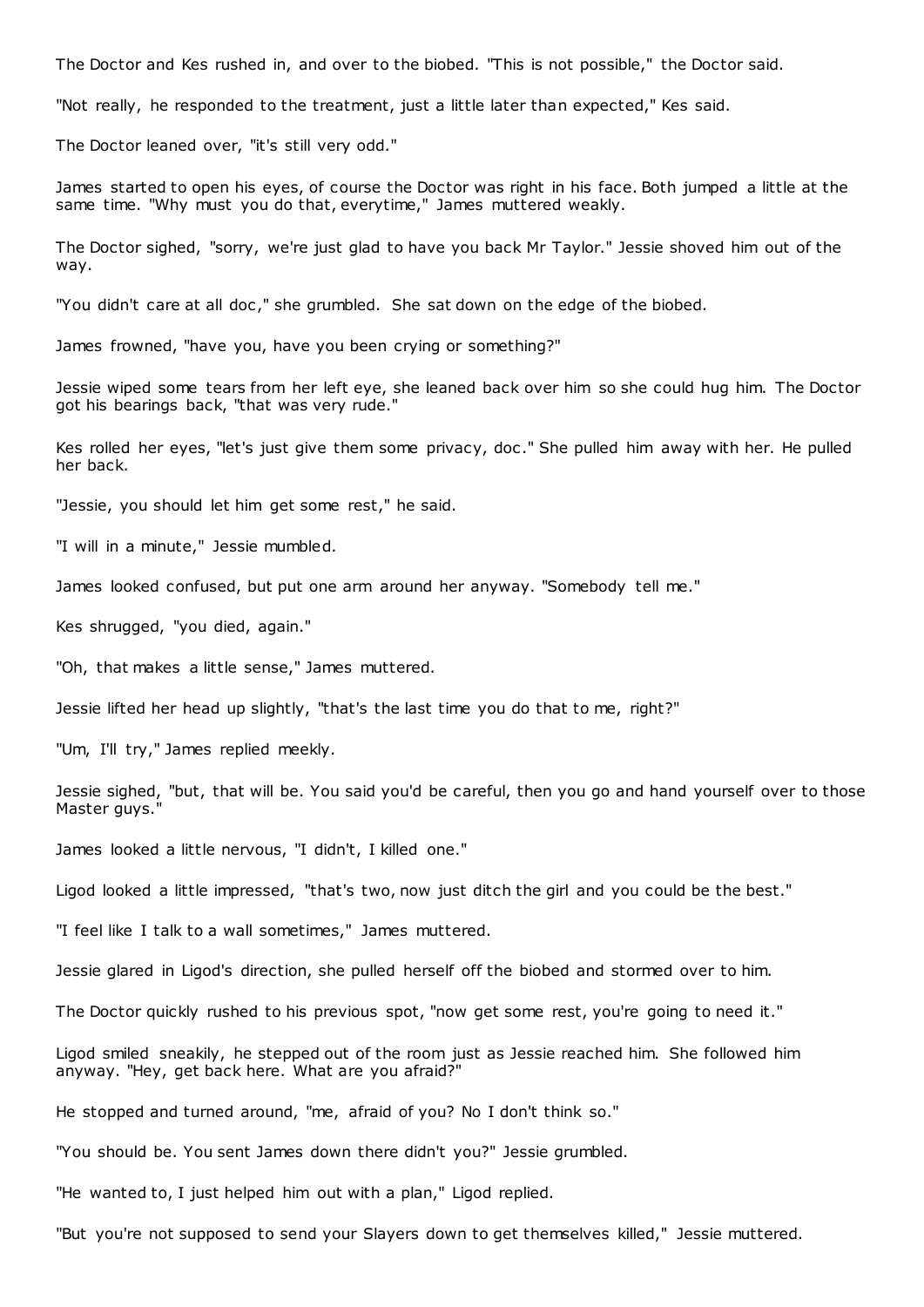The Doctor and Kes rushed in, and over to the biobed. "This is not possible," the Doctor said.

"Not really, he responded to the treatment, just a little later than expected," Kes said.

The Doctor leaned over, "it's still very odd."

James started to open his eyes, of course the Doctor was right in his face. Both jumped a little at the same time. "Why must you do that, everytime," James muttered weakly.

The Doctor sighed, "sorry, we're just glad to have you back Mr Taylor." Jessie shoved him out of the way.

"You didn't care at all doc," she grumbled. She sat down on the edge of the biobed.

James frowned, "have you, have you been crying or something?"

Jessie wiped some tears from her left eye, she leaned back over him so she could hug him. The Doctor got his bearings back, "that was very rude."

Kes rolled her eyes, "let's just give them some privacy, doc." She pulled him away with her. He pulled her back.

"Jessie, you should let him get some rest," he said.

"I will in a minute," Jessie mumbled.

James looked confused, but put one arm around her anyway. "Somebody tell me."

Kes shrugged, "you died, again."

"Oh, that makes a little sense," James muttered.

Jessie lifted her head up slightly, "that's the last time you do that to me, right?"

"Um, I'll try," James replied meekly.

Jessie sighed, "but, that will be. You said you'd be careful, then you go and hand yourself over to those Master guys."

James looked a little nervous, "I didn't, I killed one."

Ligod looked a little impressed, "that's two, now just ditch the girl and you could be the best."

"I feel like I talk to a wall sometimes," James muttered.

Jessie glared in Ligod's direction, she pulled herself off the biobed and stormed over to him.

The Doctor quickly rushed to his previous spot, "now get some rest, you're going to need it."

Ligod smiled sneakily, he stepped out of the room just as Jessie reached him. She followed him anyway. "Hey, get back here. What are you afraid?"

He stopped and turned around, "me, afraid of you? No I don't think so."

"You should be. You sent James down there didn't you?" Jessie grumbled.

"He wanted to, I just helped him out with a plan," Ligod replied.

"But you're not supposed to send your Slayers down to get themselves killed," Jessie muttered.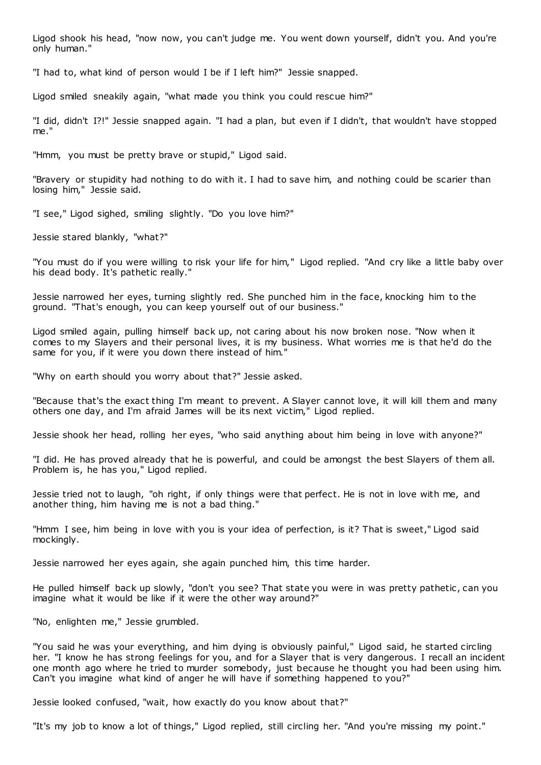Ligod shook his head, "now now, you can't judge me. You went down yourself, didn't you. And you're only human."

"I had to, what kind of person would I be if I left him?" Jessie snapped.

Ligod smiled sneakily again, "what made you think you could rescue him?"

"I did, didn't I?!" Jessie snapped again. "I had a plan, but even if I didn't, that wouldn't have stopped me."

"Hmm, you must be pretty brave or stupid," Ligod said.

"Bravery or stupidity had nothing to do with it. I had to save him, and nothing could be scarier than losing him," Jessie said.

"I see," Ligod sighed, smiling slightly. "Do you love him?"

Jessie stared blankly, "what?"

"You must do if you were willing to risk your life for him," Ligod replied. "And cry like a little baby over his dead body. It's pathetic really."

Jessie narrowed her eyes, turning slightly red. She punched him in the face, knocking him to the ground. "That's enough, you can keep yourself out of our business."

Ligod smiled again, pulling himself back up, not caring about his now broken nose. "Now when it comes to my Slayers and their personal lives, it is my business. What worries me is that he'd do the same for you, if it were you down there instead of him."

"Why on earth should you worry about that?" Jessie asked.

"Because that's the exact thing I'm meant to prevent. A Slayer cannot love, it will kill them and many others one day, and I'm afraid James will be its next victim," Ligod replied.

Jessie shook her head, rolling her eyes, "who said anything about him being in love with anyone?"

"I did. He has proved already that he is powerful, and could be amongst the best Slayers of them all. Problem is, he has you," Ligod replied.

Jessie tried not to laugh, "oh right, if only things were that perfect. He is not in love with me, and another thing, him having me is not a bad thing."

"Hmm I see, him being in love with you is your idea of perfection, is it? That is sweet," Ligod said mockingly.

Jessie narrowed her eyes again, she again punched him, this time harder.

He pulled himself back up slowly, "don't you see? That state you were in was pretty pathetic, can you imagine what it would be like if it were the other way around?"

"No, enlighten me," Jessie grumbled.

"You said he was your everything, and him dying is obviously painful," Ligod said, he started circling her. "I know he has strong feelings for you, and for a Slayer that is very dangerous. I recall an incident one month ago where he tried to murder somebody, just because he thought you had been using him. Can't you imagine what kind of anger he will have if something happened to you?"

Jessie looked confused, "wait, how exactly do you know about that?"

"It's my job to know a lot of things," Ligod replied, still circling her. "And you're missing my point."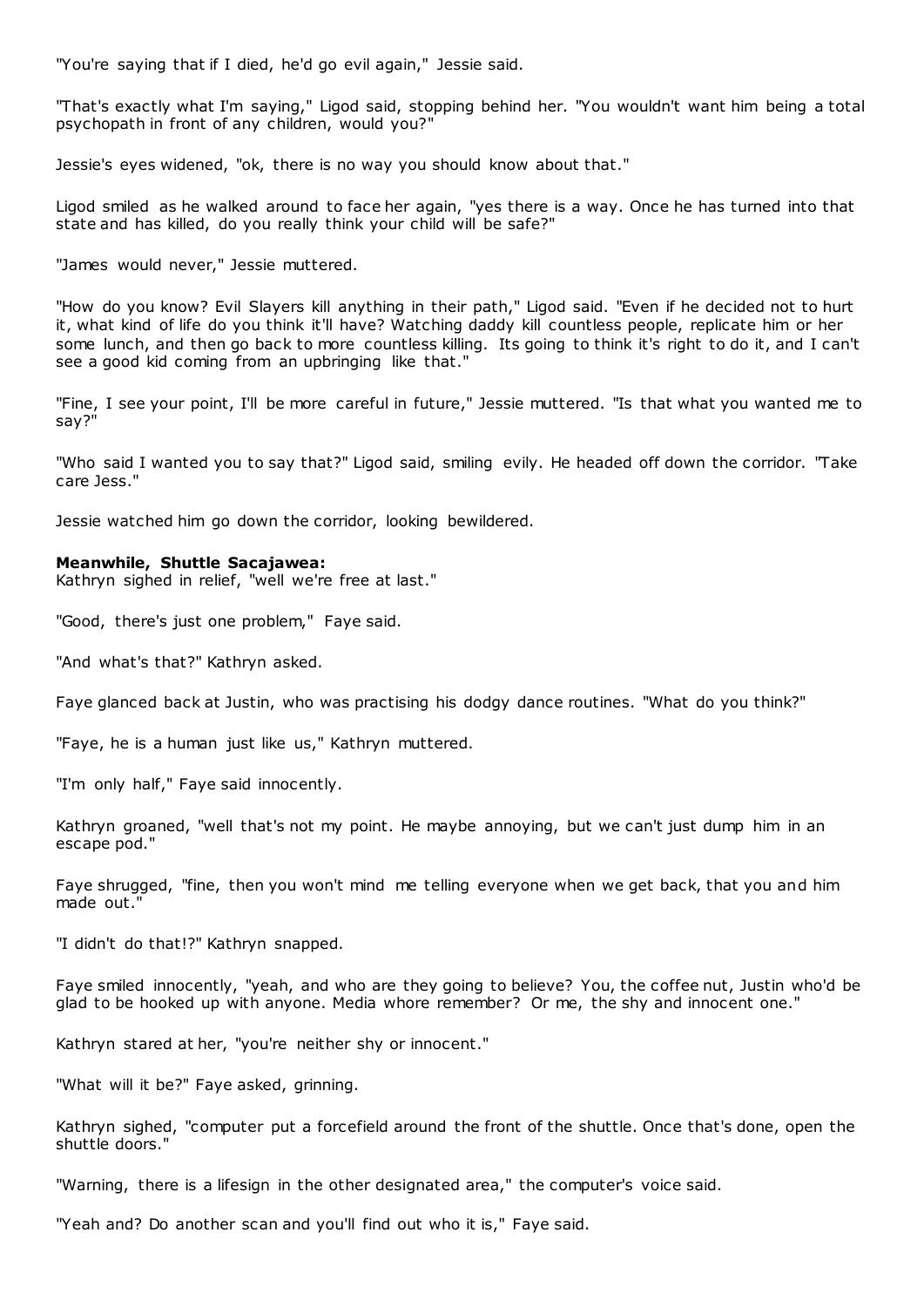"You're saying that if I died, he'd go evil again," Jessie said.

"That's exactly what I'm saying," Ligod said, stopping behind her. "You wouldn't want him being a total psychopath in front of any children, would you?"

Jessie's eyes widened, "ok, there is no way you should know about that."

Ligod smiled as he walked around to face her again, "yes there is a way. Once he has turned into that state and has killed, do you really think your child will be safe?"

"James would never," Jessie muttered.

"How do you know? Evil Slayers kill anything in their path," Ligod said. "Even if he decided not to hurt it, what kind of life do you think it'll have? Watching daddy kill countless people, replicate him or her some lunch, and then go back to more countless killing. Its going to think it's right to do it, and I can't see a good kid coming from an upbringing like that."

"Fine, I see your point, I'll be more careful in future," Jessie muttered. "Is that what you wanted me to say?"

"Who said I wanted you to say that?" Ligod said, smiling evily. He headed off down the corridor. "Take care Jess."

Jessie watched him go down the corridor, looking bewildered.

**Meanwhile, Shuttle Sacajawea:**
Kathryn sighed in relief, "well we're free at last."

"Good, there's just one problem," Faye said.

"And what's that?" Kathryn asked.

Faye glanced back at Justin, who was practising his dodgy dance routines. "What do you think?"

"Faye, he is a human just like us," Kathryn muttered.

"I'm only half," Faye said innocently.

Kathryn groaned, "well that's not my point. He maybe annoying, but we can't just dump him in an escape pod."

Faye shrugged, "fine, then you won't mind me telling everyone when we get back, that you and him made out."

"I didn't do that!?" Kathryn snapped.

Faye smiled innocently, "yeah, and who are they going to believe? You, the coffee nut, Justin who'd be glad to be hooked up with anyone. Media whore remember? Or me, the shy and innocent one."

Kathryn stared at her, "you're neither shy or innocent."

"What will it be?" Faye asked, grinning.

Kathryn sighed, "computer put a forcefield around the front of the shuttle. Once that's done, open the shuttle doors."

"Warning, there is a lifesign in the other designated area," the computer's voice said.

"Yeah and? Do another scan and you'll find out who it is," Faye said.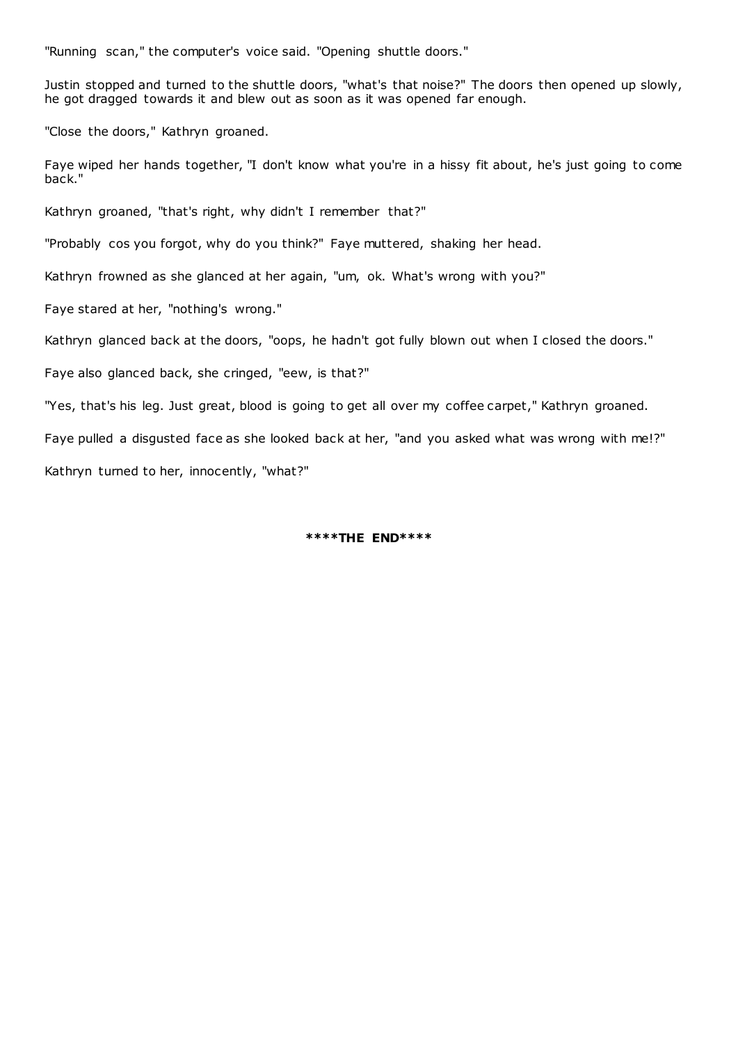"Running scan," the computer's voice said. "Opening shuttle doors."

Justin stopped and turned to the shuttle doors, "what's that noise?" The doors then opened up slowly, he got dragged towards it and blew out as soon as it was opened far enough.

"Close the doors," Kathryn groaned.

Faye wiped her hands together, "I don't know what you're in a hissy fit about, he's just going to come back."

Kathryn groaned, "that's right, why didn't I remember that?"

"Probably cos you forgot, why do you think?" Faye muttered, shaking her head.

Kathryn frowned as she glanced at her again, "um, ok. What's wrong with you?"

Faye stared at her, "nothing's wrong."

Kathryn glanced back at the doors, "oops, he hadn't got fully blown out when I closed the doors."

Faye also glanced back, she cringed, "eew, is that?"

"Yes, that's his leg. Just great, blood is going to get all over my coffee carpet," Kathryn groaned.

Faye pulled a disgusted face as she looked back at her, "and you asked what was wrong with me!?"

Kathryn turned to her, innocently, "what?"

**\*\*\*\*THE END\*\*\*\***